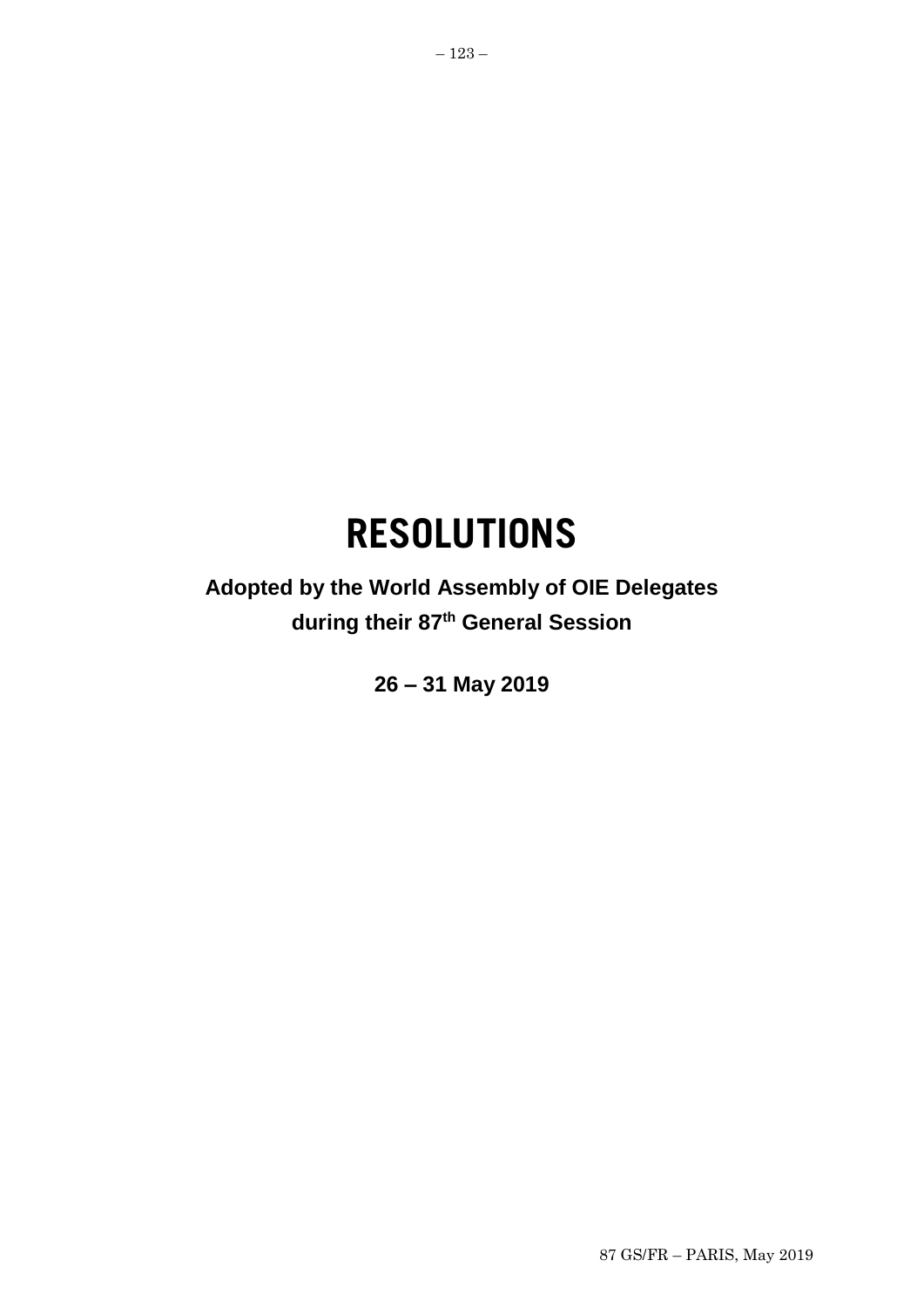# RESOLUTIONS

**Adopted by the World Assembly of OIE Delegates during their 87th General Session**

**26 – 31 May 2019**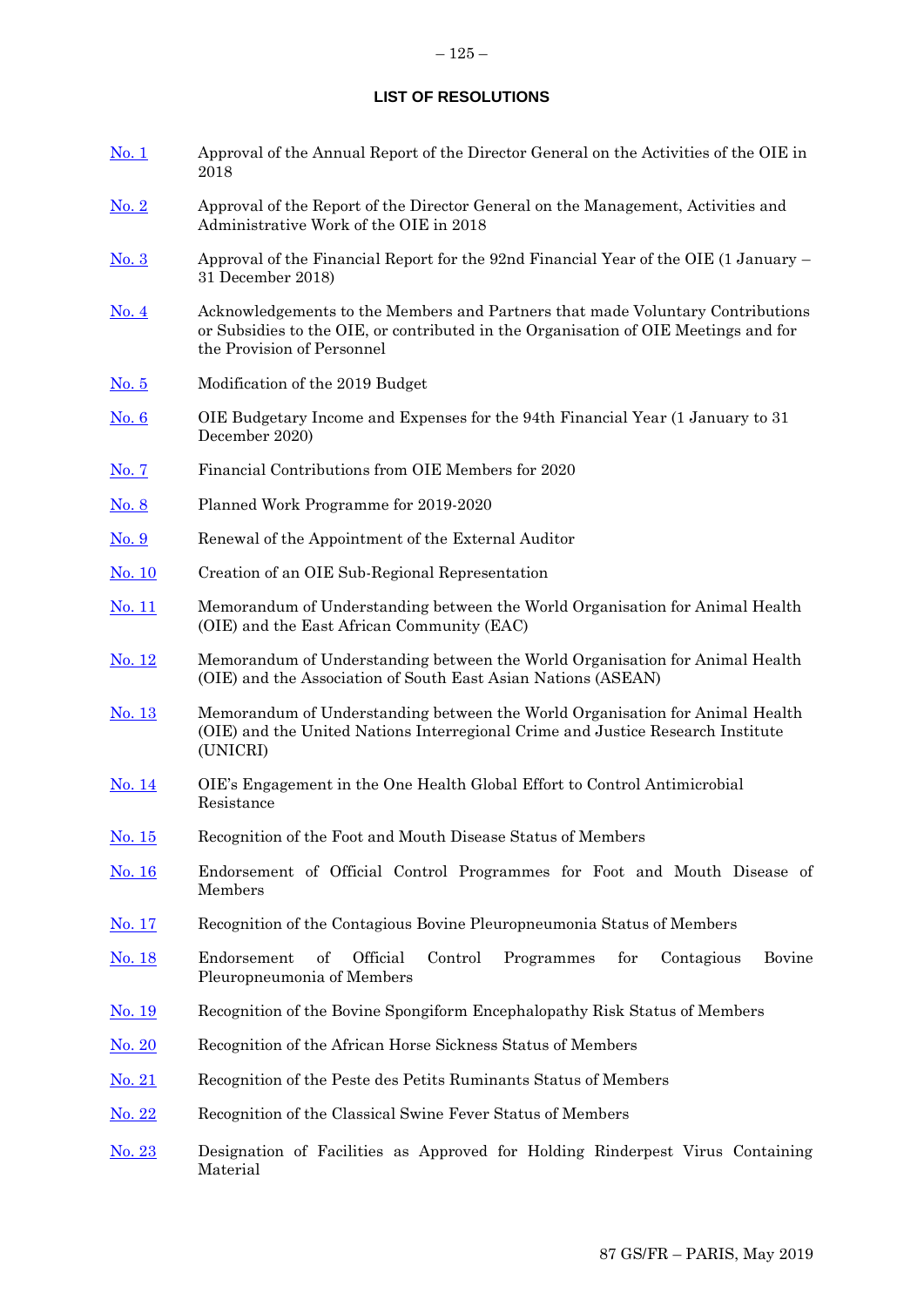## LIST OF RESOLUTIONS

| | |
|---|---|
| No. 1 | Approval of the Annual Report of the Director General on the Activities of the OIE in 2018 |
| No. 2 | Approval of the Report of the Director General on the Management, Activities and Administrative Work of the OIE in 2018 |
| No. 3 | Approval of the Financial Report for the 92nd Financial Year of the OIE (1 January – 31 December 2018) |
| No. 4 | Acknowledgements to the Members and Partners that made Voluntary Contributions or Subsidies to the OIE, or contributed in the Organisation of OIE Meetings and for the Provision of Personnel |
| No. 5 | Modification of the 2019 Budget |
| No. 6 | OIE Budgetary Income and Expenses for the 94th Financial Year (1 January to 31 December 2020) |
| No. 7 | Financial Contributions from OIE Members for 2020 |
| No. 8 | Planned Work Programme for 2019-2020 |
| No. 9 | Renewal of the Appointment of the External Auditor |
| No. 10 | Creation of an OIE Sub-Regional Representation |
| No. 11 | Memorandum of Understanding between the World Organisation for Animal Health (OIE) and the East African Community (EAC) |
| No. 12 | Memorandum of Understanding between the World Organisation for Animal Health (OIE) and the Association of South East Asian Nations (ASEAN) |
| No. 13 | Memorandum of Understanding between the World Organisation for Animal Health (OIE) and the United Nations Interregional Crime and Justice Research Institute (UNICRI) |
| No. 14 | OIE's Engagement in the One Health Global Effort to Control Antimicrobial Resistance |
| No. 15 | Recognition of the Foot and Mouth Disease Status of Members |
| No. 16 | Endorsement of Official Control Programmes for Foot and Mouth Disease of Members |
| No. 17 | Recognition of the Contagious Bovine Pleuropneumonia Status of Members |
| No. 18 | Endorsement of Official Control Programmes for Contagious Bovine Pleuropneumonia of Members |
| No. 19 | Recognition of the Bovine Spongiform Encephalopathy Risk Status of Members |
| No. 20 | Recognition of the African Horse Sickness Status of Members |
| No. 21 | Recognition of the Peste des Petits Ruminants Status of Members |
| No. 22 | Recognition of the Classical Swine Fever Status of Members |
| No. 23 | Designation of Facilities as Approved for Holding Rinderpest Virus Containing Material |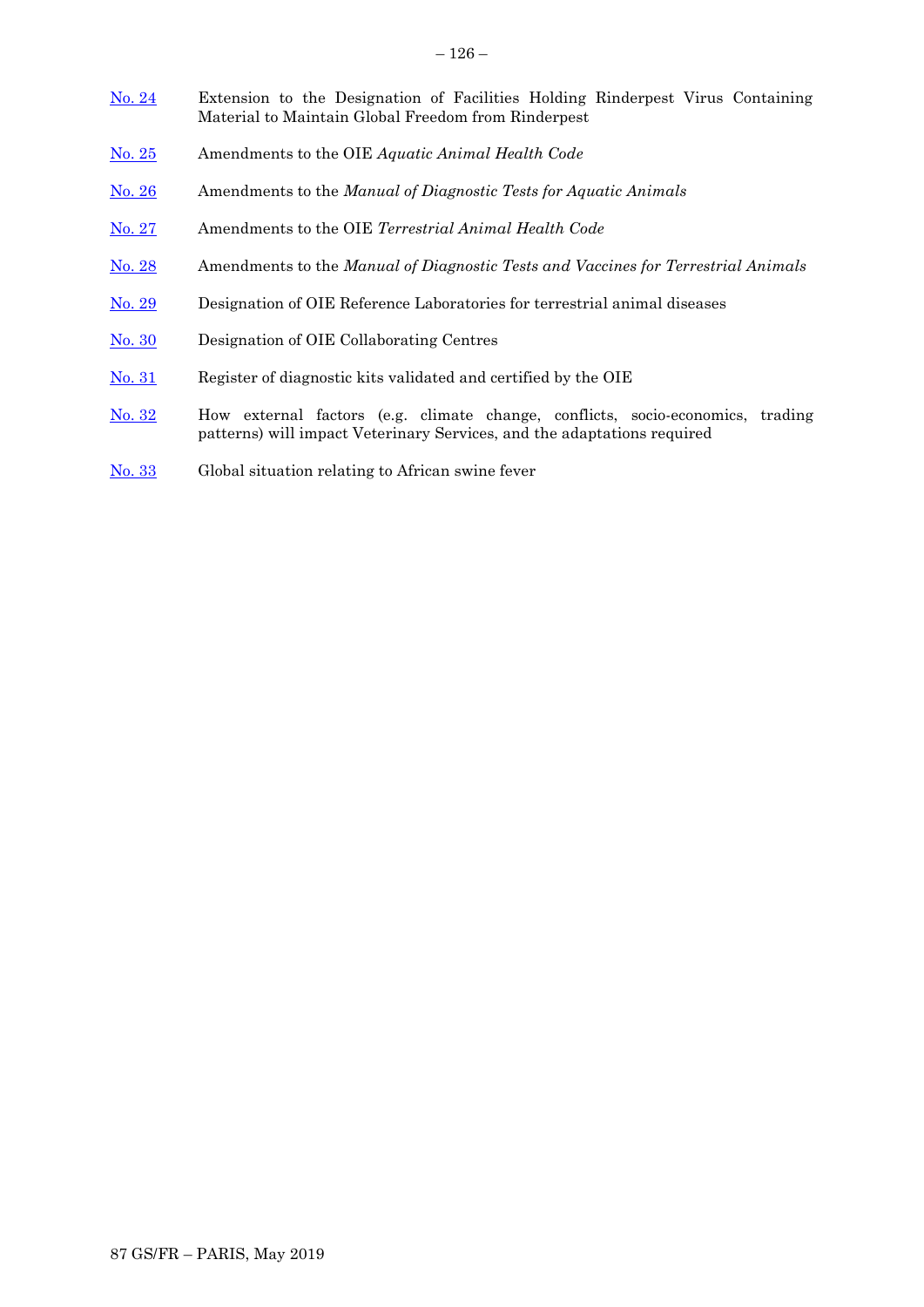No. 24 Extension to the Designation of Facilities Holding Rinderpest Virus Containing Material to Maintain Global Freedom from Rinderpest

No. 25 Amendments to the OIE *Aquatic Animal Health Code*

No. 26 Amendments to the *Manual of Diagnostic Tests for Aquatic Animals*

No. 27 Amendments to the OIE *Terrestrial Animal Health Code*

No. 28 Amendments to the *Manual of Diagnostic Tests and Vaccines for Terrestrial Animals*

No. 29 Designation of OIE Reference Laboratories for terrestrial animal diseases

No. 30 Designation of OIE Collaborating Centres

No. 31 Register of diagnostic kits validated and certified by the OIE

No. 32 How external factors (e.g. climate change, conflicts, socio-economics, trading patterns) will impact Veterinary Services, and the adaptations required

No. 33 Global situation relating to African swine fever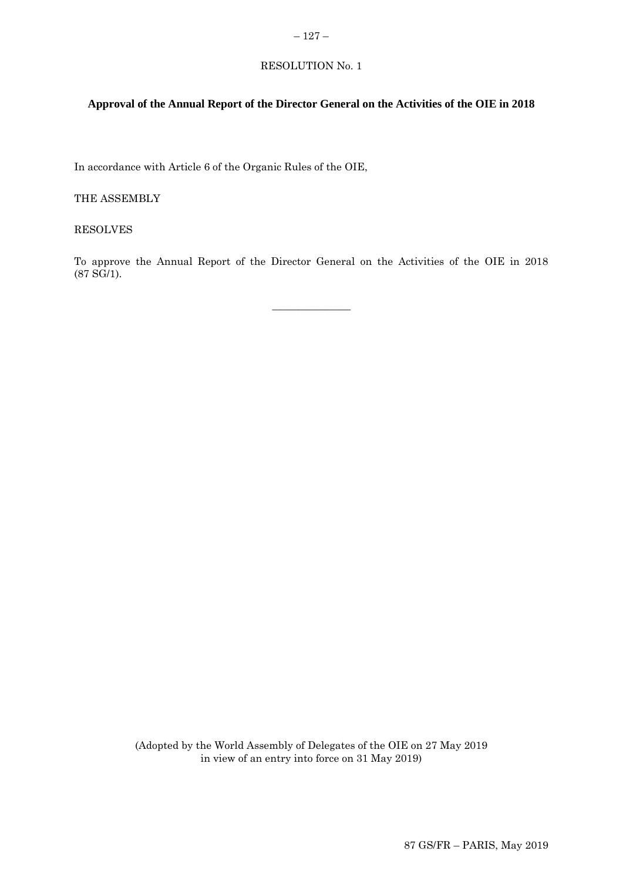RESOLUTION No. 1

## Approval of the Annual Report of the Director General on the Activities of the OIE in 2018

In accordance with Article 6 of the Organic Rules of the OIE,

THE ASSEMBLY

RESOLVES

To approve the Annual Report of the Director General on the Activities of the OIE in 2018 (87 SG/1).

---

(Adopted by the World Assembly of Delegates of the OIE on 27 May 2019
in view of an entry into force on 31 May 2019)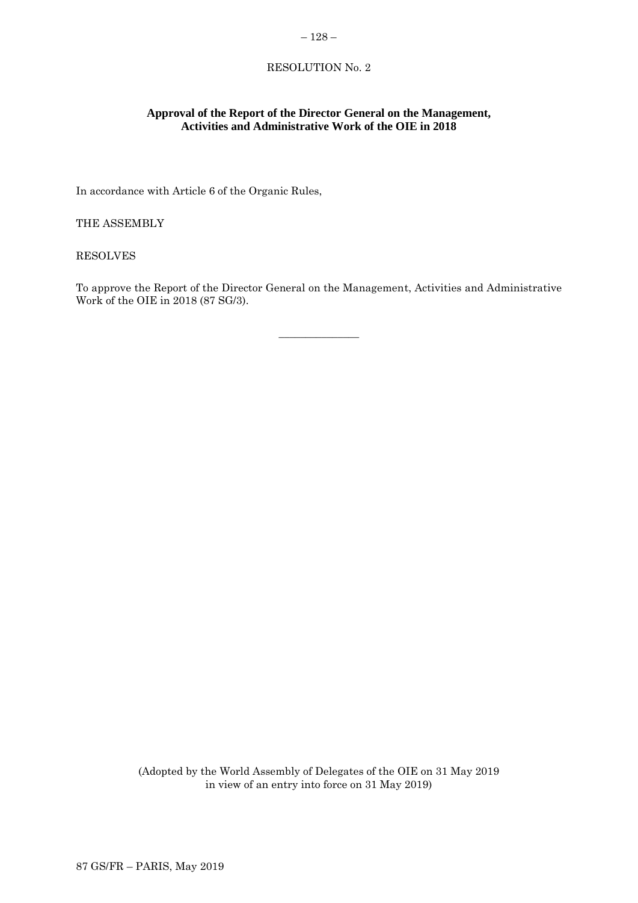RESOLUTION No. 2

**Approval of the Report of the Director General on the Management, Activities and Administrative Work of the OIE in 2018**

In accordance with Article 6 of the Organic Rules,

THE ASSEMBLY

RESOLVES

To approve the Report of the Director General on the Management, Activities and Administrative Work of the OIE in 2018 (87 SG/3).

_______________

(Adopted by the World Assembly of Delegates of the OIE on 31 May 2019 in view of an entry into force on 31 May 2019)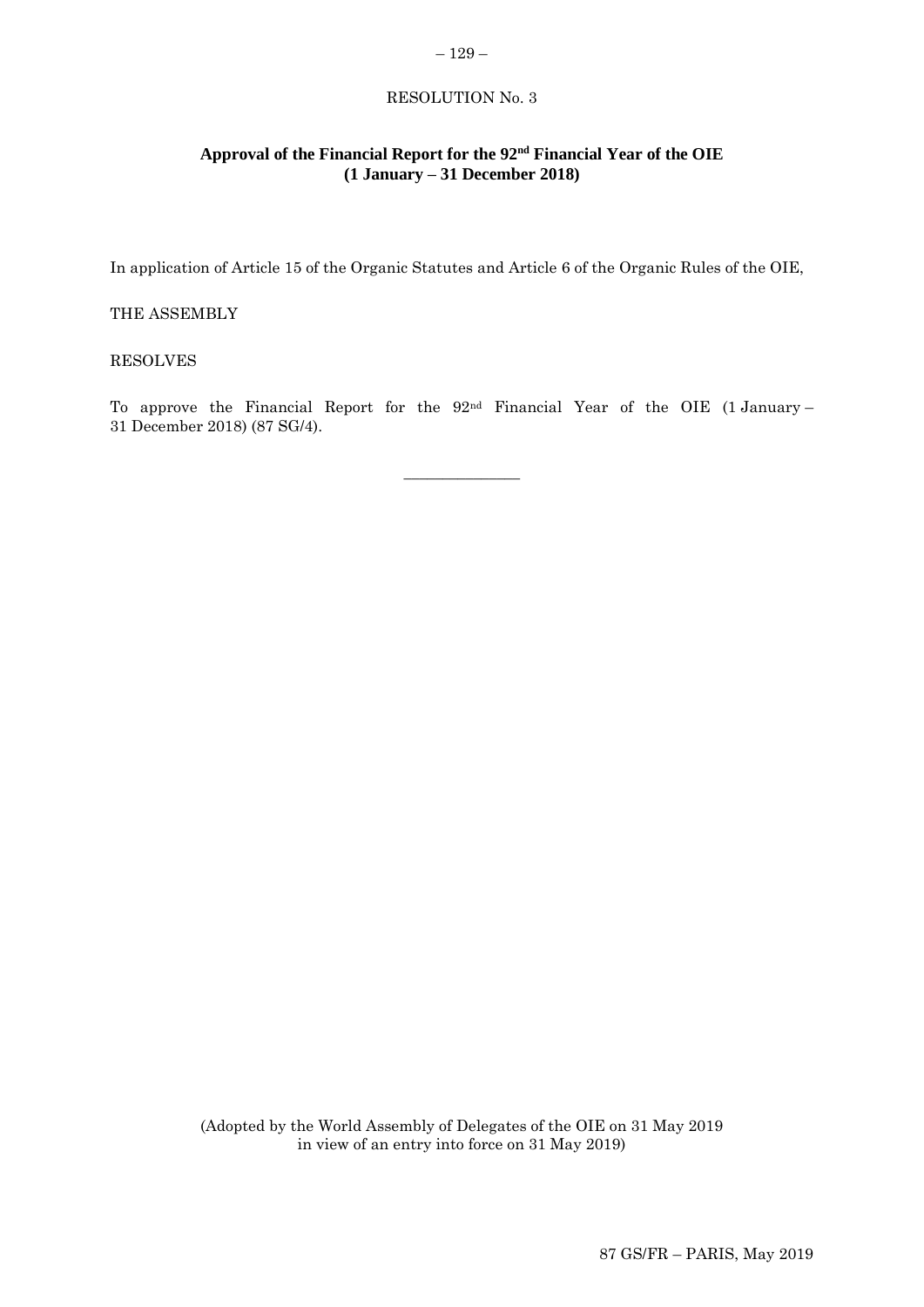RESOLUTION No. 3

## Approval of the Financial Report for the 92nd Financial Year of the OIE (1 January – 31 December 2018)

In application of Article 15 of the Organic Statutes and Article 6 of the Organic Rules of the OIE,

THE ASSEMBLY

RESOLVES

To approve the Financial Report for the 92nd Financial Year of the OIE (1 January – 31 December 2018) (87 SG/4).

---

(Adopted by the World Assembly of Delegates of the OIE on 31 May 2019 in view of an entry into force on 31 May 2019)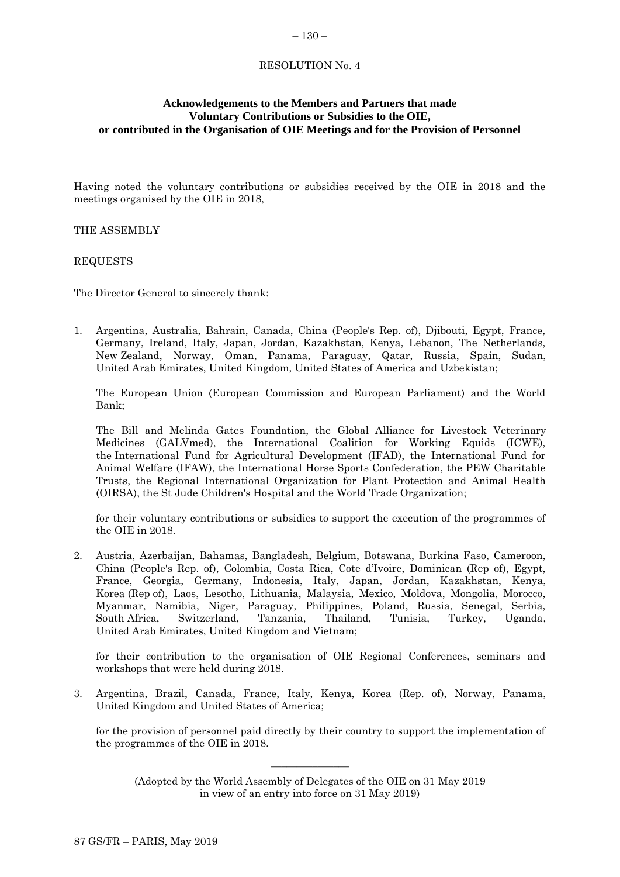RESOLUTION No. 4

## Acknowledgements to the Members and Partners that made Voluntary Contributions or Subsidies to the OIE, or contributed in the Organisation of OIE Meetings and for the Provision of Personnel

Having noted the voluntary contributions or subsidies received by the OIE in 2018 and the meetings organised by the OIE in 2018,

THE ASSEMBLY

REQUESTS

The Director General to sincerely thank:

1. Argentina, Australia, Bahrain, Canada, China (People's Rep. of), Djibouti, Egypt, France, Germany, Ireland, Italy, Japan, Jordan, Kazakhstan, Kenya, Lebanon, The Netherlands, New Zealand, Norway, Oman, Panama, Paraguay, Qatar, Russia, Spain, Sudan, United Arab Emirates, United Kingdom, United States of America and Uzbekistan;

   The European Union (European Commission and European Parliament) and the World Bank;

   The Bill and Melinda Gates Foundation, the Global Alliance for Livestock Veterinary Medicines (GALVmed), the International Coalition for Working Equids (ICWE), the International Fund for Agricultural Development (IFAD), the International Fund for Animal Welfare (IFAW), the International Horse Sports Confederation, the PEW Charitable Trusts, the Regional International Organization for Plant Protection and Animal Health (OIRSA), the St Jude Children's Hospital and the World Trade Organization;

   for their voluntary contributions or subsidies to support the execution of the programmes of the OIE in 2018.

2. Austria, Azerbaijan, Bahamas, Bangladesh, Belgium, Botswana, Burkina Faso, Cameroon, China (People's Rep. of), Colombia, Costa Rica, Cote d'Ivoire, Dominican (Rep of), Egypt, France, Georgia, Germany, Indonesia, Italy, Japan, Jordan, Kazakhstan, Kenya, Korea (Rep of), Laos, Lesotho, Lithuania, Malaysia, Mexico, Moldova, Mongolia, Morocco, Myanmar, Namibia, Niger, Paraguay, Philippines, Poland, Russia, Senegal, Serbia, South Africa, Switzerland, Tanzania, Thailand, Tunisia, Turkey, Uganda, United Arab Emirates, United Kingdom and Vietnam;

   for their contribution to the organisation of OIE Regional Conferences, seminars and workshops that were held during 2018.

3. Argentina, Brazil, Canada, France, Italy, Kenya, Korea (Rep. of), Norway, Panama, United Kingdom and United States of America;

   for the provision of personnel paid directly by their country to support the implementation of the programmes of the OIE in 2018.

---

(Adopted by the World Assembly of Delegates of the OIE on 31 May 2019 in view of an entry into force on 31 May 2019)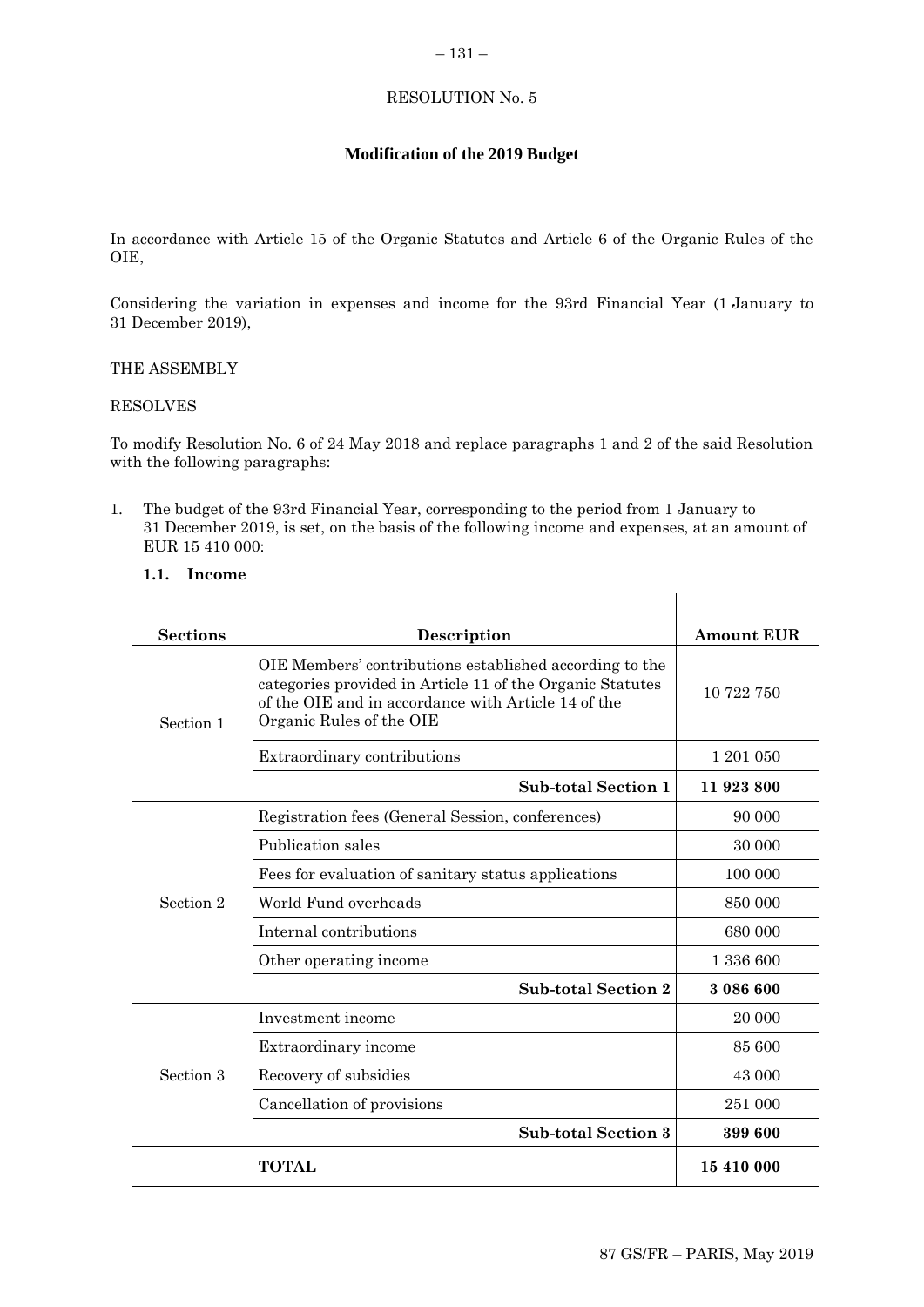RESOLUTION No. 5

## Modification of the 2019 Budget

In accordance with Article 15 of the Organic Statutes and Article 6 of the Organic Rules of the OIE,

Considering the variation in expenses and income for the 93rd Financial Year (1 January to 31 December 2019),

THE ASSEMBLY

RESOLVES

To modify Resolution No. 6 of 24 May 2018 and replace paragraphs 1 and 2 of the said Resolution with the following paragraphs:

1. The budget of the 93rd Financial Year, corresponding to the period from 1 January to 31 December 2019, is set, on the basis of the following income and expenses, at an amount of EUR 15 410 000:

**1.1. Income**

| Sections | Description | Amount EUR |
|---|---|---|
| Section 1 | OIE Members' contributions established according to the categories provided in Article 11 of the Organic Statutes of the OIE and in accordance with Article 14 of the Organic Rules of the OIE | 10 722 750 |
| | Extraordinary contributions | 1 201 050 |
| | **Sub-total Section 1** | **11 923 800** |
| Section 2 | Registration fees (General Session, conferences) | 90 000 |
| | Publication sales | 30 000 |
| | Fees for evaluation of sanitary status applications | 100 000 |
| | World Fund overheads | 850 000 |
| | Internal contributions | 680 000 |
| | Other operating income | 1 336 600 |
| | **Sub-total Section 2** | **3 086 600** |
| Section 3 | Investment income | 20 000 |
| | Extraordinary income | 85 600 |
| | Recovery of subsidies | 43 000 |
| | Cancellation of provisions | 251 000 |
| | **Sub-total Section 3** | **399 600** |
| | **TOTAL** | **15 410 000** |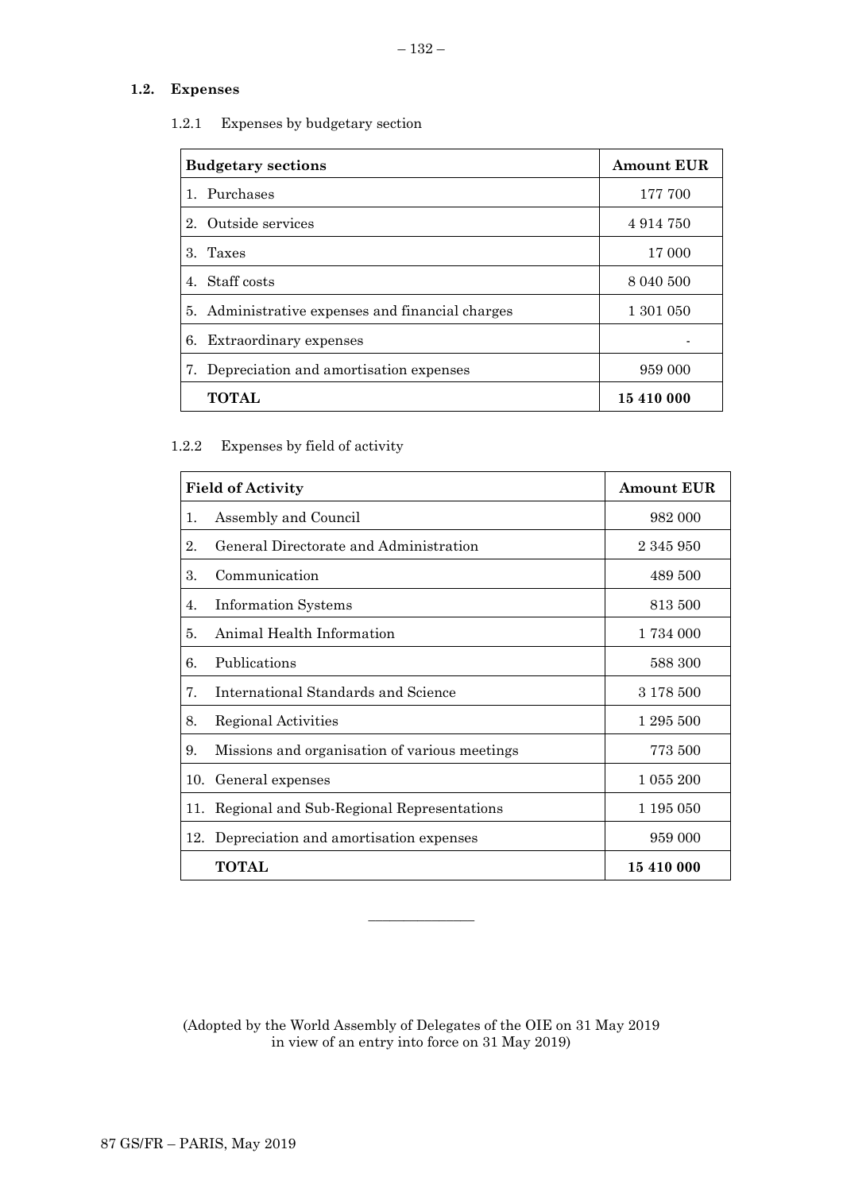### 1.2. Expenses

1.2.1 Expenses by budgetary section

| Budgetary sections | Amount EUR |
|---|---|
| 1. Purchases | 177 700 |
| 2. Outside services | 4 914 750 |
| 3. Taxes | 17 000 |
| 4. Staff costs | 8 040 500 |
| 5. Administrative expenses and financial charges | 1 301 050 |
| 6. Extraordinary expenses | - |
| 7. Depreciation and amortisation expenses | 959 000 |
| **TOTAL** | **15 410 000** |

1.2.2 Expenses by field of activity

| Field of Activity | Amount EUR |
|---|---|
| 1. Assembly and Council | 982 000 |
| 2. General Directorate and Administration | 2 345 950 |
| 3. Communication | 489 500 |
| 4. Information Systems | 813 500 |
| 5. Animal Health Information | 1 734 000 |
| 6. Publications | 588 300 |
| 7. International Standards and Science | 3 178 500 |
| 8. Regional Activities | 1 295 500 |
| 9. Missions and organisation of various meetings | 773 500 |
| 10. General expenses | 1 055 200 |
| 11. Regional and Sub-Regional Representations | 1 195 050 |
| 12. Depreciation and amortisation expenses | 959 000 |
| **TOTAL** | **15 410 000** |

---

(Adopted by the World Assembly of Delegates of the OIE on 31 May 2019 in view of an entry into force on 31 May 2019)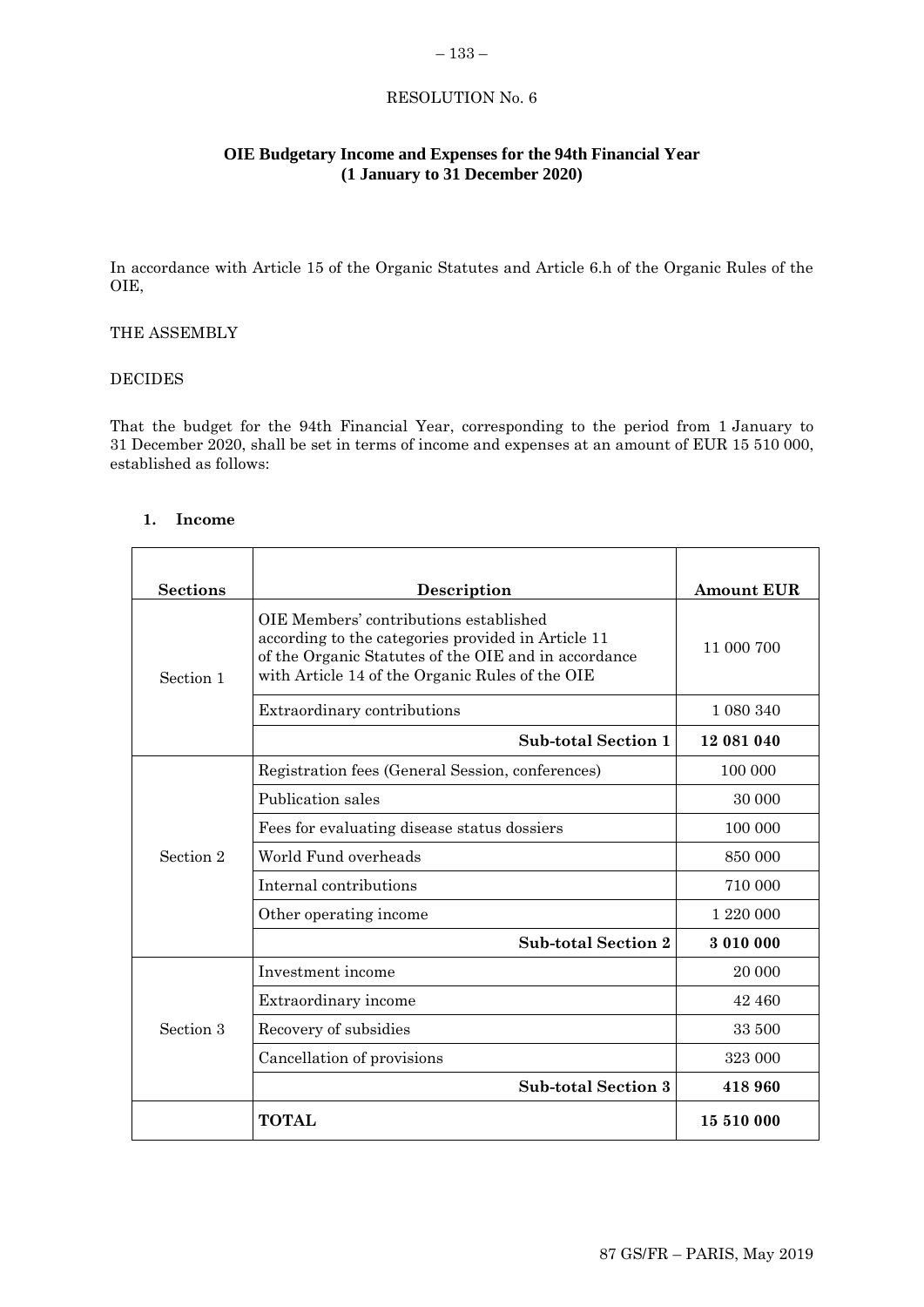RESOLUTION No. 6

## OIE Budgetary Income and Expenses for the 94th Financial Year (1 January to 31 December 2020)

In accordance with Article 15 of the Organic Statutes and Article 6.h of the Organic Rules of the OIE,

THE ASSEMBLY

DECIDES

That the budget for the 94th Financial Year, corresponding to the period from 1 January to 31 December 2020, shall be set in terms of income and expenses at an amount of EUR 15 510 000, established as follows:

### 1. Income

| Sections | Description | Amount EUR |
|---|---|---|
| Section 1 | OIE Members' contributions established according to the categories provided in Article 11 of the Organic Statutes of the OIE and in accordance with Article 14 of the Organic Rules of the OIE | 11 000 700 |
| | Extraordinary contributions | 1 080 340 |
| | **Sub-total Section 1** | **12 081 040** |
| Section 2 | Registration fees (General Session, conferences) | 100 000 |
| | Publication sales | 30 000 |
| | Fees for evaluating disease status dossiers | 100 000 |
| | World Fund overheads | 850 000 |
| | Internal contributions | 710 000 |
| | Other operating income | 1 220 000 |
| | **Sub-total Section 2** | **3 010 000** |
| Section 3 | Investment income | 20 000 |
| | Extraordinary income | 42 460 |
| | Recovery of subsidies | 33 500 |
| | Cancellation of provisions | 323 000 |
| | **Sub-total Section 3** | **418 960** |
| | **TOTAL** | **15 510 000** |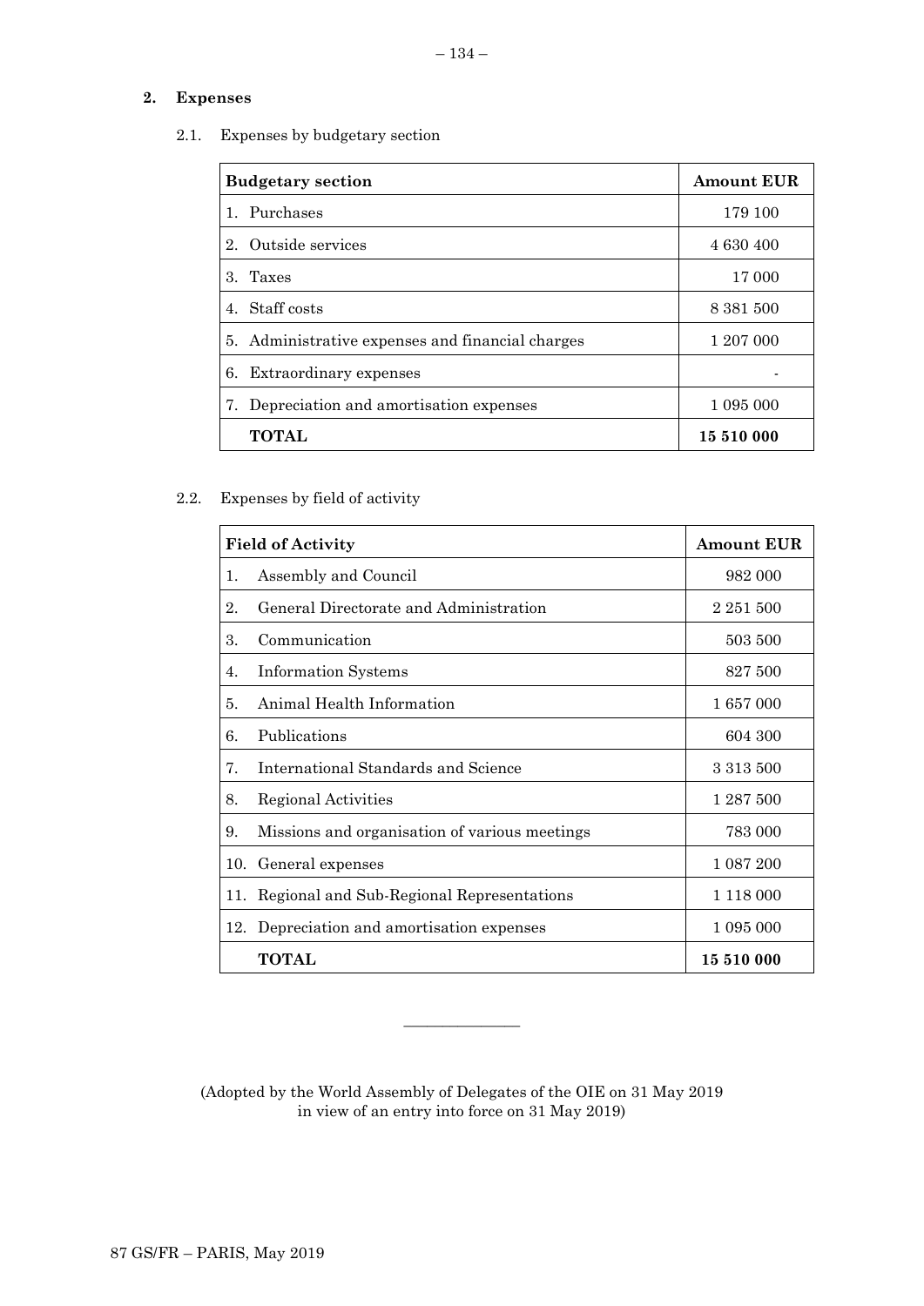## 2. Expenses

### 2.1. Expenses by budgetary section

| Budgetary section | Amount EUR |
|---|---|
| 1. Purchases | 179 100 |
| 2. Outside services | 4 630 400 |
| 3. Taxes | 17 000 |
| 4. Staff costs | 8 381 500 |
| 5. Administrative expenses and financial charges | 1 207 000 |
| 6. Extraordinary expenses | - |
| 7. Depreciation and amortisation expenses | 1 095 000 |
| **TOTAL** | **15 510 000** |

### 2.2. Expenses by field of activity

| Field of Activity | Amount EUR |
|---|---|
| 1. Assembly and Council | 982 000 |
| 2. General Directorate and Administration | 2 251 500 |
| 3. Communication | 503 500 |
| 4. Information Systems | 827 500 |
| 5. Animal Health Information | 1 657 000 |
| 6. Publications | 604 300 |
| 7. International Standards and Science | 3 313 500 |
| 8. Regional Activities | 1 287 500 |
| 9. Missions and organisation of various meetings | 783 000 |
| 10. General expenses | 1 087 200 |
| 11. Regional and Sub-Regional Representations | 1 118 000 |
| 12. Depreciation and amortisation expenses | 1 095 000 |
| **TOTAL** | **15 510 000** |

_______________

(Adopted by the World Assembly of Delegates of the OIE on 31 May 2019 in view of an entry into force on 31 May 2019)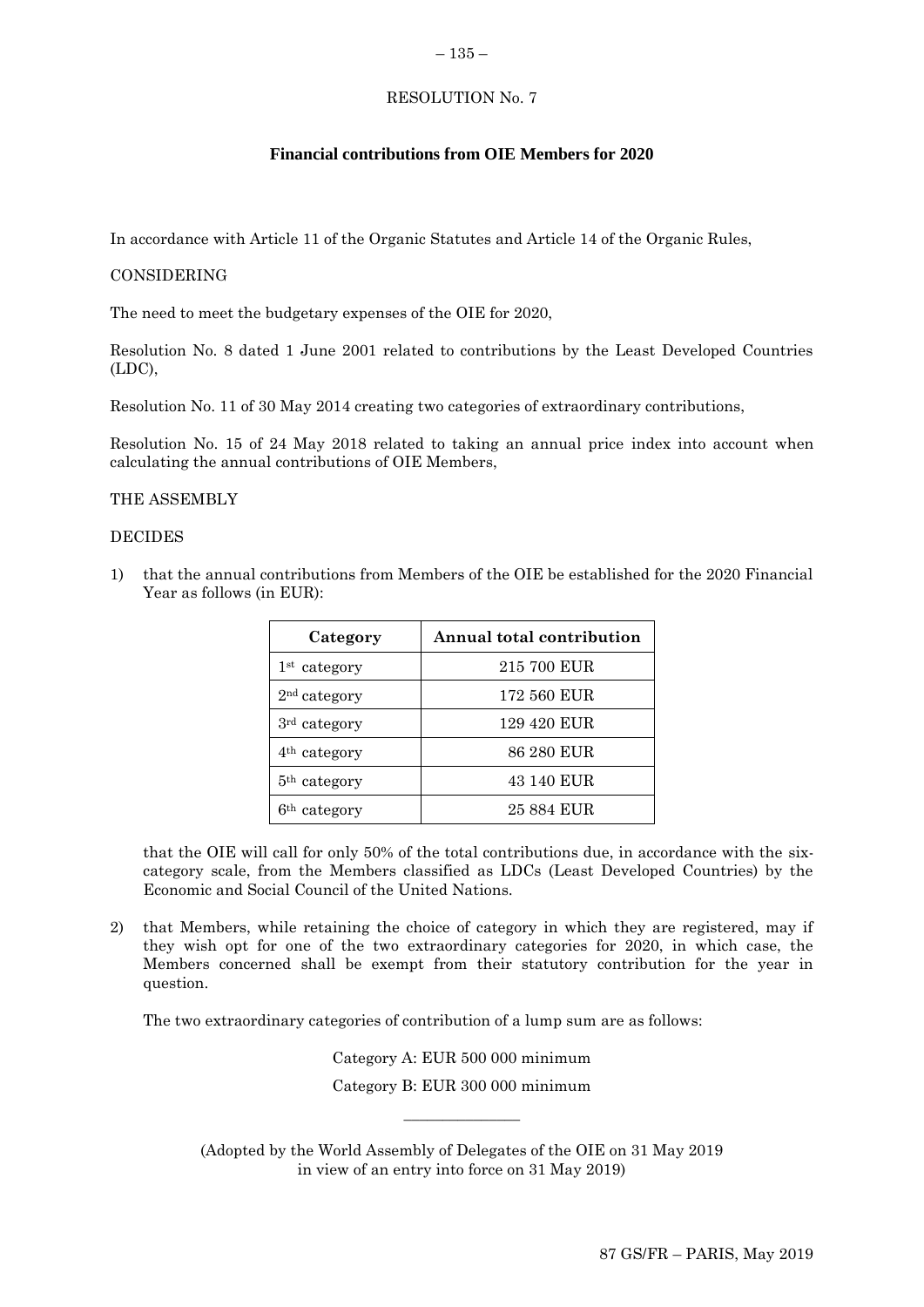RESOLUTION No. 7

## Financial contributions from OIE Members for 2020

In accordance with Article 11 of the Organic Statutes and Article 14 of the Organic Rules,

CONSIDERING

The need to meet the budgetary expenses of the OIE for 2020,

Resolution No. 8 dated 1 June 2001 related to contributions by the Least Developed Countries (LDC),

Resolution No. 11 of 30 May 2014 creating two categories of extraordinary contributions,

Resolution No. 15 of 24 May 2018 related to taking an annual price index into account when calculating the annual contributions of OIE Members,

THE ASSEMBLY

DECIDES

1) that the annual contributions from Members of the OIE be established for the 2020 Financial Year as follows (in EUR):

| Category | Annual total contribution |
|---|---|
| 1st category | 215 700 EUR |
| 2nd category | 172 560 EUR |
| 3rd category | 129 420 EUR |
| 4th category | 86 280 EUR |
| 5th category | 43 140 EUR |
| 6th category | 25 884 EUR |

   that the OIE will call for only 50% of the total contributions due, in accordance with the six-category scale, from the Members classified as LDCs (Least Developed Countries) by the Economic and Social Council of the United Nations.

2) that Members, while retaining the choice of category in which they are registered, may if they wish opt for one of the two extraordinary categories for 2020, in which case, the Members concerned shall be exempt from their statutory contribution for the year in question.

   The two extraordinary categories of contribution of a lump sum are as follows:

   Category A: EUR 500 000 minimum

   Category B: EUR 300 000 minimum

---

(Adopted by the World Assembly of Delegates of the OIE on 31 May 2019 in view of an entry into force on 31 May 2019)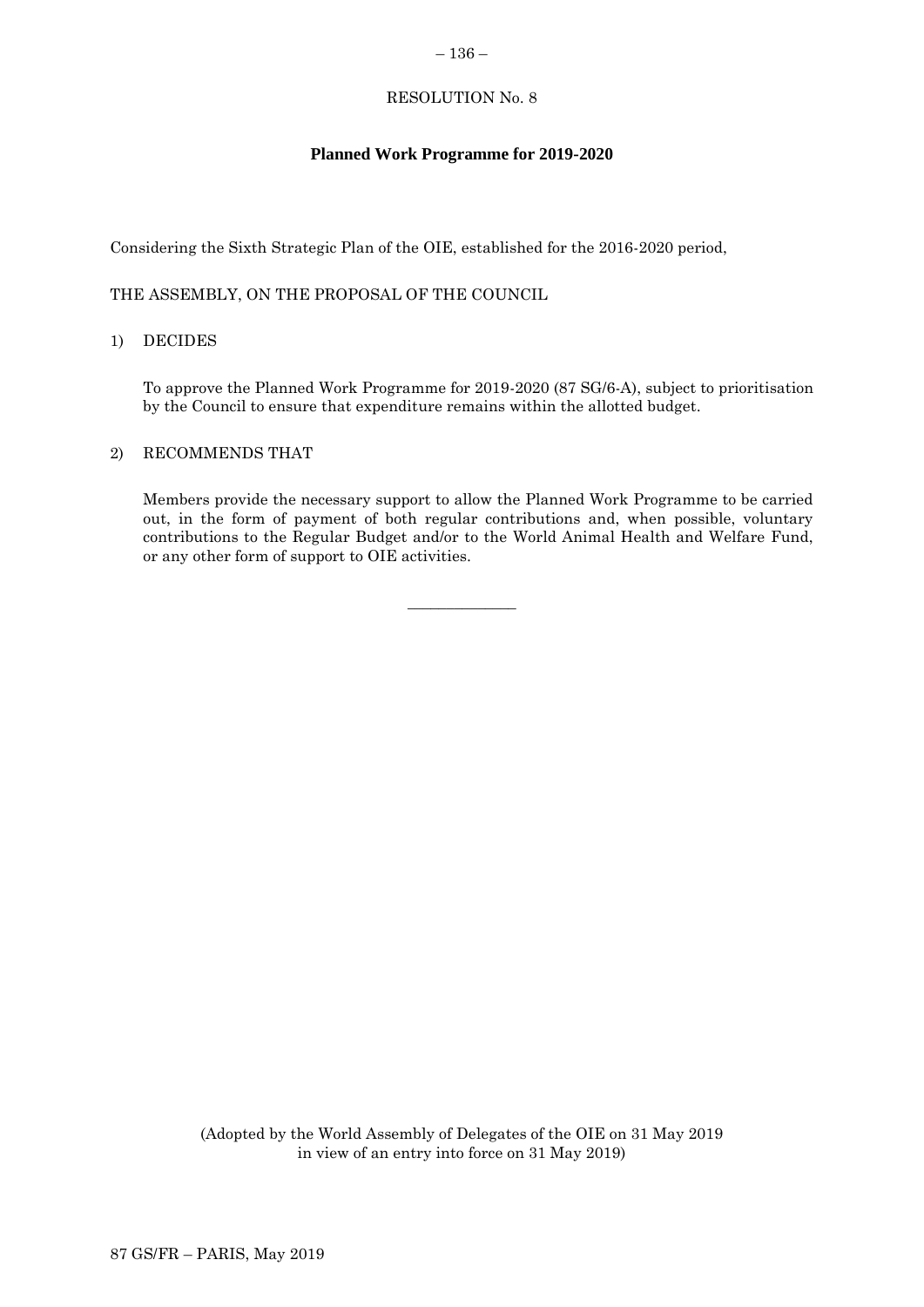RESOLUTION No. 8

**Planned Work Programme for 2019-2020**

Considering the Sixth Strategic Plan of the OIE, established for the 2016-2020 period,

THE ASSEMBLY, ON THE PROPOSAL OF THE COUNCIL

1) DECIDES

To approve the Planned Work Programme for 2019-2020 (87 SG/6-A), subject to prioritisation by the Council to ensure that expenditure remains within the allotted budget.

2) RECOMMENDS THAT

Members provide the necessary support to allow the Planned Work Programme to be carried out, in the form of payment of both regular contributions and, when possible, voluntary contributions to the Regular Budget and/or to the World Animal Health and Welfare Fund, or any other form of support to OIE activities.

______________

(Adopted by the World Assembly of Delegates of the OIE on 31 May 2019 in view of an entry into force on 31 May 2019)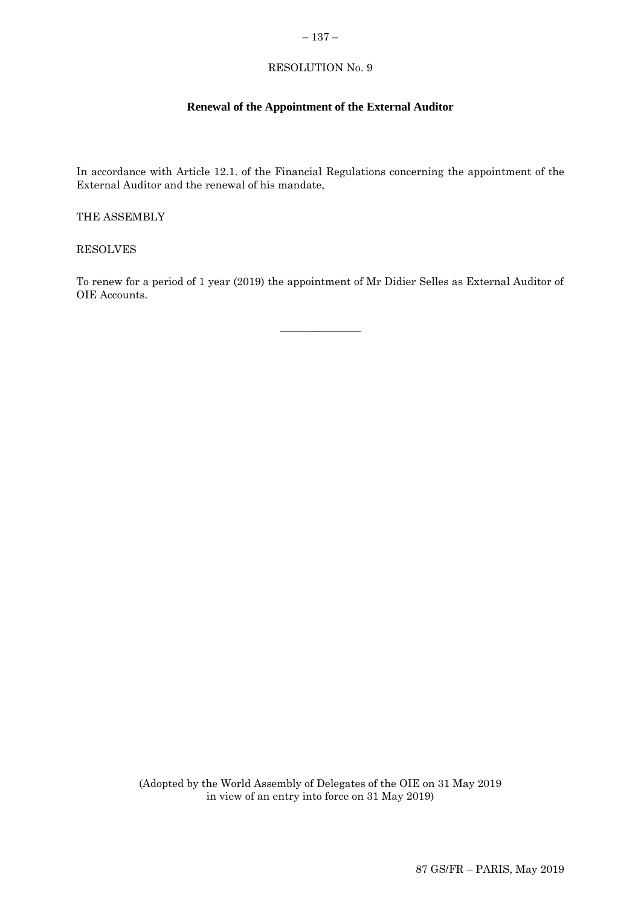RESOLUTION No. 9

## Renewal of the Appointment of the External Auditor

In accordance with Article 12.1. of the Financial Regulations concerning the appointment of the External Auditor and the renewal of his mandate,

THE ASSEMBLY

RESOLVES

To renew for a period of 1 year (2019) the appointment of Mr Didier Selles as External Auditor of OIE Accounts.

---

(Adopted by the World Assembly of Delegates of the OIE on 31 May 2019 in view of an entry into force on 31 May 2019)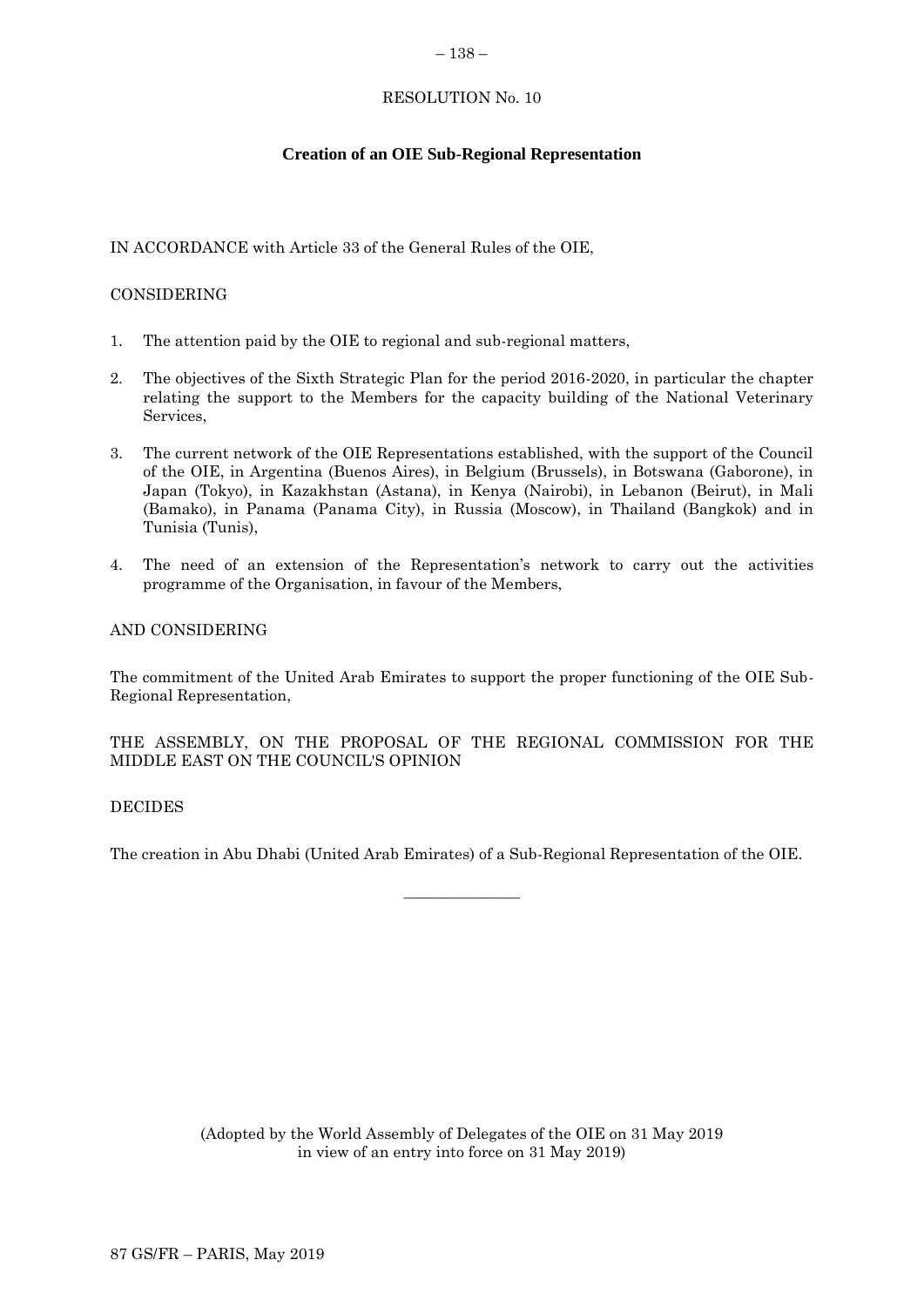RESOLUTION No. 10

**Creation of an OIE Sub-Regional Representation**

IN ACCORDANCE with Article 33 of the General Rules of the OIE,

CONSIDERING

1. The attention paid by the OIE to regional and sub-regional matters,
2. The objectives of the Sixth Strategic Plan for the period 2016-2020, in particular the chapter relating the support to the Members for the capacity building of the National Veterinary Services,
3. The current network of the OIE Representations established, with the support of the Council of the OIE, in Argentina (Buenos Aires), in Belgium (Brussels), in Botswana (Gaborone), in Japan (Tokyo), in Kazakhstan (Astana), in Kenya (Nairobi), in Lebanon (Beirut), in Mali (Bamako), in Panama (Panama City), in Russia (Moscow), in Thailand (Bangkok) and in Tunisia (Tunis),
4. The need of an extension of the Representation's network to carry out the activities programme of the Organisation, in favour of the Members,

AND CONSIDERING

The commitment of the United Arab Emirates to support the proper functioning of the OIE Sub-Regional Representation,

THE ASSEMBLY, ON THE PROPOSAL OF THE REGIONAL COMMISSION FOR THE MIDDLE EAST ON THE COUNCIL'S OPINION

DECIDES

The creation in Abu Dhabi (United Arab Emirates) of a Sub-Regional Representation of the OIE.

_______________

(Adopted by the World Assembly of Delegates of the OIE on 31 May 2019 in view of an entry into force on 31 May 2019)

87 GS/FR – PARIS, May 2019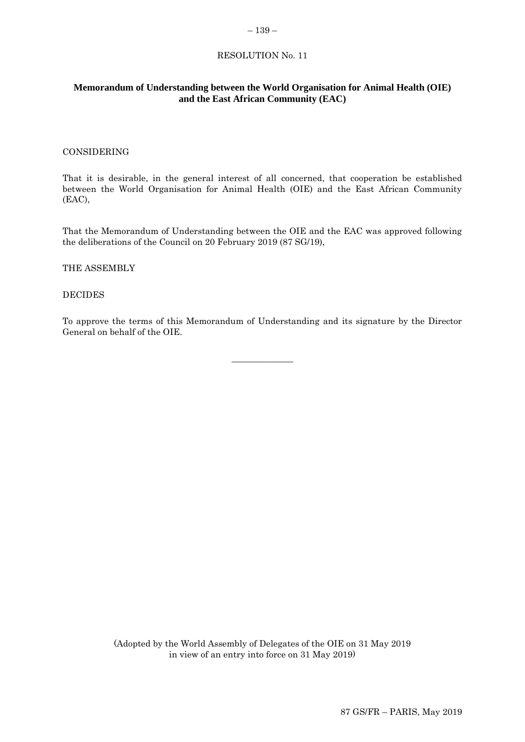RESOLUTION No. 11

## Memorandum of Understanding between the World Organisation for Animal Health (OIE) and the East African Community (EAC)

CONSIDERING

That it is desirable, in the general interest of all concerned, that cooperation be established between the World Organisation for Animal Health (OIE) and the East African Community (EAC),

That the Memorandum of Understanding between the OIE and the EAC was approved following the deliberations of the Council on 20 February 2019 (87 SG/19),

THE ASSEMBLY

DECIDES

To approve the terms of this Memorandum of Understanding and its signature by the Director General on behalf of the OIE.

---

(Adopted by the World Assembly of Delegates of the OIE on 31 May 2019 in view of an entry into force on 31 May 2019)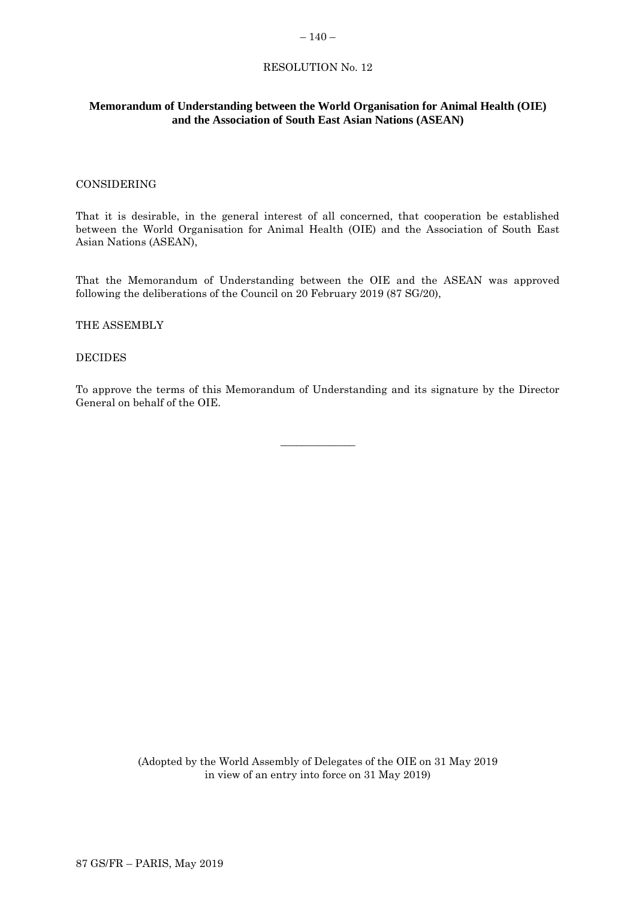RESOLUTION No. 12

## Memorandum of Understanding between the World Organisation for Animal Health (OIE) and the Association of South East Asian Nations (ASEAN)

CONSIDERING

That it is desirable, in the general interest of all concerned, that cooperation be established between the World Organisation for Animal Health (OIE) and the Association of South East Asian Nations (ASEAN),

That the Memorandum of Understanding between the OIE and the ASEAN was approved following the deliberations of the Council on 20 February 2019 (87 SG/20),

THE ASSEMBLY

DECIDES

To approve the terms of this Memorandum of Understanding and its signature by the Director General on behalf of the OIE.

---

(Adopted by the World Assembly of Delegates of the OIE on 31 May 2019 in view of an entry into force on 31 May 2019)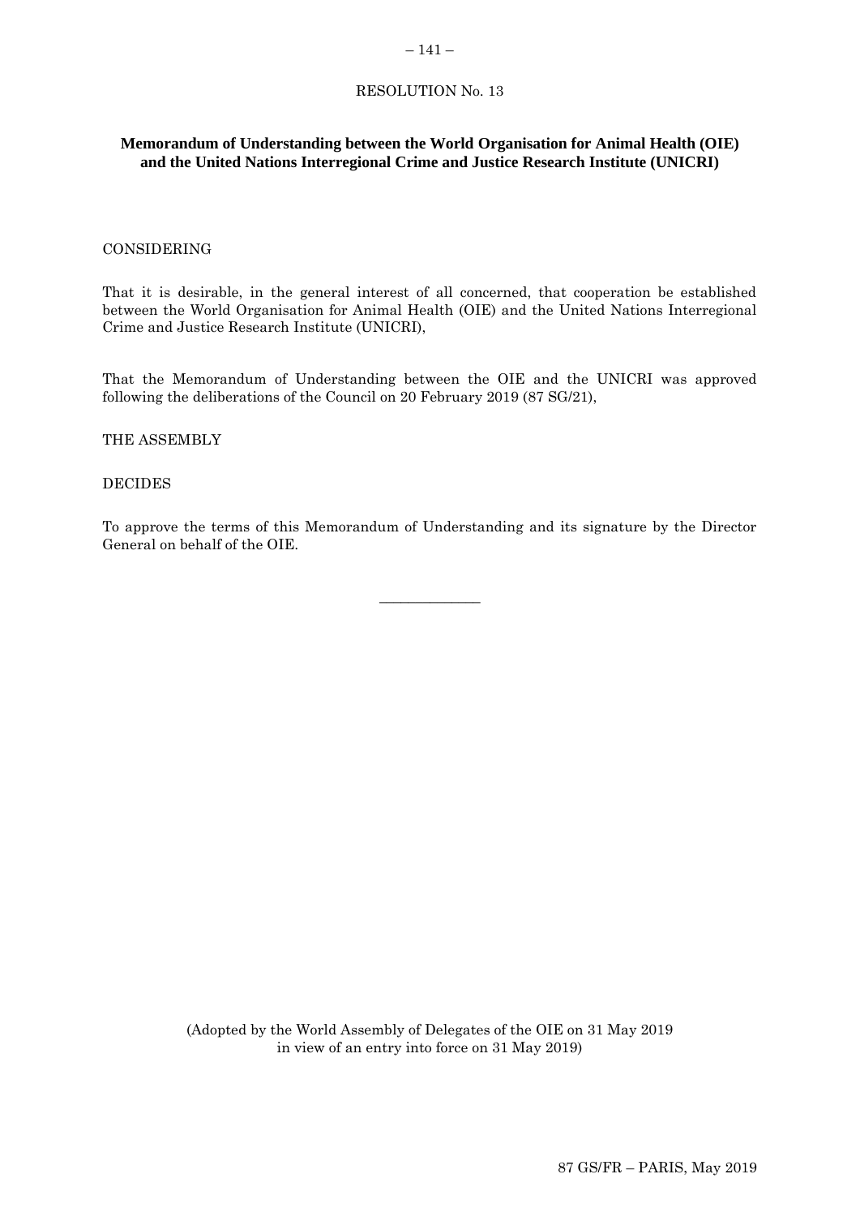RESOLUTION No. 13

## Memorandum of Understanding between the World Organisation for Animal Health (OIE) and the United Nations Interregional Crime and Justice Research Institute (UNICRI)

CONSIDERING

That it is desirable, in the general interest of all concerned, that cooperation be established between the World Organisation for Animal Health (OIE) and the United Nations Interregional Crime and Justice Research Institute (UNICRI),

That the Memorandum of Understanding between the OIE and the UNICRI was approved following the deliberations of the Council on 20 February 2019 (87 SG/21),

THE ASSEMBLY

DECIDES

To approve the terms of this Memorandum of Understanding and its signature by the Director General on behalf of the OIE.

---

(Adopted by the World Assembly of Delegates of the OIE on 31 May 2019 in view of an entry into force on 31 May 2019)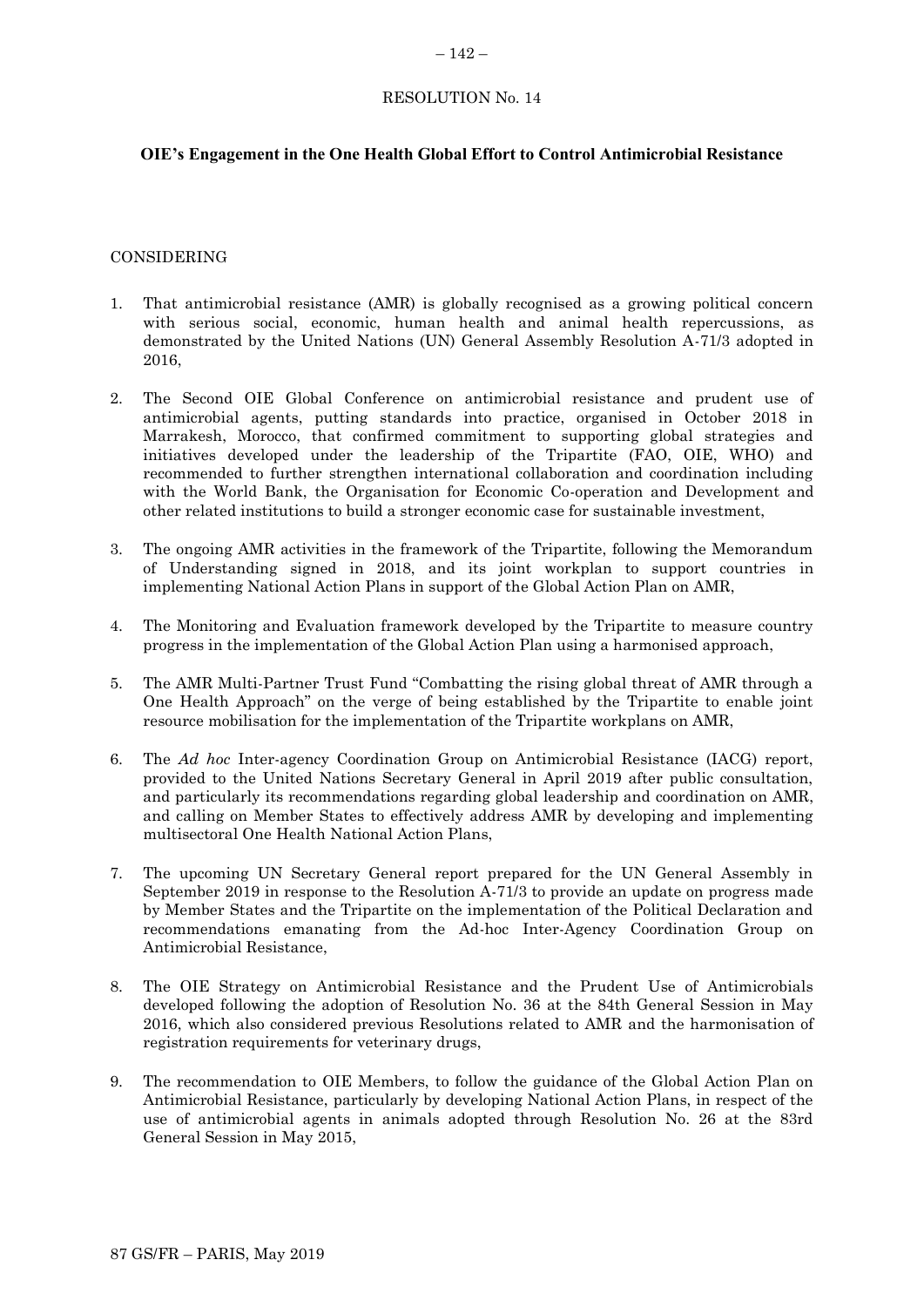RESOLUTION No. 14

**OIE's Engagement in the One Health Global Effort to Control Antimicrobial Resistance**

CONSIDERING

1. That antimicrobial resistance (AMR) is globally recognised as a growing political concern with serious social, economic, human health and animal health repercussions, as demonstrated by the United Nations (UN) General Assembly Resolution A-71/3 adopted in 2016,

2. The Second OIE Global Conference on antimicrobial resistance and prudent use of antimicrobial agents, putting standards into practice, organised in October 2018 in Marrakesh, Morocco, that confirmed commitment to supporting global strategies and initiatives developed under the leadership of the Tripartite (FAO, OIE, WHO) and recommended to further strengthen international collaboration and coordination including with the World Bank, the Organisation for Economic Co-operation and Development and other related institutions to build a stronger economic case for sustainable investment,

3. The ongoing AMR activities in the framework of the Tripartite, following the Memorandum of Understanding signed in 2018, and its joint workplan to support countries in implementing National Action Plans in support of the Global Action Plan on AMR,

4. The Monitoring and Evaluation framework developed by the Tripartite to measure country progress in the implementation of the Global Action Plan using a harmonised approach,

5. The AMR Multi-Partner Trust Fund "Combatting the rising global threat of AMR through a One Health Approach" on the verge of being established by the Tripartite to enable joint resource mobilisation for the implementation of the Tripartite workplans on AMR,

6. The *Ad hoc* Inter-agency Coordination Group on Antimicrobial Resistance (IACG) report, provided to the United Nations Secretary General in April 2019 after public consultation, and particularly its recommendations regarding global leadership and coordination on AMR, and calling on Member States to effectively address AMR by developing and implementing multisectoral One Health National Action Plans,

7. The upcoming UN Secretary General report prepared for the UN General Assembly in September 2019 in response to the Resolution A-71/3 to provide an update on progress made by Member States and the Tripartite on the implementation of the Political Declaration and recommendations emanating from the Ad-hoc Inter-Agency Coordination Group on Antimicrobial Resistance,

8. The OIE Strategy on Antimicrobial Resistance and the Prudent Use of Antimicrobials developed following the adoption of Resolution No. 36 at the 84th General Session in May 2016, which also considered previous Resolutions related to AMR and the harmonisation of registration requirements for veterinary drugs,

9. The recommendation to OIE Members, to follow the guidance of the Global Action Plan on Antimicrobial Resistance, particularly by developing National Action Plans, in respect of the use of antimicrobial agents in animals adopted through Resolution No. 26 at the 83rd General Session in May 2015,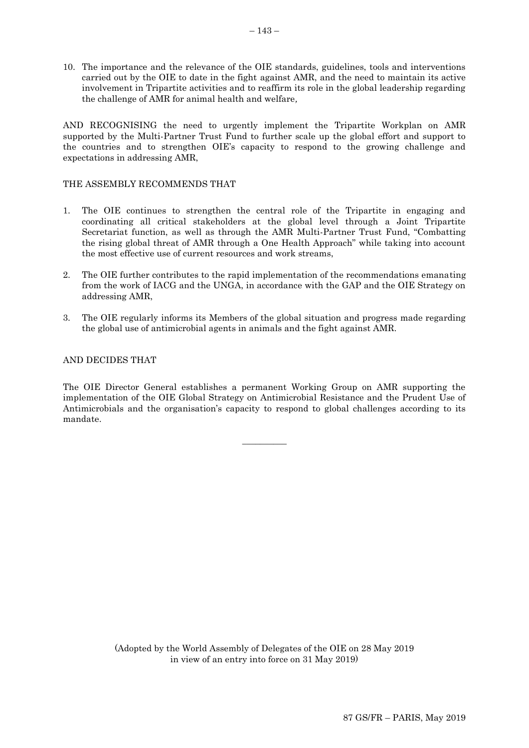10. The importance and the relevance of the OIE standards, guidelines, tools and interventions carried out by the OIE to date in the fight against AMR, and the need to maintain its active involvement in Tripartite activities and to reaffirm its role in the global leadership regarding the challenge of AMR for animal health and welfare,

AND RECOGNISING the need to urgently implement the Tripartite Workplan on AMR supported by the Multi-Partner Trust Fund to further scale up the global effort and support to the countries and to strengthen OIE's capacity to respond to the growing challenge and expectations in addressing AMR,

THE ASSEMBLY RECOMMENDS THAT

1. The OIE continues to strengthen the central role of the Tripartite in engaging and coordinating all critical stakeholders at the global level through a Joint Tripartite Secretariat function, as well as through the AMR Multi-Partner Trust Fund, "Combatting the rising global threat of AMR through a One Health Approach" while taking into account the most effective use of current resources and work streams,

2. The OIE further contributes to the rapid implementation of the recommendations emanating from the work of IACG and the UNGA, in accordance with the GAP and the OIE Strategy on addressing AMR,

3. The OIE regularly informs its Members of the global situation and progress made regarding the global use of antimicrobial agents in animals and the fight against AMR.

AND DECIDES THAT

The OIE Director General establishes a permanent Working Group on AMR supporting the implementation of the OIE Global Strategy on Antimicrobial Resistance and the Prudent Use of Antimicrobials and the organisation's capacity to respond to global challenges according to its mandate.

---

(Adopted by the World Assembly of Delegates of the OIE on 28 May 2019 in view of an entry into force on 31 May 2019)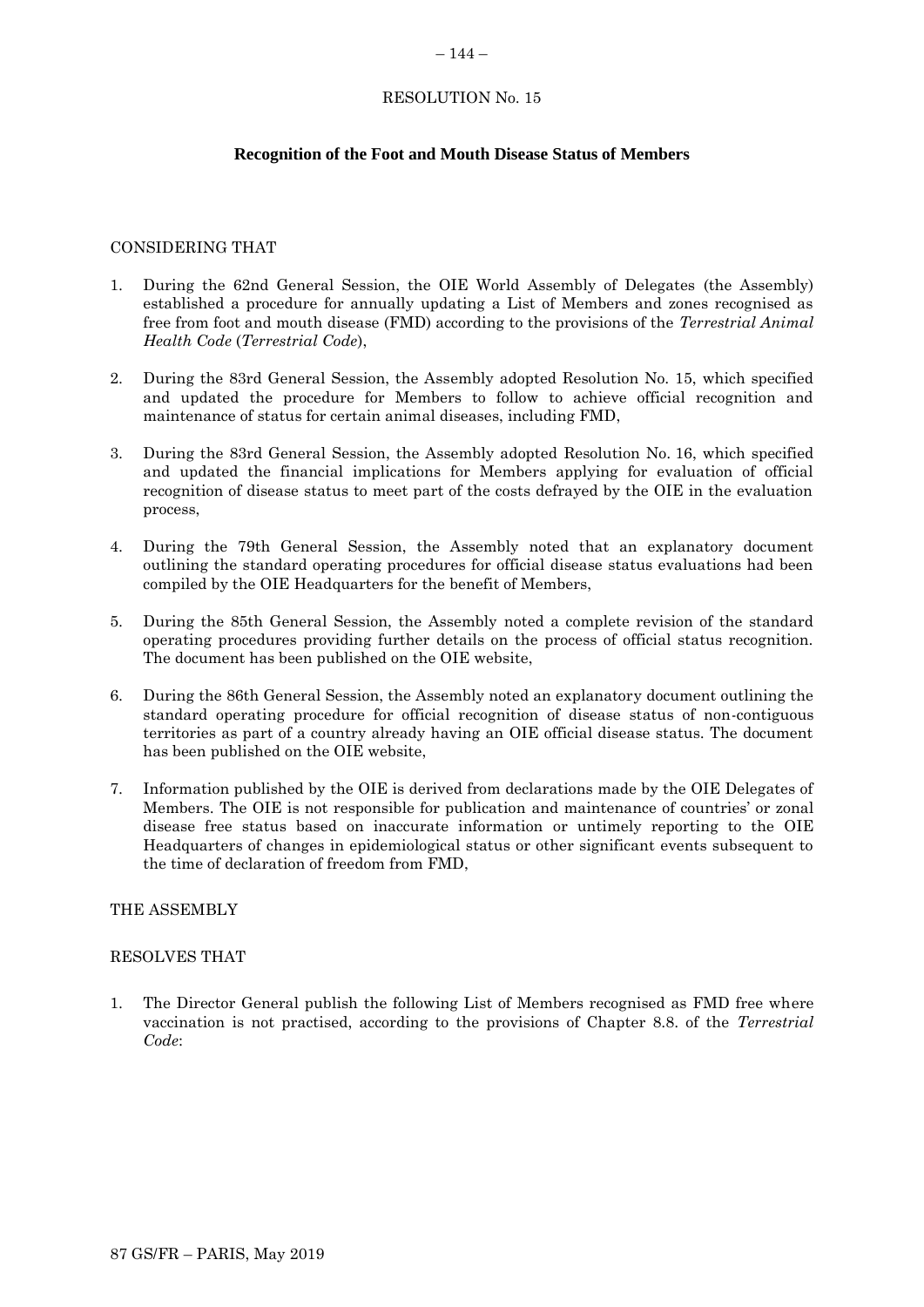RESOLUTION No. 15

## Recognition of the Foot and Mouth Disease Status of Members

CONSIDERING THAT

1. During the 62nd General Session, the OIE World Assembly of Delegates (the Assembly) established a procedure for annually updating a List of Members and zones recognised as free from foot and mouth disease (FMD) according to the provisions of the *Terrestrial Animal Health Code* (*Terrestrial Code*),

2. During the 83rd General Session, the Assembly adopted Resolution No. 15, which specified and updated the procedure for Members to follow to achieve official recognition and maintenance of status for certain animal diseases, including FMD,

3. During the 83rd General Session, the Assembly adopted Resolution No. 16, which specified and updated the financial implications for Members applying for evaluation of official recognition of disease status to meet part of the costs defrayed by the OIE in the evaluation process,

4. During the 79th General Session, the Assembly noted that an explanatory document outlining the standard operating procedures for official disease status evaluations had been compiled by the OIE Headquarters for the benefit of Members,

5. During the 85th General Session, the Assembly noted a complete revision of the standard operating procedures providing further details on the process of official status recognition. The document has been published on the OIE website,

6. During the 86th General Session, the Assembly noted an explanatory document outlining the standard operating procedure for official recognition of disease status of non-contiguous territories as part of a country already having an OIE official disease status. The document has been published on the OIE website,

7. Information published by the OIE is derived from declarations made by the OIE Delegates of Members. The OIE is not responsible for publication and maintenance of countries' or zonal disease free status based on inaccurate information or untimely reporting to the OIE Headquarters of changes in epidemiological status or other significant events subsequent to the time of declaration of freedom from FMD,

THE ASSEMBLY

RESOLVES THAT

1. The Director General publish the following List of Members recognised as FMD free where vaccination is not practised, according to the provisions of Chapter 8.8. of the *Terrestrial Code*: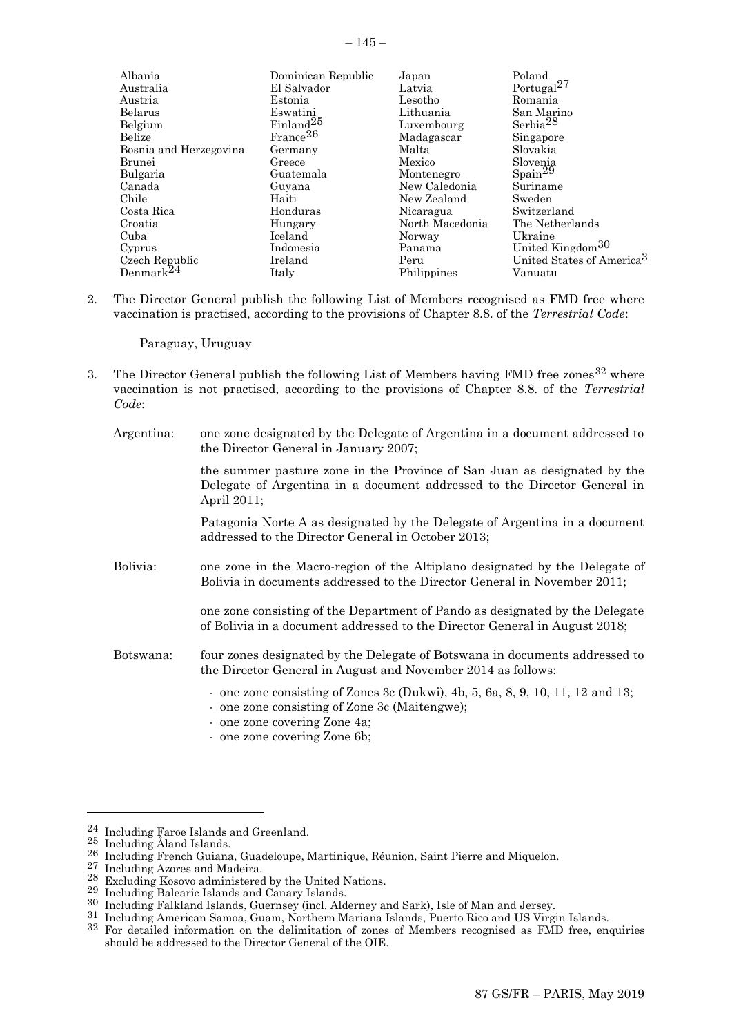| | | | |
|---|---|---|---|
| Albania | Dominican Republic | Japan | Poland |
| Australia | El Salvador | Latvia | Portugal[27] |
| Austria | Estonia | Lesotho | Romania |
| Belarus | Eswatini | Lithuania | San Marino |
| Belgium | Finland[25] | Luxembourg | Serbia[28] |
| Belize | France[26] | Madagascar | Singapore |
| Bosnia and Herzegovina | Germany | Malta | Slovakia |
| Brunei | Greece | Mexico | Slovenia |
| Bulgaria | Guatemala | Montenegro | Spain[29] |
| Canada | Guyana | New Caledonia | Suriname |
| Chile | Haiti | New Zealand | Sweden |
| Costa Rica | Honduras | Nicaragua | Switzerland |
| Croatia | Hungary | North Macedonia | The Netherlands |
| Cuba | Iceland | Norway | Ukraine |
| Cyprus | Indonesia | Panama | United Kingdom[30] |
| Czech Republic | Ireland | Peru | United States of America[31] |
| Denmark[24] | Italy | Philippines | Vanuatu |

2. The Director General publish the following List of Members recognised as FMD free where vaccination is practised, according to the provisions of Chapter 8.8. of the *Terrestrial Code*:

   Paraguay, Uruguay

3. The Director General publish the following List of Members having FMD free zones[32] where vaccination is not practised, according to the provisions of Chapter 8.8. of the *Terrestrial Code*:

Argentina: one zone designated by the Delegate of Argentina in a document addressed to the Director General in January 2007;

the summer pasture zone in the Province of San Juan as designated by the Delegate of Argentina in a document addressed to the Director General in April 2011;

Patagonia Norte A as designated by the Delegate of Argentina in a document addressed to the Director General in October 2013;

Bolivia: one zone in the Macro-region of the Altiplano designated by the Delegate of Bolivia in documents addressed to the Director General in November 2011;

one zone consisting of the Department of Pando as designated by the Delegate of Bolivia in a document addressed to the Director General in August 2018;

Botswana: four zones designated by the Delegate of Botswana in documents addressed to the Director General in August and November 2014 as follows:

- one zone consisting of Zones 3c (Dukwi), 4b, 5, 6a, 8, 9, 10, 11, 12 and 13;
- one zone consisting of Zone 3c (Maitengwe);
- one zone covering Zone 4a;
- one zone covering Zone 6b;

---

[24] Including Faroe Islands and Greenland.
[25] Including Åland Islands.
[26] Including French Guiana, Guadeloupe, Martinique, Réunion, Saint Pierre and Miquelon.
[27] Including Azores and Madeira.
[28] Excluding Kosovo administered by the United Nations.
[29] Including Balearic Islands and Canary Islands.
[30] Including Falkland Islands, Guernsey (incl. Alderney and Sark), Isle of Man and Jersey.
[31] Including American Samoa, Guam, Northern Mariana Islands, Puerto Rico and US Virgin Islands.
[32] For detailed information on the delimitation of zones of Members recognised as FMD free, enquiries should be addressed to the Director General of the OIE.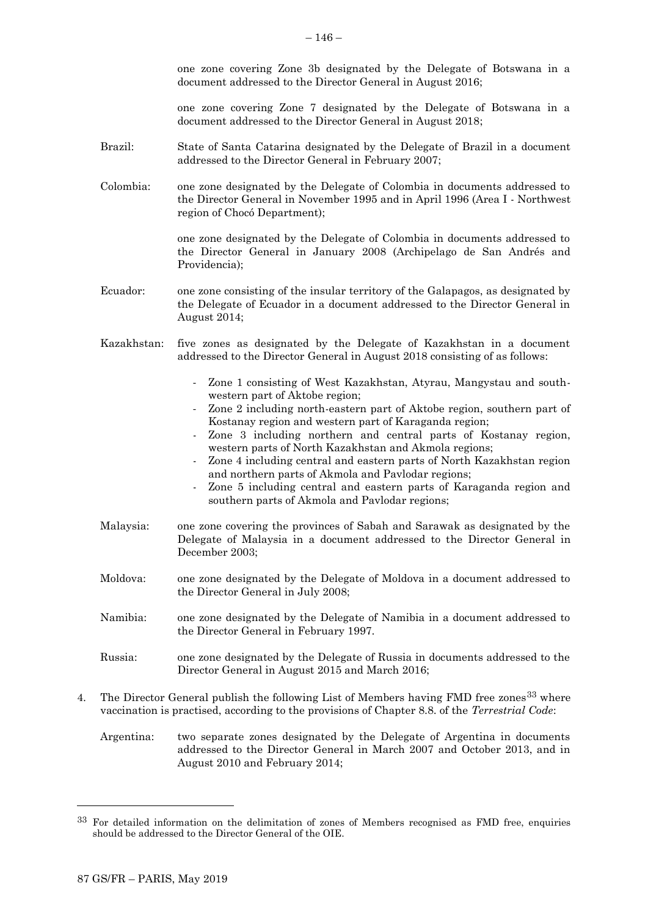one zone covering Zone 3b designated by the Delegate of Botswana in a document addressed to the Director General in August 2016;

one zone covering Zone 7 designated by the Delegate of Botswana in a document addressed to the Director General in August 2018;

Brazil: State of Santa Catarina designated by the Delegate of Brazil in a document addressed to the Director General in February 2007;

Colombia: one zone designated by the Delegate of Colombia in documents addressed to the Director General in November 1995 and in April 1996 (Area I - Northwest region of Chocó Department);

one zone designated by the Delegate of Colombia in documents addressed to the Director General in January 2008 (Archipelago de San Andrés and Providencia);

Ecuador: one zone consisting of the insular territory of the Galapagos, as designated by the Delegate of Ecuador in a document addressed to the Director General in August 2014;

Kazakhstan: five zones as designated by the Delegate of Kazakhstan in a document addressed to the Director General in August 2018 consisting of as follows:

- Zone 1 consisting of West Kazakhstan, Atyrau, Mangystau and south-western part of Aktobe region;
- Zone 2 including north-eastern part of Aktobe region, southern part of Kostanay region and western part of Karaganda region;
- Zone 3 including northern and central parts of Kostanay region, western parts of North Kazakhstan and Akmola regions;
- Zone 4 including central and eastern parts of North Kazakhstan region and northern parts of Akmola and Pavlodar regions;
- Zone 5 including central and eastern parts of Karaganda region and southern parts of Akmola and Pavlodar regions;

Malaysia: one zone covering the provinces of Sabah and Sarawak as designated by the Delegate of Malaysia in a document addressed to the Director General in December 2003;

Moldova: one zone designated by the Delegate of Moldova in a document addressed to the Director General in July 2008;

Namibia: one zone designated by the Delegate of Namibia in a document addressed to the Director General in February 1997.

Russia: one zone designated by the Delegate of Russia in documents addressed to the Director General in August 2015 and March 2016;

4. The Director General publish the following List of Members having FMD free zones[33] where vaccination is practised, according to the provisions of Chapter 8.8. of the *Terrestrial Code*:

Argentina: two separate zones designated by the Delegate of Argentina in documents addressed to the Director General in March 2007 and October 2013, and in August 2010 and February 2014;

[33] For detailed information on the delimitation of zones of Members recognised as FMD free, enquiries should be addressed to the Director General of the OIE.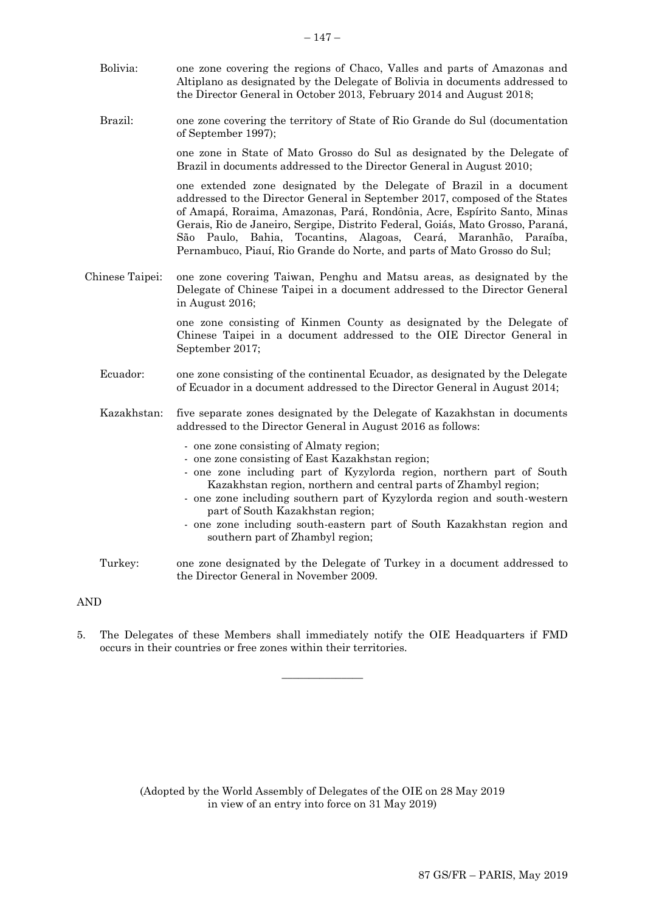Bolivia: one zone covering the regions of Chaco, Valles and parts of Amazonas and Altiplano as designated by the Delegate of Bolivia in documents addressed to the Director General in October 2013, February 2014 and August 2018;

Brazil: one zone covering the territory of State of Rio Grande do Sul (documentation of September 1997);

one zone in State of Mato Grosso do Sul as designated by the Delegate of Brazil in documents addressed to the Director General in August 2010;

one extended zone designated by the Delegate of Brazil in a document addressed to the Director General in September 2017, composed of the States of Amapá, Roraima, Amazonas, Pará, Rondônia, Acre, Espírito Santo, Minas Gerais, Rio de Janeiro, Sergipe, Distrito Federal, Goiás, Mato Grosso, Paraná, São Paulo, Bahia, Tocantins, Alagoas, Ceará, Maranhão, Paraíba, Pernambuco, Piauí, Rio Grande do Norte, and parts of Mato Grosso do Sul;

Chinese Taipei: one zone covering Taiwan, Penghu and Matsu areas, as designated by the Delegate of Chinese Taipei in a document addressed to the Director General in August 2016;

one zone consisting of Kinmen County as designated by the Delegate of Chinese Taipei in a document addressed to the OIE Director General in September 2017;

Ecuador: one zone consisting of the continental Ecuador, as designated by the Delegate of Ecuador in a document addressed to the Director General in August 2014;

Kazakhstan: five separate zones designated by the Delegate of Kazakhstan in documents addressed to the Director General in August 2016 as follows:

- one zone consisting of Almaty region;
- one zone consisting of East Kazakhstan region;
- one zone including part of Kyzylorda region, northern part of South Kazakhstan region, northern and central parts of Zhambyl region;
- one zone including southern part of Kyzylorda region and south-western part of South Kazakhstan region;
- one zone including south-eastern part of South Kazakhstan region and southern part of Zhambyl region;

Turkey: one zone designated by the Delegate of Turkey in a document addressed to the Director General in November 2009.

AND

5. The Delegates of these Members shall immediately notify the OIE Headquarters if FMD occurs in their countries or free zones within their territories.

---

(Adopted by the World Assembly of Delegates of the OIE on 28 May 2019 in view of an entry into force on 31 May 2019)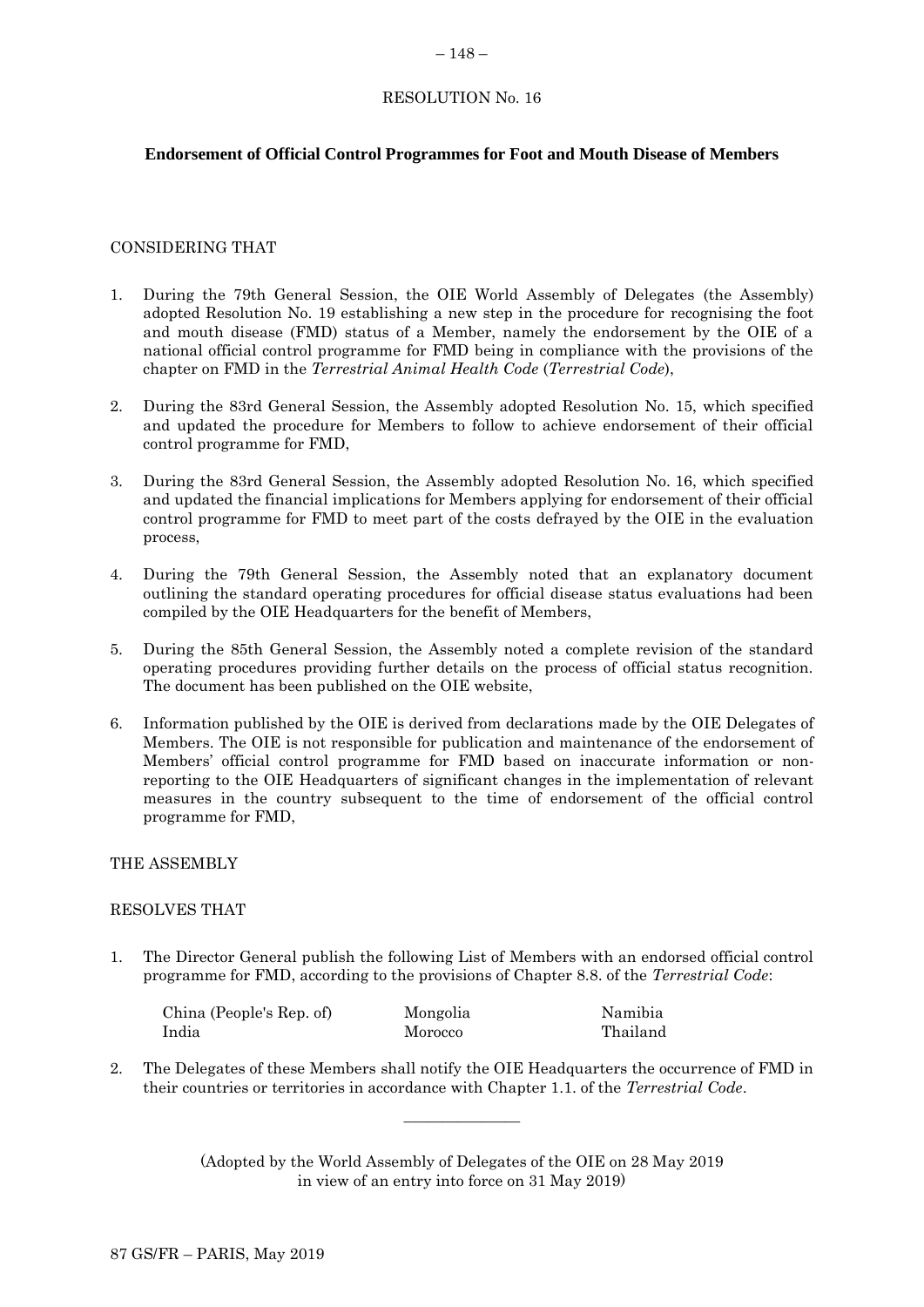# RESOLUTION No. 16

## Endorsement of Official Control Programmes for Foot and Mouth Disease of Members

CONSIDERING THAT

1. During the 79th General Session, the OIE World Assembly of Delegates (the Assembly) adopted Resolution No. 19 establishing a new step in the procedure for recognising the foot and mouth disease (FMD) status of a Member, namely the endorsement by the OIE of a national official control programme for FMD being in compliance with the provisions of the chapter on FMD in the *Terrestrial Animal Health Code* (*Terrestrial Code*),

2. During the 83rd General Session, the Assembly adopted Resolution No. 15, which specified and updated the procedure for Members to follow to achieve endorsement of their official control programme for FMD,

3. During the 83rd General Session, the Assembly adopted Resolution No. 16, which specified and updated the financial implications for Members applying for endorsement of their official control programme for FMD to meet part of the costs defrayed by the OIE in the evaluation process,

4. During the 79th General Session, the Assembly noted that an explanatory document outlining the standard operating procedures for official disease status evaluations had been compiled by the OIE Headquarters for the benefit of Members,

5. During the 85th General Session, the Assembly noted a complete revision of the standard operating procedures providing further details on the process of official status recognition. The document has been published on the OIE website,

6. Information published by the OIE is derived from declarations made by the OIE Delegates of Members. The OIE is not responsible for publication and maintenance of the endorsement of Members' official control programme for FMD based on inaccurate information or non-reporting to the OIE Headquarters of significant changes in the implementation of relevant measures in the country subsequent to the time of endorsement of the official control programme for FMD,

THE ASSEMBLY

RESOLVES THAT

1. The Director General publish the following List of Members with an endorsed official control programme for FMD, according to the provisions of Chapter 8.8. of the *Terrestrial Code*:

   China (People's Rep. of), India, Mongolia, Morocco, Namibia, Thailand

2. The Delegates of these Members shall notify the OIE Headquarters the occurrence of FMD in their countries or territories in accordance with Chapter 1.1. of the *Terrestrial Code*.

---

(Adopted by the World Assembly of Delegates of the OIE on 28 May 2019 in view of an entry into force on 31 May 2019)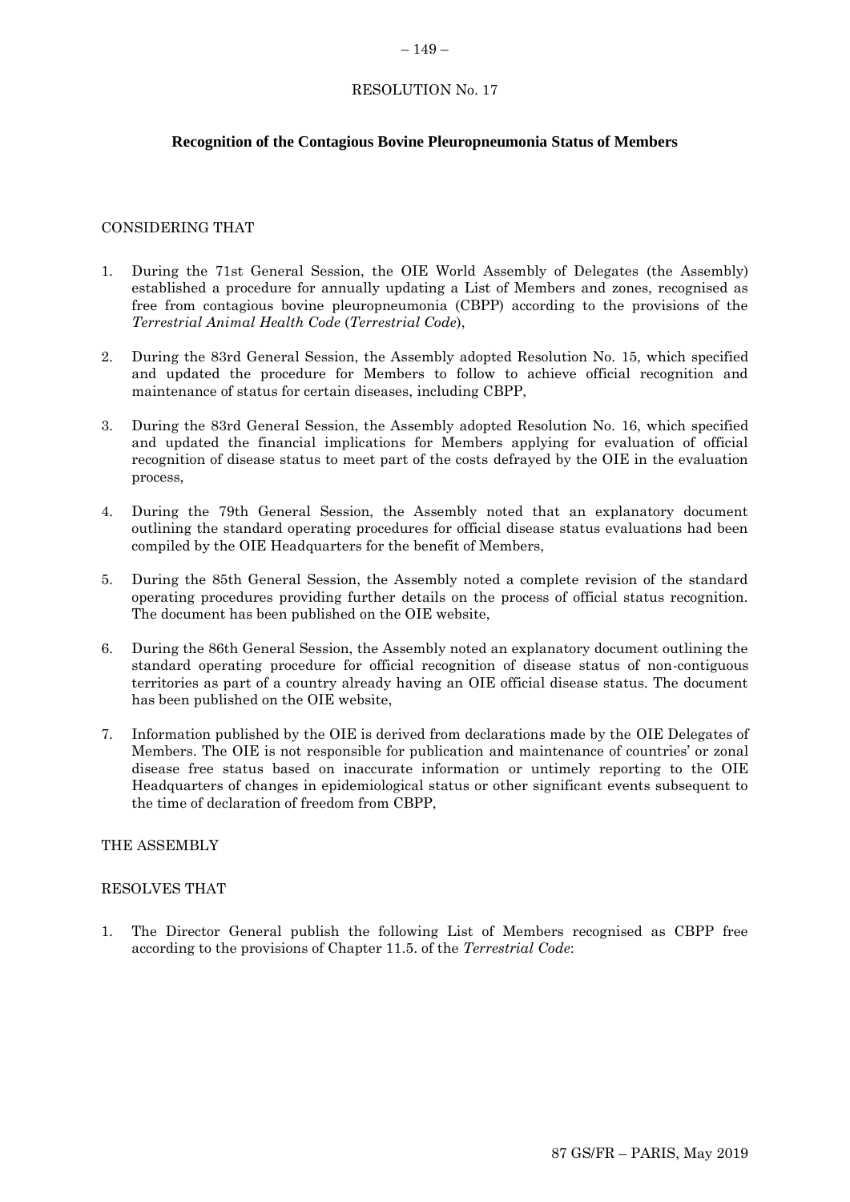## RESOLUTION No. 17

### Recognition of the Contagious Bovine Pleuropneumonia Status of Members

CONSIDERING THAT

1. During the 71st General Session, the OIE World Assembly of Delegates (the Assembly) established a procedure for annually updating a List of Members and zones, recognised as free from contagious bovine pleuropneumonia (CBPP) according to the provisions of the *Terrestrial Animal Health Code* (*Terrestrial Code*),

2. During the 83rd General Session, the Assembly adopted Resolution No. 15, which specified and updated the procedure for Members to follow to achieve official recognition and maintenance of status for certain diseases, including CBPP,

3. During the 83rd General Session, the Assembly adopted Resolution No. 16, which specified and updated the financial implications for Members applying for evaluation of official recognition of disease status to meet part of the costs defrayed by the OIE in the evaluation process,

4. During the 79th General Session, the Assembly noted that an explanatory document outlining the standard operating procedures for official disease status evaluations had been compiled by the OIE Headquarters for the benefit of Members,

5. During the 85th General Session, the Assembly noted a complete revision of the standard operating procedures providing further details on the process of official status recognition. The document has been published on the OIE website,

6. During the 86th General Session, the Assembly noted an explanatory document outlining the standard operating procedure for official recognition of disease status of non-contiguous territories as part of a country already having an OIE official disease status. The document has been published on the OIE website,

7. Information published by the OIE is derived from declarations made by the OIE Delegates of Members. The OIE is not responsible for publication and maintenance of countries' or zonal disease free status based on inaccurate information or untimely reporting to the OIE Headquarters of changes in epidemiological status or other significant events subsequent to the time of declaration of freedom from CBPP,

THE ASSEMBLY

RESOLVES THAT

1. The Director General publish the following List of Members recognised as CBPP free according to the provisions of Chapter 11.5. of the *Terrestrial Code*: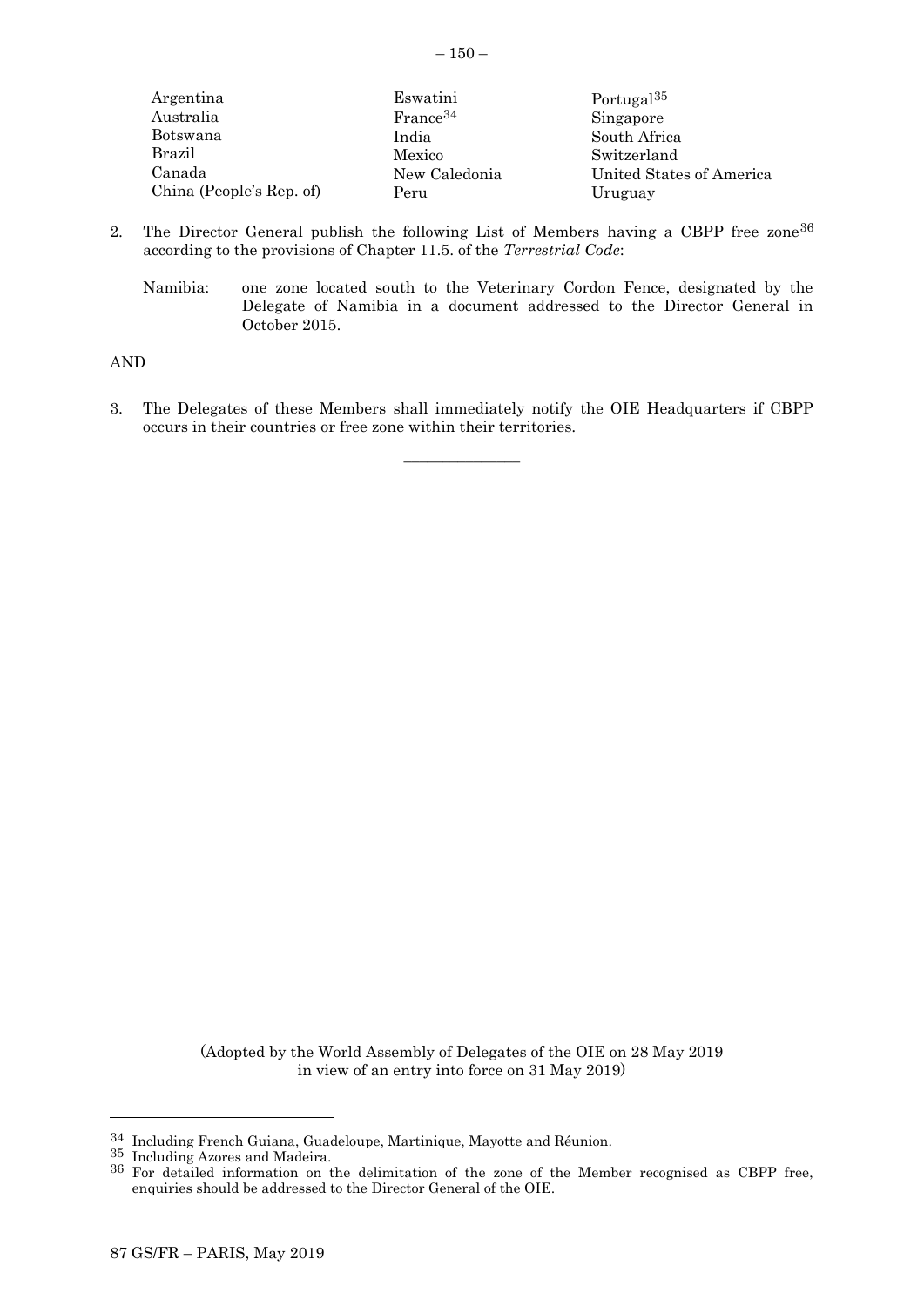| | | |
|---|---|---|
| Argentina | Eswatini | Portugal[35] |
| Australia | France[34] | Singapore |
| Botswana | India | South Africa |
| Brazil | Mexico | Switzerland |
| Canada | New Caledonia | United States of America |
| China (People's Rep. of) | Peru | Uruguay |

2. The Director General publish the following List of Members having a CBPP free zone[36] according to the provisions of Chapter 11.5. of the *Terrestrial Code*:

   Namibia: one zone located south to the Veterinary Cordon Fence, designated by the Delegate of Namibia in a document addressed to the Director General in October 2015.

AND

3. The Delegates of these Members shall immediately notify the OIE Headquarters if CBPP occurs in their countries or free zone within their territories.

---

(Adopted by the World Assembly of Delegates of the OIE on 28 May 2019 in view of an entry into force on 31 May 2019)

---

[34] Including French Guiana, Guadeloupe, Martinique, Mayotte and Réunion.

[35] Including Azores and Madeira.

[36] For detailed information on the delimitation of the zone of the Member recognised as CBPP free, enquiries should be addressed to the Director General of the OIE.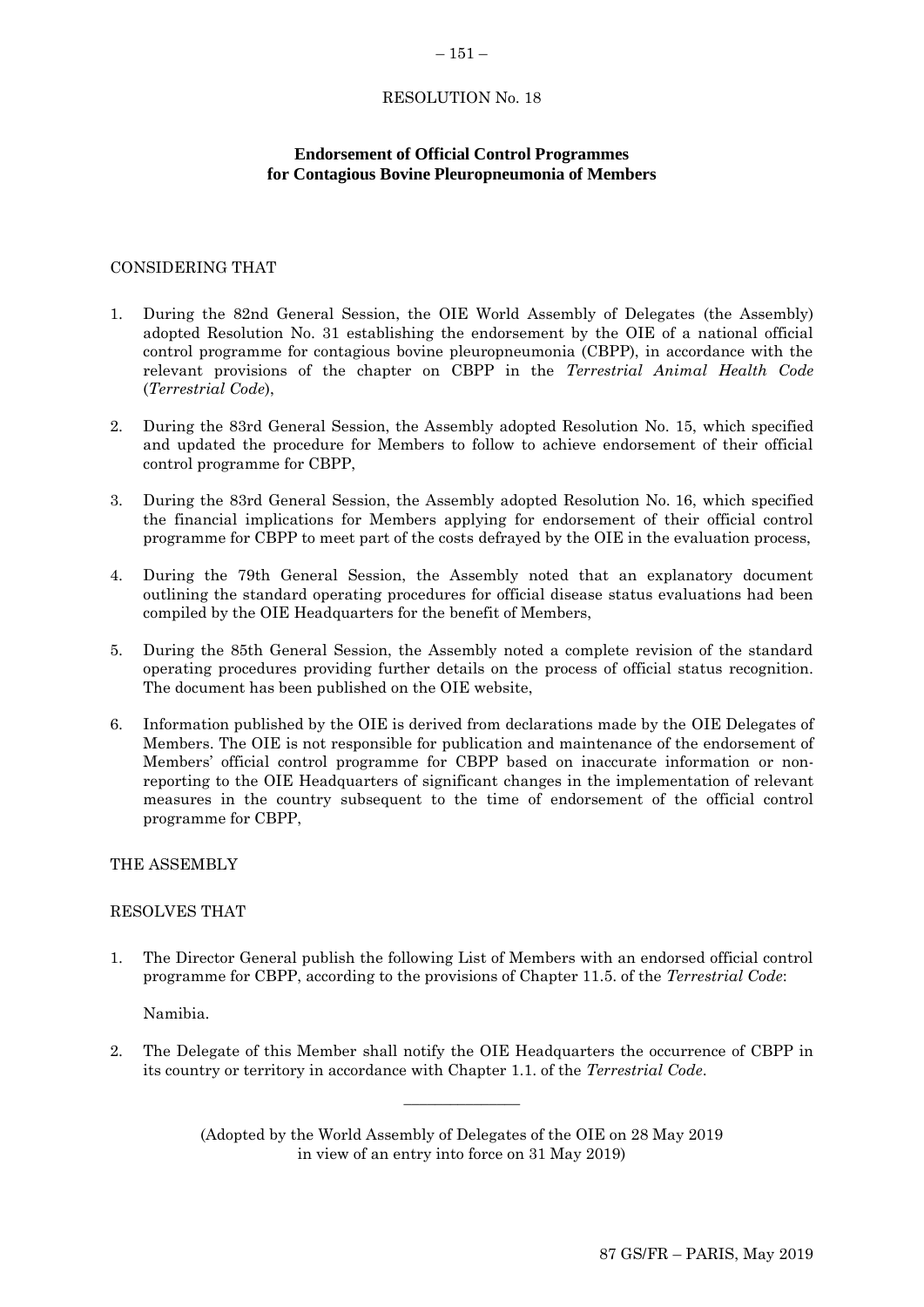RESOLUTION No. 18

## Endorsement of Official Control Programmes for Contagious Bovine Pleuropneumonia of Members

CONSIDERING THAT

1. During the 82nd General Session, the OIE World Assembly of Delegates (the Assembly) adopted Resolution No. 31 establishing the endorsement by the OIE of a national official control programme for contagious bovine pleuropneumonia (CBPP), in accordance with the relevant provisions of the chapter on CBPP in the *Terrestrial Animal Health Code* (*Terrestrial Code*),

2. During the 83rd General Session, the Assembly adopted Resolution No. 15, which specified and updated the procedure for Members to follow to achieve endorsement of their official control programme for CBPP,

3. During the 83rd General Session, the Assembly adopted Resolution No. 16, which specified the financial implications for Members applying for endorsement of their official control programme for CBPP to meet part of the costs defrayed by the OIE in the evaluation process,

4. During the 79th General Session, the Assembly noted that an explanatory document outlining the standard operating procedures for official disease status evaluations had been compiled by the OIE Headquarters for the benefit of Members,

5. During the 85th General Session, the Assembly noted a complete revision of the standard operating procedures providing further details on the process of official status recognition. The document has been published on the OIE website,

6. Information published by the OIE is derived from declarations made by the OIE Delegates of Members. The OIE is not responsible for publication and maintenance of the endorsement of Members' official control programme for CBPP based on inaccurate information or non-reporting to the OIE Headquarters of significant changes in the implementation of relevant measures in the country subsequent to the time of endorsement of the official control programme for CBPP,

THE ASSEMBLY

RESOLVES THAT

1. The Director General publish the following List of Members with an endorsed official control programme for CBPP, according to the provisions of Chapter 11.5. of the *Terrestrial Code*:

   Namibia.

2. The Delegate of this Member shall notify the OIE Headquarters the occurrence of CBPP in its country or territory in accordance with Chapter 1.1. of the *Terrestrial Code*.

---

(Adopted by the World Assembly of Delegates of the OIE on 28 May 2019 in view of an entry into force on 31 May 2019)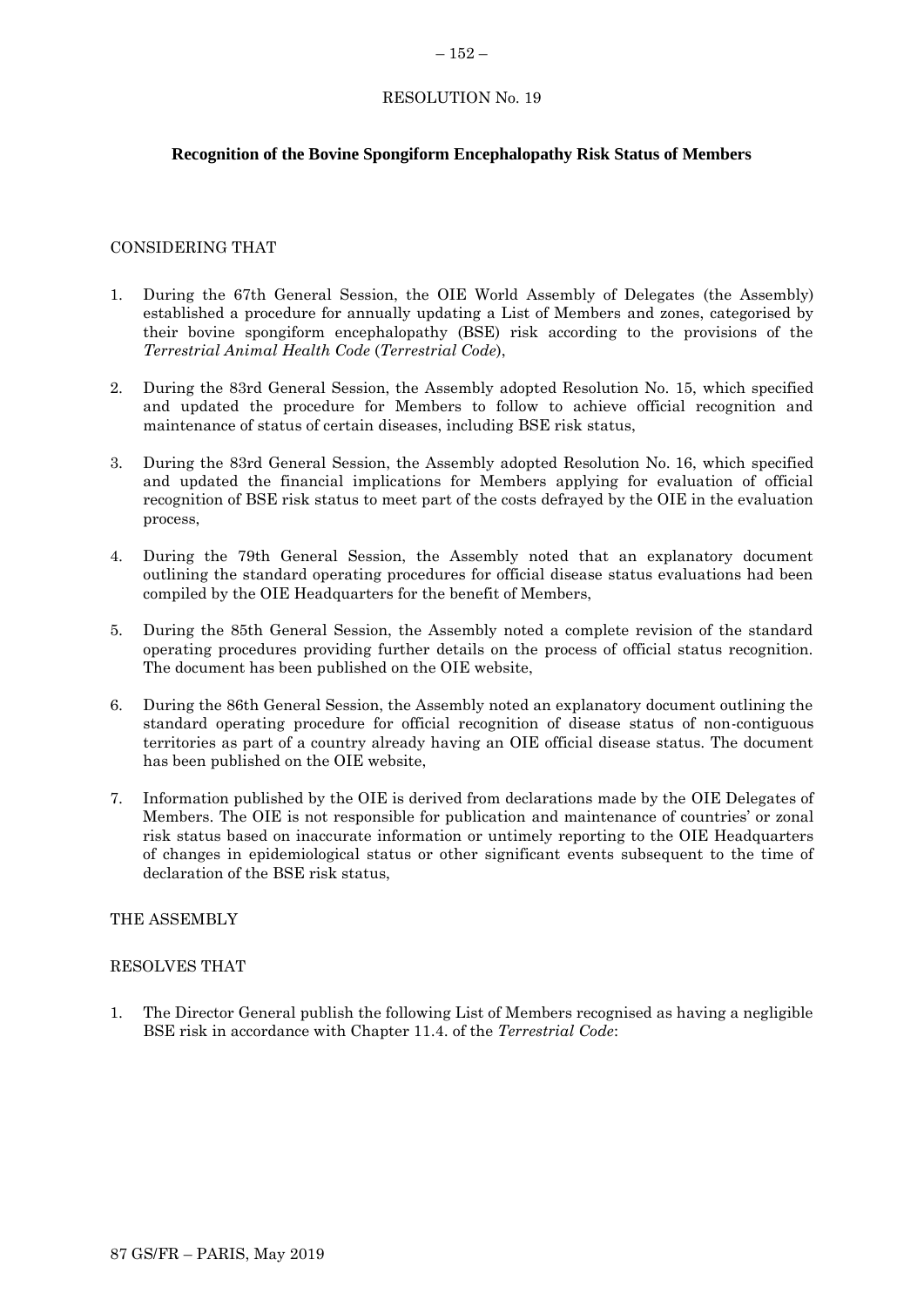RESOLUTION No. 19

## Recognition of the Bovine Spongiform Encephalopathy Risk Status of Members

CONSIDERING THAT

1. During the 67th General Session, the OIE World Assembly of Delegates (the Assembly) established a procedure for annually updating a List of Members and zones, categorised by their bovine spongiform encephalopathy (BSE) risk according to the provisions of the *Terrestrial Animal Health Code* (*Terrestrial Code*),

2. During the 83rd General Session, the Assembly adopted Resolution No. 15, which specified and updated the procedure for Members to follow to achieve official recognition and maintenance of status of certain diseases, including BSE risk status,

3. During the 83rd General Session, the Assembly adopted Resolution No. 16, which specified and updated the financial implications for Members applying for evaluation of official recognition of BSE risk status to meet part of the costs defrayed by the OIE in the evaluation process,

4. During the 79th General Session, the Assembly noted that an explanatory document outlining the standard operating procedures for official disease status evaluations had been compiled by the OIE Headquarters for the benefit of Members,

5. During the 85th General Session, the Assembly noted a complete revision of the standard operating procedures providing further details on the process of official status recognition. The document has been published on the OIE website,

6. During the 86th General Session, the Assembly noted an explanatory document outlining the standard operating procedure for official recognition of disease status of non-contiguous territories as part of a country already having an OIE official disease status. The document has been published on the OIE website,

7. Information published by the OIE is derived from declarations made by the OIE Delegates of Members. The OIE is not responsible for publication and maintenance of countries' or zonal risk status based on inaccurate information or untimely reporting to the OIE Headquarters of changes in epidemiological status or other significant events subsequent to the time of declaration of the BSE risk status,

THE ASSEMBLY

RESOLVES THAT

1. The Director General publish the following List of Members recognised as having a negligible BSE risk in accordance with Chapter 11.4. of the *Terrestrial Code*: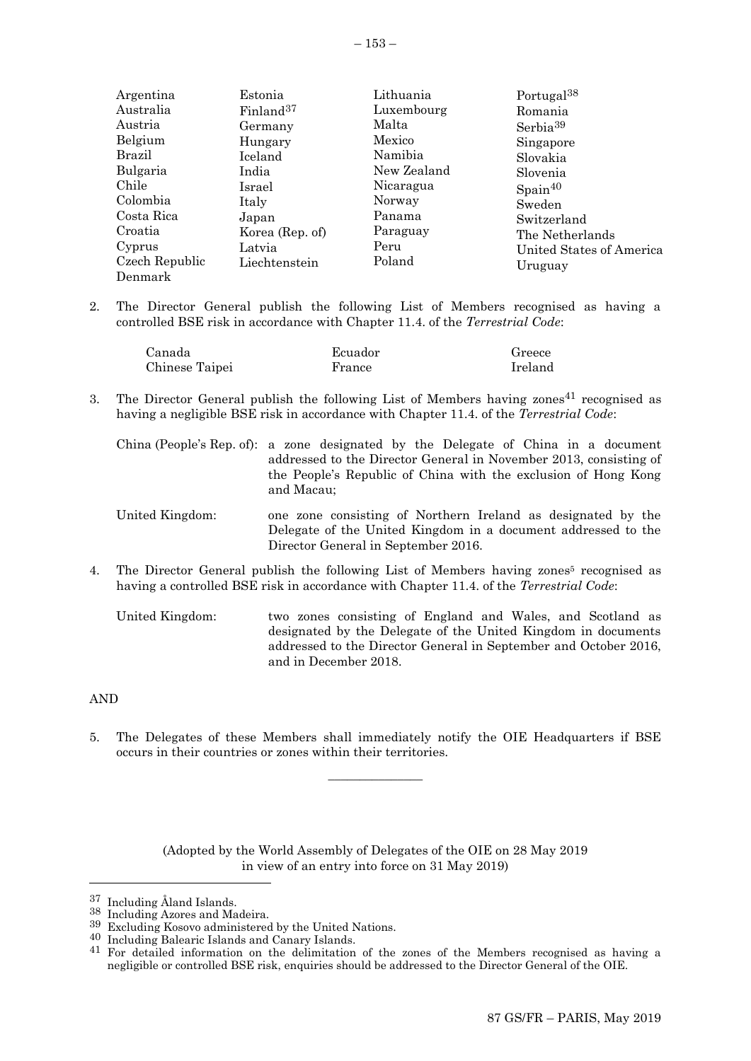Argentina
Australia
Austria
Belgium
Brazil
Bulgaria
Chile
Colombia
Costa Rica
Croatia
Cyprus
Czech Republic
Denmark
Estonia
Finland[37]
Germany
Hungary
Iceland
India
Israel
Italy
Japan
Korea (Rep. of)
Latvia
Liechtenstein
Lithuania
Luxembourg
Malta
Mexico
Namibia
New Zealand
Nicaragua
Norway
Panama
Paraguay
Peru
Poland
Portugal[38]
Romania
Serbia[39]
Singapore
Slovakia
Slovenia
Spain[40]
Sweden
Switzerland
The Netherlands
United States of America
Uruguay

2. The Director General publish the following List of Members recognised as having a controlled BSE risk in accordance with Chapter 11.4. of the *Terrestrial Code*:

Canada
Chinese Taipei
Ecuador
France
Greece
Ireland

3. The Director General publish the following List of Members having zones[41] recognised as having a negligible BSE risk in accordance with Chapter 11.4. of the *Terrestrial Code*:

China (People's Rep. of): a zone designated by the Delegate of China in a document addressed to the Director General in November 2013, consisting of the People's Republic of China with the exclusion of Hong Kong and Macau;

United Kingdom: one zone consisting of Northern Ireland as designated by the Delegate of the United Kingdom in a document addressed to the Director General in September 2016.

4. The Director General publish the following List of Members having zones[5] recognised as having a controlled BSE risk in accordance with Chapter 11.4. of the *Terrestrial Code*:

United Kingdom: two zones consisting of England and Wales, and Scotland as designated by the Delegate of the United Kingdom in documents addressed to the Director General in September and October 2016, and in December 2018.

AND

5. The Delegates of these Members shall immediately notify the OIE Headquarters if BSE occurs in their countries or zones within their territories.

---

(Adopted by the World Assembly of Delegates of the OIE on 28 May 2019 in view of an entry into force on 31 May 2019)

---

[37] Including Åland Islands.

[38] Including Azores and Madeira.

[39] Excluding Kosovo administered by the United Nations.

[40] Including Balearic Islands and Canary Islands.

[41] For detailed information on the delimitation of the zones of the Members recognised as having a negligible or controlled BSE risk, enquiries should be addressed to the Director General of the OIE.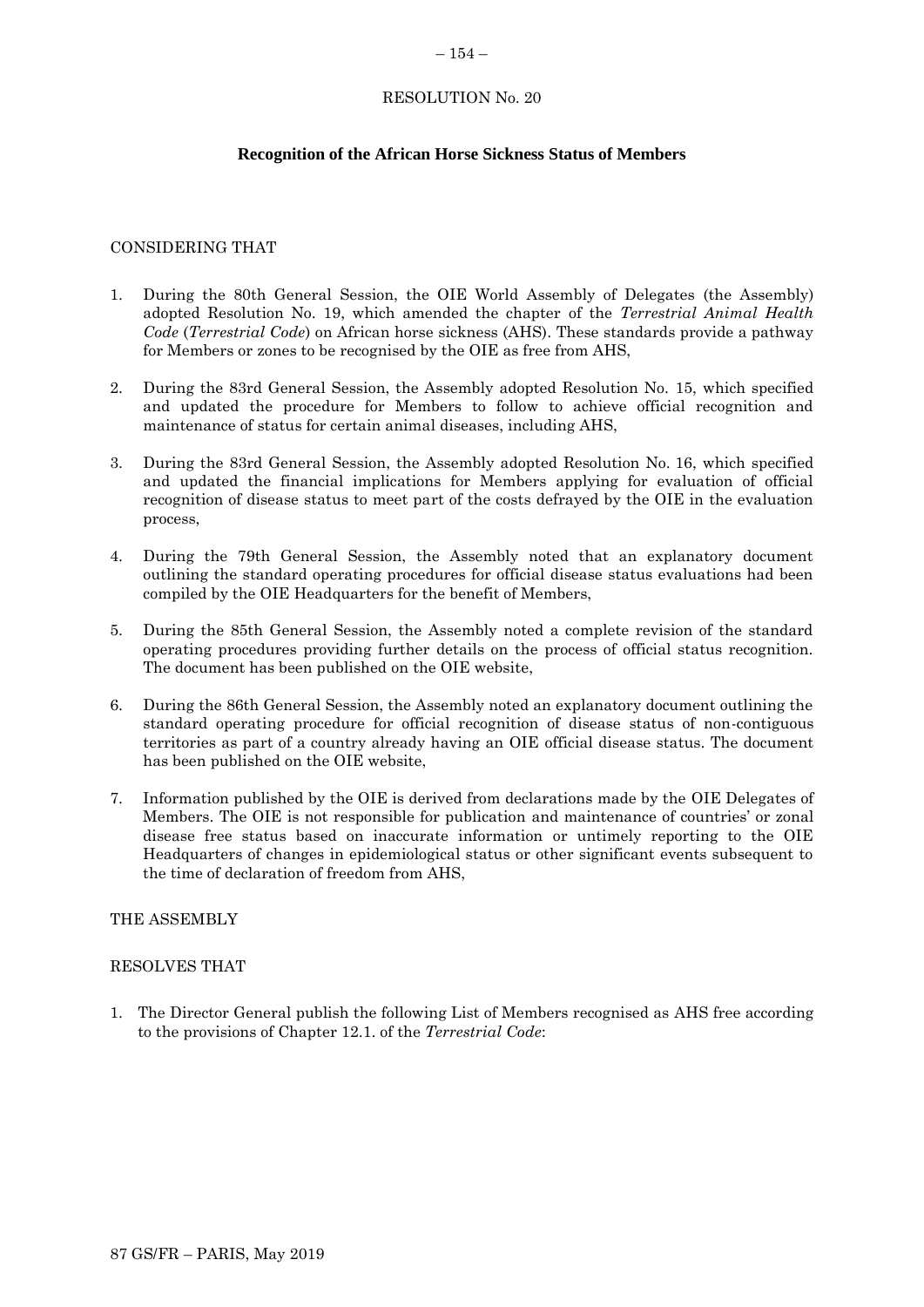RESOLUTION No. 20

# Recognition of the African Horse Sickness Status of Members

CONSIDERING THAT

1. During the 80th General Session, the OIE World Assembly of Delegates (the Assembly) adopted Resolution No. 19, which amended the chapter of the *Terrestrial Animal Health Code* (*Terrestrial Code*) on African horse sickness (AHS). These standards provide a pathway for Members or zones to be recognised by the OIE as free from AHS,

2. During the 83rd General Session, the Assembly adopted Resolution No. 15, which specified and updated the procedure for Members to follow to achieve official recognition and maintenance of status for certain animal diseases, including AHS,

3. During the 83rd General Session, the Assembly adopted Resolution No. 16, which specified and updated the financial implications for Members applying for evaluation of official recognition of disease status to meet part of the costs defrayed by the OIE in the evaluation process,

4. During the 79th General Session, the Assembly noted that an explanatory document outlining the standard operating procedures for official disease status evaluations had been compiled by the OIE Headquarters for the benefit of Members,

5. During the 85th General Session, the Assembly noted a complete revision of the standard operating procedures providing further details on the process of official status recognition. The document has been published on the OIE website,

6. During the 86th General Session, the Assembly noted an explanatory document outlining the standard operating procedure for official recognition of disease status of non-contiguous territories as part of a country already having an OIE official disease status. The document has been published on the OIE website,

7. Information published by the OIE is derived from declarations made by the OIE Delegates of Members. The OIE is not responsible for publication and maintenance of countries' or zonal disease free status based on inaccurate information or untimely reporting to the OIE Headquarters of changes in epidemiological status or other significant events subsequent to the time of declaration of freedom from AHS,

THE ASSEMBLY

RESOLVES THAT

1. The Director General publish the following List of Members recognised as AHS free according to the provisions of Chapter 12.1. of the *Terrestrial Code*: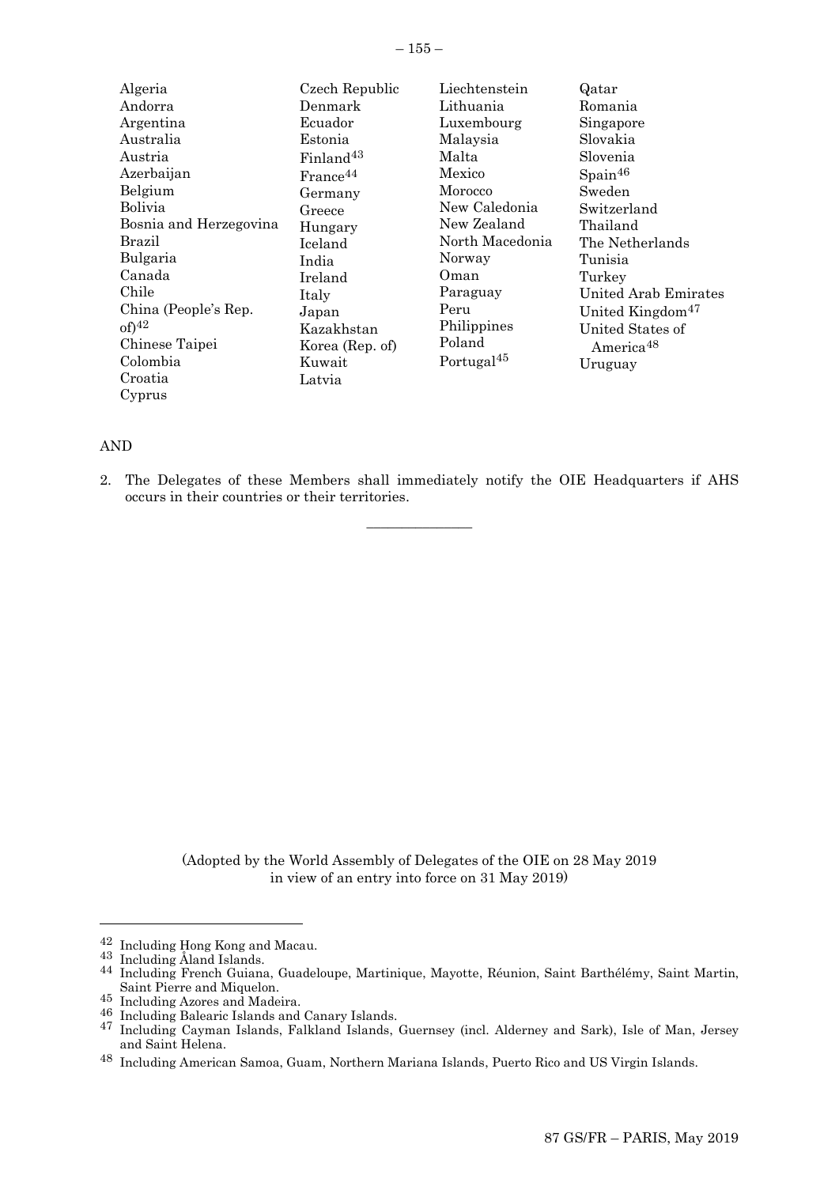Algeria
Andorra
Argentina
Australia
Austria
Azerbaijan
Belgium
Bolivia
Bosnia and Herzegovina
Brazil
Bulgaria
Canada
Chile
China (People's Rep. of)[42]
Chinese Taipei
Colombia
Croatia
Cyprus
Czech Republic
Denmark
Ecuador
Estonia
Finland[43]
France[44]
Germany
Greece
Hungary
Iceland
India
Ireland
Italy
Japan
Kazakhstan
Korea (Rep. of)
Kuwait
Latvia
Liechtenstein
Lithuania
Luxembourg
Malaysia
Malta
Mexico
Morocco
New Caledonia
New Zealand
North Macedonia
Norway
Oman
Paraguay
Peru
Philippines
Poland
Portugal[45]
Qatar
Romania
Singapore
Slovakia
Slovenia
Spain[46]
Sweden
Switzerland
Thailand
The Netherlands
Tunisia
Turkey
United Arab Emirates
United Kingdom[47]
United States of America[48]
Uruguay

AND

2. The Delegates of these Members shall immediately notify the OIE Headquarters if AHS occurs in their countries or their territories.

_______________

(Adopted by the World Assembly of Delegates of the OIE on 28 May 2019 in view of an entry into force on 31 May 2019)

---

[42] Including Hong Kong and Macau.
[43] Including Åland Islands.
[44] Including French Guiana, Guadeloupe, Martinique, Mayotte, Réunion, Saint Barthélémy, Saint Martin, Saint Pierre and Miquelon.
[45] Including Azores and Madeira.
[46] Including Balearic Islands and Canary Islands.
[47] Including Cayman Islands, Falkland Islands, Guernsey (incl. Alderney and Sark), Isle of Man, Jersey and Saint Helena.
[48] Including American Samoa, Guam, Northern Mariana Islands, Puerto Rico and US Virgin Islands.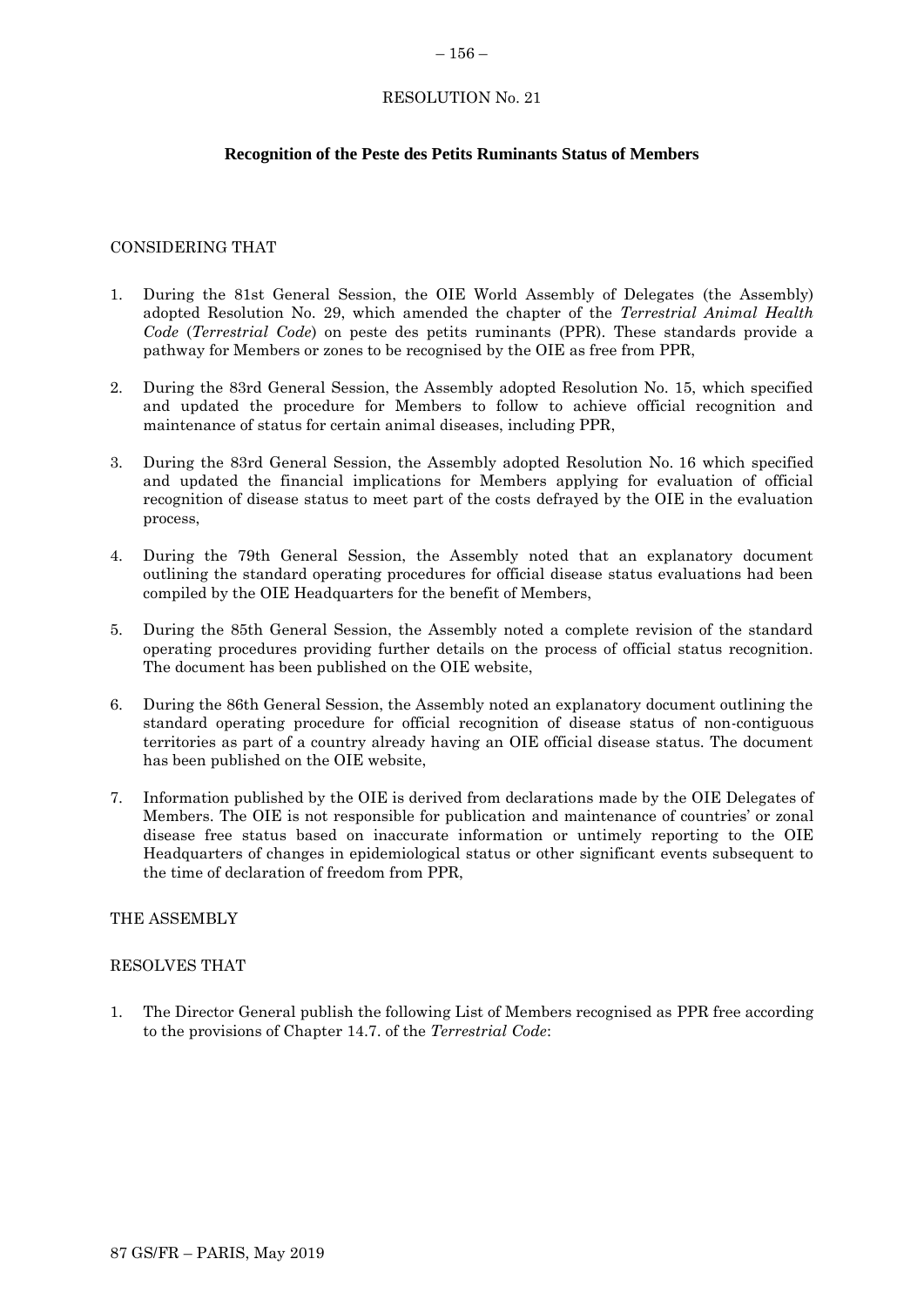RESOLUTION No. 21

## Recognition of the Peste des Petits Ruminants Status of Members

CONSIDERING THAT

1. During the 81st General Session, the OIE World Assembly of Delegates (the Assembly) adopted Resolution No. 29, which amended the chapter of the *Terrestrial Animal Health Code* (*Terrestrial Code*) on peste des petits ruminants (PPR). These standards provide a pathway for Members or zones to be recognised by the OIE as free from PPR,

2. During the 83rd General Session, the Assembly adopted Resolution No. 15, which specified and updated the procedure for Members to follow to achieve official recognition and maintenance of status for certain animal diseases, including PPR,

3. During the 83rd General Session, the Assembly adopted Resolution No. 16 which specified and updated the financial implications for Members applying for evaluation of official recognition of disease status to meet part of the costs defrayed by the OIE in the evaluation process,

4. During the 79th General Session, the Assembly noted that an explanatory document outlining the standard operating procedures for official disease status evaluations had been compiled by the OIE Headquarters for the benefit of Members,

5. During the 85th General Session, the Assembly noted a complete revision of the standard operating procedures providing further details on the process of official status recognition. The document has been published on the OIE website,

6. During the 86th General Session, the Assembly noted an explanatory document outlining the standard operating procedure for official recognition of disease status of non-contiguous territories as part of a country already having an OIE official disease status. The document has been published on the OIE website,

7. Information published by the OIE is derived from declarations made by the OIE Delegates of Members. The OIE is not responsible for publication and maintenance of countries' or zonal disease free status based on inaccurate information or untimely reporting to the OIE Headquarters of changes in epidemiological status or other significant events subsequent to the time of declaration of freedom from PPR,

THE ASSEMBLY

RESOLVES THAT

1. The Director General publish the following List of Members recognised as PPR free according to the provisions of Chapter 14.7. of the *Terrestrial Code*: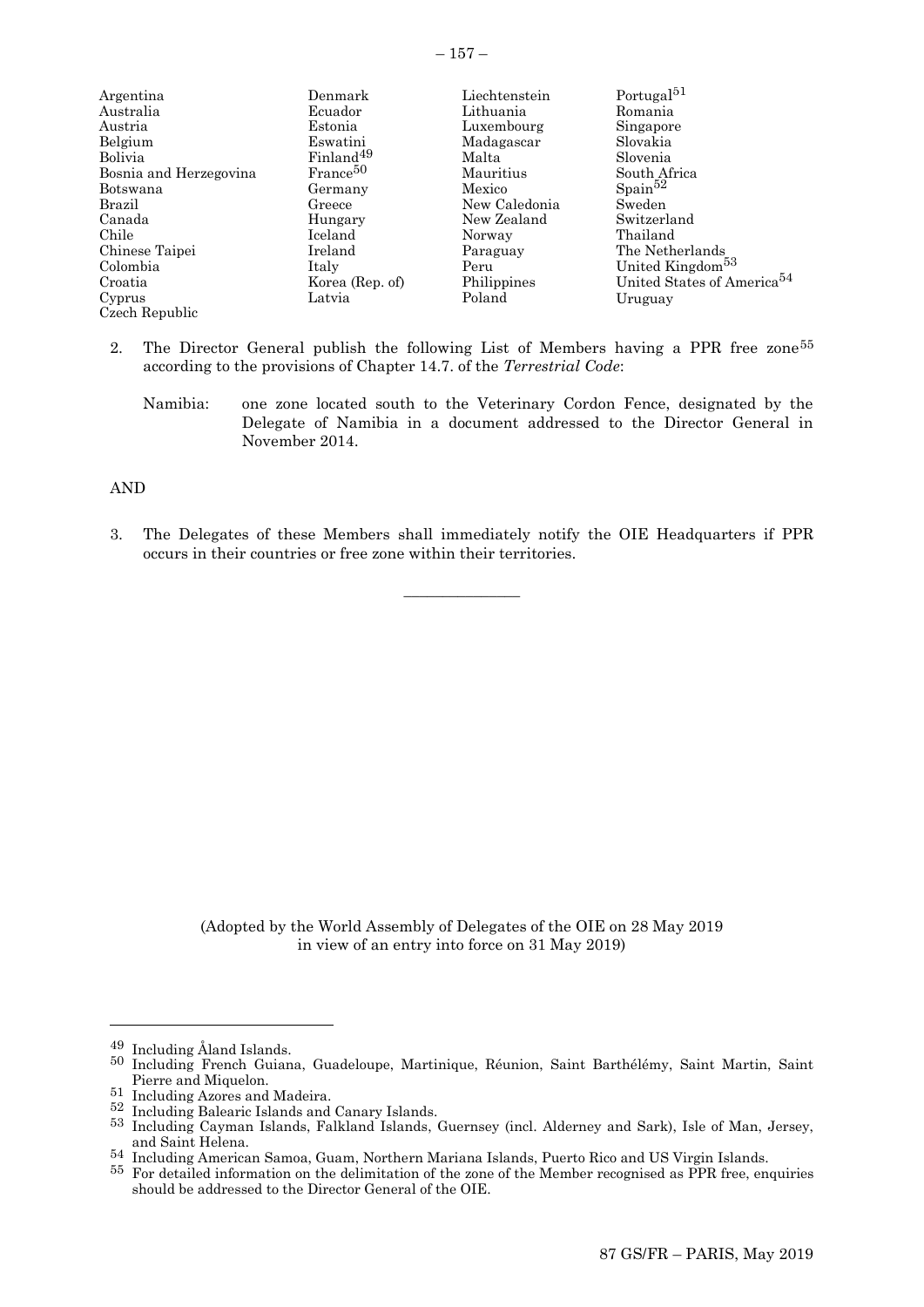Argentina
Australia
Austria
Belgium
Bolivia
Bosnia and Herzegovina
Botswana
Brazil
Canada
Chile
Chinese Taipei
Colombia
Croatia
Cyprus
Czech Republic
Denmark
Ecuador
Estonia
Eswatini
Finland[49]
France[50]
Germany
Greece
Hungary
Iceland
Ireland
Italy
Korea (Rep. of)
Latvia
Liechtenstein
Lithuania
Luxembourg
Madagascar
Malta
Mauritius
Mexico
New Caledonia
New Zealand
Norway
Paraguay
Peru
Philippines
Poland
Portugal[51]
Romania
Singapore
Slovakia
Slovenia
South Africa
Spain[52]
Sweden
Switzerland
Thailand
The Netherlands
United Kingdom[53]
United States of America[54]
Uruguay

2. The Director General publish the following List of Members having a PPR free zone[55] according to the provisions of Chapter 14.7. of the *Terrestrial Code*:

   Namibia: one zone located south to the Veterinary Cordon Fence, designated by the Delegate of Namibia in a document addressed to the Director General in November 2014.

AND

3. The Delegates of these Members shall immediately notify the OIE Headquarters if PPR occurs in their countries or free zone within their territories.

---

(Adopted by the World Assembly of Delegates of the OIE on 28 May 2019 in view of an entry into force on 31 May 2019)

---

[49] Including Åland Islands.
[50] Including French Guiana, Guadeloupe, Martinique, Réunion, Saint Barthélémy, Saint Martin, Saint Pierre and Miquelon.
[51] Including Azores and Madeira.
[52] Including Balearic Islands and Canary Islands.
[53] Including Cayman Islands, Falkland Islands, Guernsey (incl. Alderney and Sark), Isle of Man, Jersey, and Saint Helena.
[54] Including American Samoa, Guam, Northern Mariana Islands, Puerto Rico and US Virgin Islands.
[55] For detailed information on the delimitation of the zone of the Member recognised as PPR free, enquiries should be addressed to the Director General of the OIE.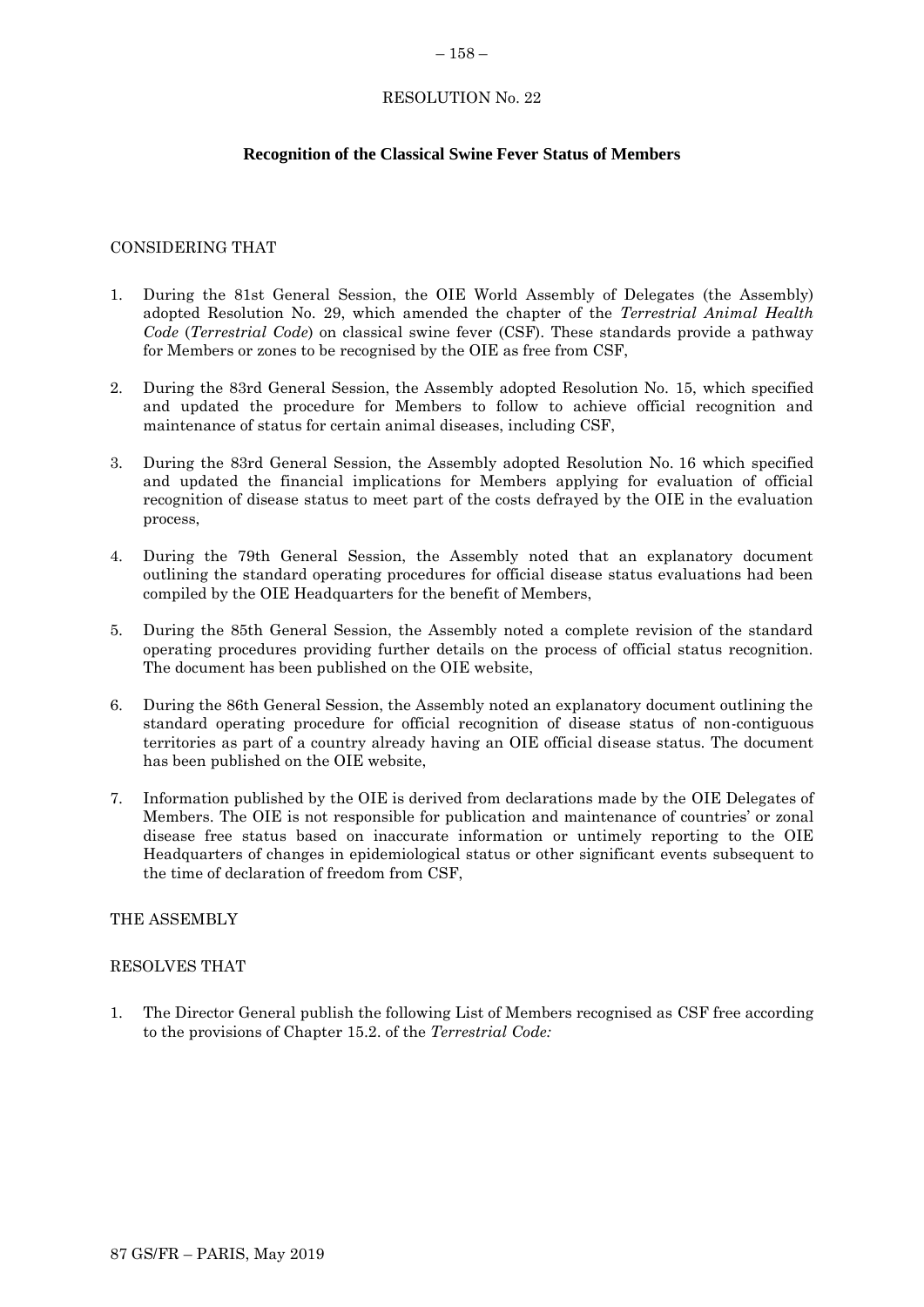RESOLUTION No. 22

## Recognition of the Classical Swine Fever Status of Members

CONSIDERING THAT

1. During the 81st General Session, the OIE World Assembly of Delegates (the Assembly) adopted Resolution No. 29, which amended the chapter of the *Terrestrial Animal Health Code* (*Terrestrial Code*) on classical swine fever (CSF). These standards provide a pathway for Members or zones to be recognised by the OIE as free from CSF,

2. During the 83rd General Session, the Assembly adopted Resolution No. 15, which specified and updated the procedure for Members to follow to achieve official recognition and maintenance of status for certain animal diseases, including CSF,

3. During the 83rd General Session, the Assembly adopted Resolution No. 16 which specified and updated the financial implications for Members applying for evaluation of official recognition of disease status to meet part of the costs defrayed by the OIE in the evaluation process,

4. During the 79th General Session, the Assembly noted that an explanatory document outlining the standard operating procedures for official disease status evaluations had been compiled by the OIE Headquarters for the benefit of Members,

5. During the 85th General Session, the Assembly noted a complete revision of the standard operating procedures providing further details on the process of official status recognition. The document has been published on the OIE website,

6. During the 86th General Session, the Assembly noted an explanatory document outlining the standard operating procedure for official recognition of disease status of non-contiguous territories as part of a country already having an OIE official disease status. The document has been published on the OIE website,

7. Information published by the OIE is derived from declarations made by the OIE Delegates of Members. The OIE is not responsible for publication and maintenance of countries' or zonal disease free status based on inaccurate information or untimely reporting to the OIE Headquarters of changes in epidemiological status or other significant events subsequent to the time of declaration of freedom from CSF,

THE ASSEMBLY

RESOLVES THAT

1. The Director General publish the following List of Members recognised as CSF free according to the provisions of Chapter 15.2. of the *Terrestrial Code:*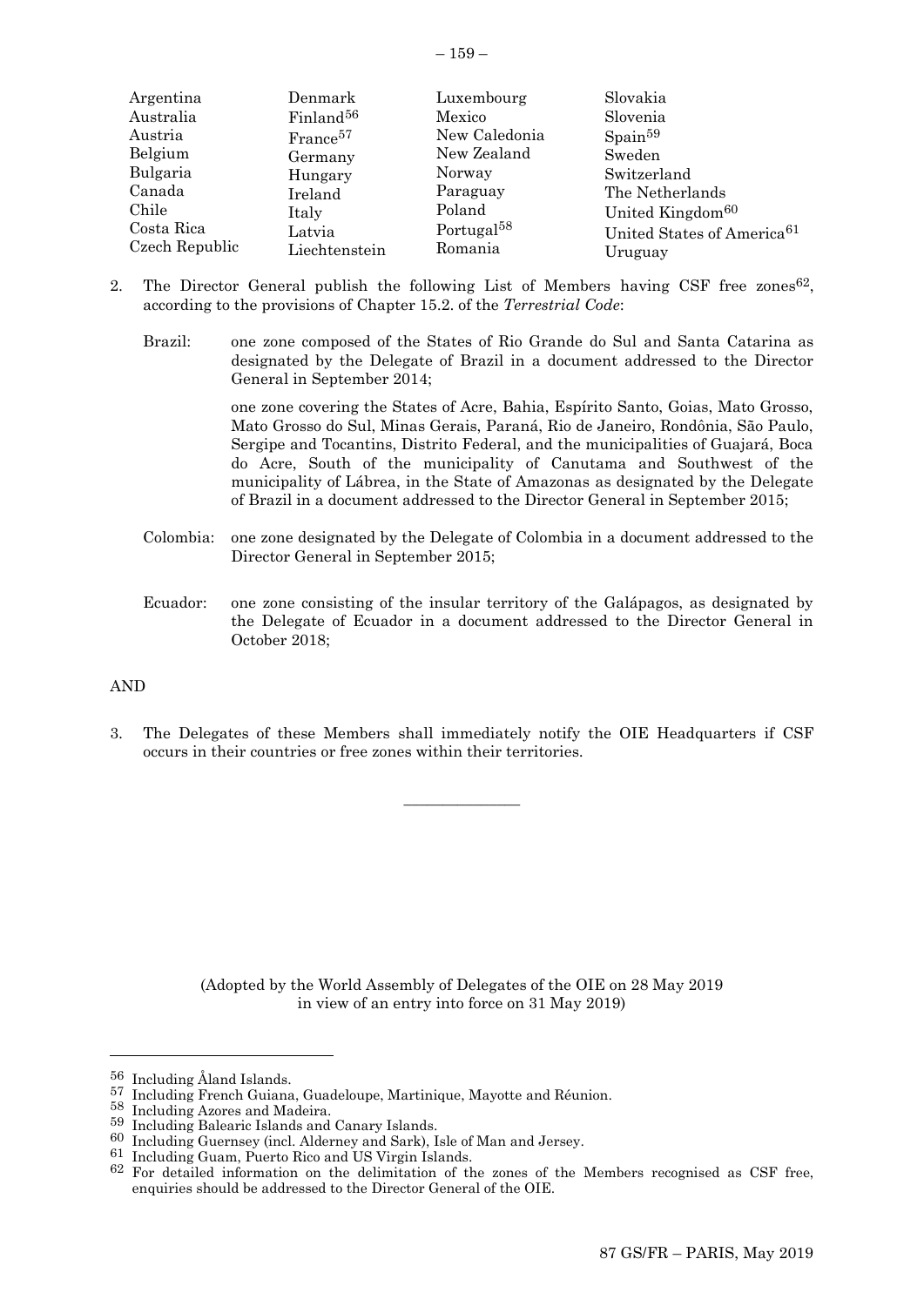Argentina
Australia
Austria
Belgium
Bulgaria
Canada
Chile
Costa Rica
Czech Republic
Denmark
Finland[56]
France[57]
Germany
Hungary
Ireland
Italy
Latvia
Liechtenstein
Luxembourg
Mexico
New Caledonia
New Zealand
Norway
Paraguay
Poland
Portugal[58]
Romania
Slovakia
Slovenia
Spain[59]
Sweden
Switzerland
The Netherlands
United Kingdom[60]
United States of America[61]
Uruguay

2. The Director General publish the following List of Members having CSF free zones[62], according to the provisions of Chapter 15.2. of the *Terrestrial Code*:

Brazil: one zone composed of the States of Rio Grande do Sul and Santa Catarina as designated by the Delegate of Brazil in a document addressed to the Director General in September 2014;

one zone covering the States of Acre, Bahia, Espírito Santo, Goias, Mato Grosso, Mato Grosso do Sul, Minas Gerais, Paraná, Rio de Janeiro, Rondônia, São Paulo, Sergipe and Tocantins, Distrito Federal, and the municipalities of Guajará, Boca do Acre, South of the municipality of Canutama and Southwest of the municipality of Lábrea, in the State of Amazonas as designated by the Delegate of Brazil in a document addressed to the Director General in September 2015;

Colombia: one zone designated by the Delegate of Colombia in a document addressed to the Director General in September 2015;

Ecuador: one zone consisting of the insular territory of the Galápagos, as designated by the Delegate of Ecuador in a document addressed to the Director General in October 2018;

AND

3. The Delegates of these Members shall immediately notify the OIE Headquarters if CSF occurs in their countries or free zones within their territories.

_______________

(Adopted by the World Assembly of Delegates of the OIE on 28 May 2019 in view of an entry into force on 31 May 2019)

---

[56] Including Åland Islands.
[57] Including French Guiana, Guadeloupe, Martinique, Mayotte and Réunion.
[58] Including Azores and Madeira.
[59] Including Balearic Islands and Canary Islands.
[60] Including Guernsey (incl. Alderney and Sark), Isle of Man and Jersey.
[61] Including Guam, Puerto Rico and US Virgin Islands.
[62] For detailed information on the delimitation of the zones of the Members recognised as CSF free, enquiries should be addressed to the Director General of the OIE.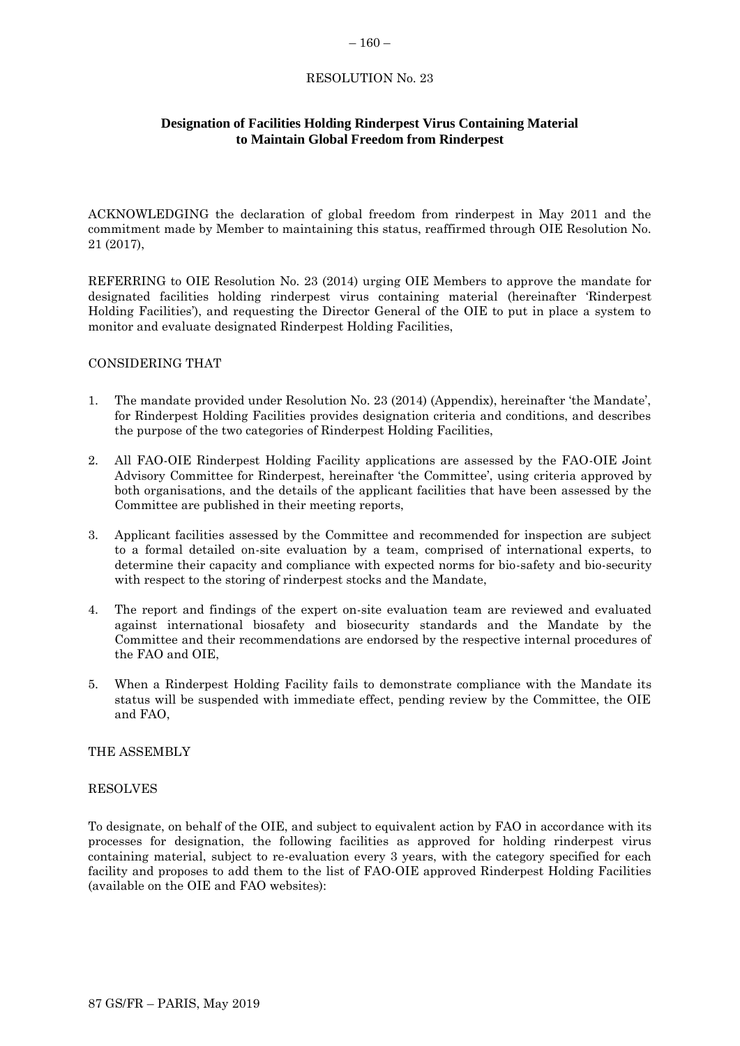RESOLUTION No. 23

## Designation of Facilities Holding Rinderpest Virus Containing Material to Maintain Global Freedom from Rinderpest

ACKNOWLEDGING the declaration of global freedom from rinderpest in May 2011 and the commitment made by Member to maintaining this status, reaffirmed through OIE Resolution No. 21 (2017),

REFERRING to OIE Resolution No. 23 (2014) urging OIE Members to approve the mandate for designated facilities holding rinderpest virus containing material (hereinafter 'Rinderpest Holding Facilities'), and requesting the Director General of the OIE to put in place a system to monitor and evaluate designated Rinderpest Holding Facilities,

CONSIDERING THAT

1. The mandate provided under Resolution No. 23 (2014) (Appendix), hereinafter 'the Mandate', for Rinderpest Holding Facilities provides designation criteria and conditions, and describes the purpose of the two categories of Rinderpest Holding Facilities,
2. All FAO-OIE Rinderpest Holding Facility applications are assessed by the FAO-OIE Joint Advisory Committee for Rinderpest, hereinafter 'the Committee', using criteria approved by both organisations, and the details of the applicant facilities that have been assessed by the Committee are published in their meeting reports,
3. Applicant facilities assessed by the Committee and recommended for inspection are subject to a formal detailed on-site evaluation by a team, comprised of international experts, to determine their capacity and compliance with expected norms for bio-safety and bio-security with respect to the storing of rinderpest stocks and the Mandate,
4. The report and findings of the expert on-site evaluation team are reviewed and evaluated against international biosafety and biosecurity standards and the Mandate by the Committee and their recommendations are endorsed by the respective internal procedures of the FAO and OIE,
5. When a Rinderpest Holding Facility fails to demonstrate compliance with the Mandate its status will be suspended with immediate effect, pending review by the Committee, the OIE and FAO,

THE ASSEMBLY

RESOLVES

To designate, on behalf of the OIE, and subject to equivalent action by FAO in accordance with its processes for designation, the following facilities as approved for holding rinderpest virus containing material, subject to re-evaluation every 3 years, with the category specified for each facility and proposes to add them to the list of FAO-OIE approved Rinderpest Holding Facilities (available on the OIE and FAO websites):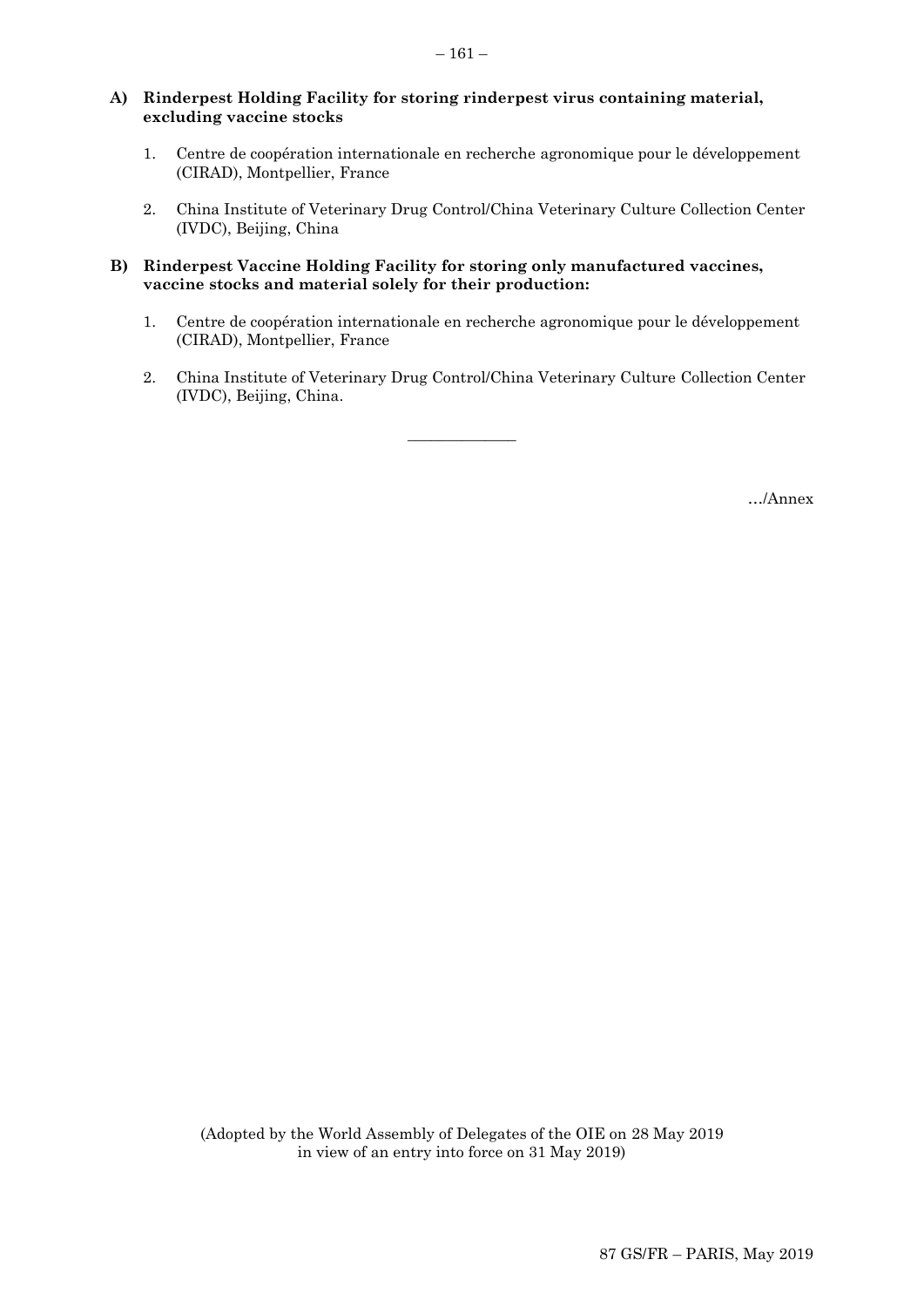**A) Rinderpest Holding Facility for storing rinderpest virus containing material, excluding vaccine stocks**

1. Centre de coopération internationale en recherche agronomique pour le développement (CIRAD), Montpellier, France
2. China Institute of Veterinary Drug Control/China Veterinary Culture Collection Center (IVDC), Beijing, China

**B) Rinderpest Vaccine Holding Facility for storing only manufactured vaccines, vaccine stocks and material solely for their production:**

1. Centre de coopération internationale en recherche agronomique pour le développement (CIRAD), Montpellier, France
2. China Institute of Veterinary Drug Control/China Veterinary Culture Collection Center (IVDC), Beijing, China.

_______________

…/Annex

(Adopted by the World Assembly of Delegates of the OIE on 28 May 2019 in view of an entry into force on 31 May 2019)

87 GS/FR – PARIS, May 2019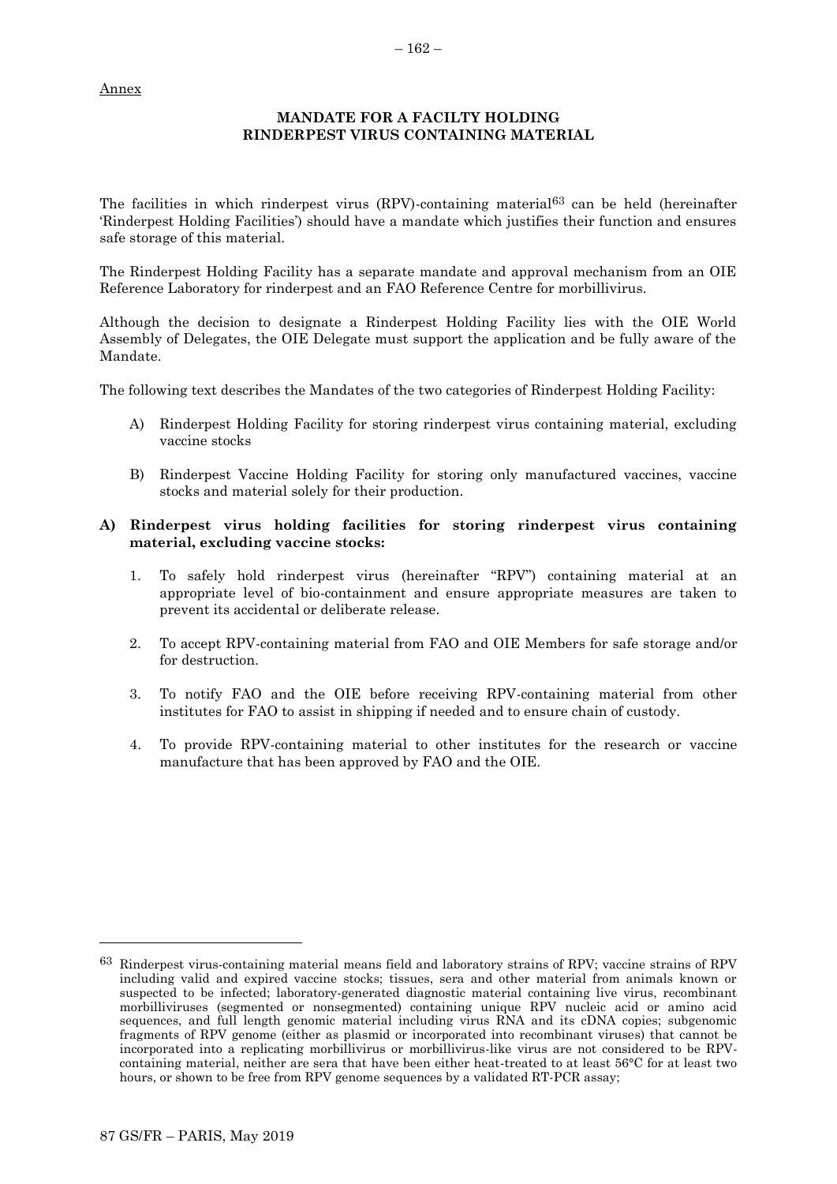Annex

## MANDATE FOR A FACILTY HOLDING RINDERPEST VIRUS CONTAINING MATERIAL

The facilities in which rinderpest virus (RPV)-containing material[63] can be held (hereinafter 'Rinderpest Holding Facilities') should have a mandate which justifies their function and ensures safe storage of this material.

The Rinderpest Holding Facility has a separate mandate and approval mechanism from an OIE Reference Laboratory for rinderpest and an FAO Reference Centre for morbillivirus.

Although the decision to designate a Rinderpest Holding Facility lies with the OIE World Assembly of Delegates, the OIE Delegate must support the application and be fully aware of the Mandate.

The following text describes the Mandates of the two categories of Rinderpest Holding Facility:

A) Rinderpest Holding Facility for storing rinderpest virus containing material, excluding vaccine stocks

B) Rinderpest Vaccine Holding Facility for storing only manufactured vaccines, vaccine stocks and material solely for their production.

### A) Rinderpest virus holding facilities for storing rinderpest virus containing material, excluding vaccine stocks:

1. To safely hold rinderpest virus (hereinafter "RPV") containing material at an appropriate level of bio-containment and ensure appropriate measures are taken to prevent its accidental or deliberate release.

2. To accept RPV-containing material from FAO and OIE Members for safe storage and/or for destruction.

3. To notify FAO and the OIE before receiving RPV-containing material from other institutes for FAO to assist in shipping if needed and to ensure chain of custody.

4. To provide RPV-containing material to other institutes for the research or vaccine manufacture that has been approved by FAO and the OIE.

---

[63] Rinderpest virus-containing material means field and laboratory strains of RPV; vaccine strains of RPV including valid and expired vaccine stocks; tissues, sera and other material from animals known or suspected to be infected; laboratory-generated diagnostic material containing live virus, recombinant morbilliviruses (segmented or nonsegmented) containing unique RPV nucleic acid or amino acid sequences, and full length genomic material including virus RNA and its cDNA copies; subgenomic fragments of RPV genome (either as plasmid or incorporated into recombinant viruses) that cannot be incorporated into a replicating morbillivirus or morbillivirus-like virus are not considered to be RPV-containing material, neither are sera that have been either heat-treated to at least 56°C for at least two hours, or shown to be free from RPV genome sequences by a validated RT-PCR assay;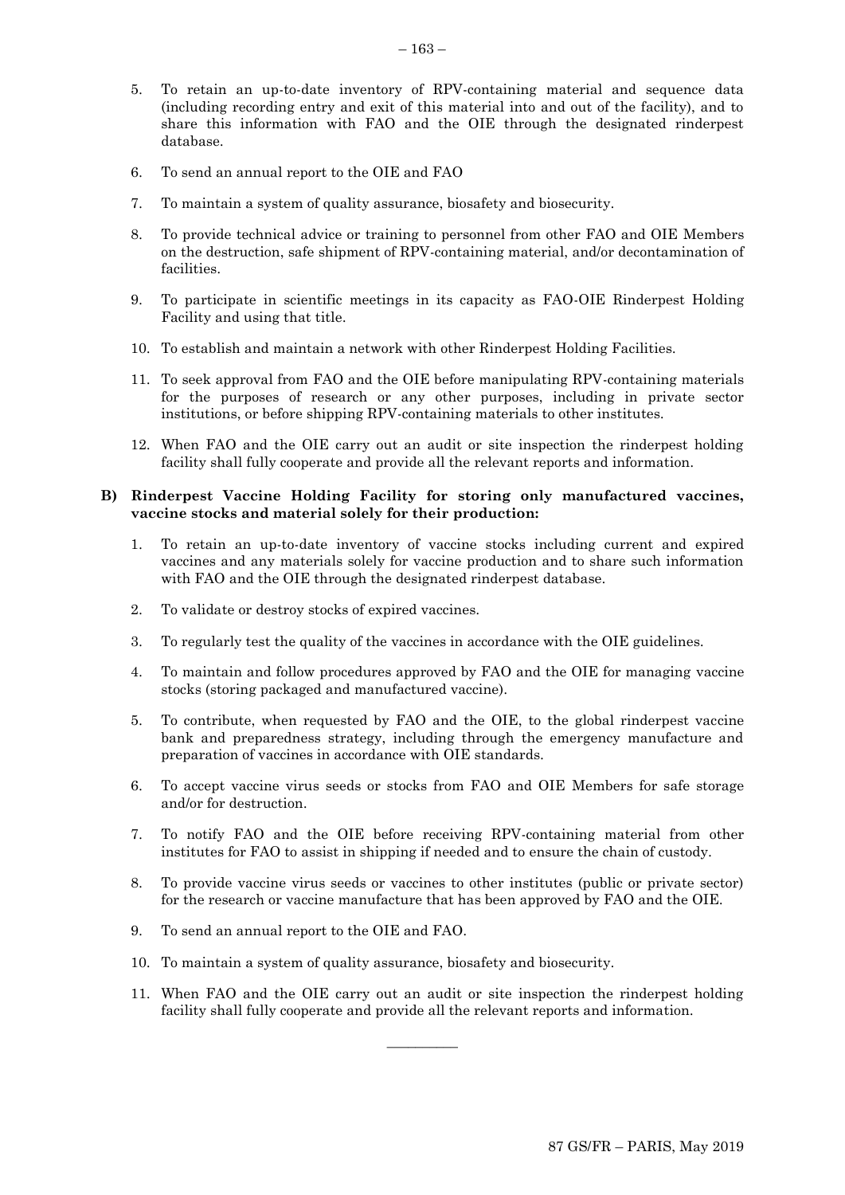5. To retain an up-to-date inventory of RPV-containing material and sequence data (including recording entry and exit of this material into and out of the facility), and to share this information with FAO and the OIE through the designated rinderpest database.

6. To send an annual report to the OIE and FAO

7. To maintain a system of quality assurance, biosafety and biosecurity.

8. To provide technical advice or training to personnel from other FAO and OIE Members on the destruction, safe shipment of RPV-containing material, and/or decontamination of facilities.

9. To participate in scientific meetings in its capacity as FAO-OIE Rinderpest Holding Facility and using that title.

10. To establish and maintain a network with other Rinderpest Holding Facilities.

11. To seek approval from FAO and the OIE before manipulating RPV-containing materials for the purposes of research or any other purposes, including in private sector institutions, or before shipping RPV-containing materials to other institutes.

12. When FAO and the OIE carry out an audit or site inspection the rinderpest holding facility shall fully cooperate and provide all the relevant reports and information.

**B) Rinderpest Vaccine Holding Facility for storing only manufactured vaccines, vaccine stocks and material solely for their production:**

1. To retain an up-to-date inventory of vaccine stocks including current and expired vaccines and any materials solely for vaccine production and to share such information with FAO and the OIE through the designated rinderpest database.

2. To validate or destroy stocks of expired vaccines.

3. To regularly test the quality of the vaccines in accordance with the OIE guidelines.

4. To maintain and follow procedures approved by FAO and the OIE for managing vaccine stocks (storing packaged and manufactured vaccine).

5. To contribute, when requested by FAO and the OIE, to the global rinderpest vaccine bank and preparedness strategy, including through the emergency manufacture and preparation of vaccines in accordance with OIE standards.

6. To accept vaccine virus seeds or stocks from FAO and OIE Members for safe storage and/or for destruction.

7. To notify FAO and the OIE before receiving RPV-containing material from other institutes for FAO to assist in shipping if needed and to ensure the chain of custody.

8. To provide vaccine virus seeds or vaccines to other institutes (public or private sector) for the research or vaccine manufacture that has been approved by FAO and the OIE.

9. To send an annual report to the OIE and FAO.

10. To maintain a system of quality assurance, biosafety and biosecurity.

11. When FAO and the OIE carry out an audit or site inspection the rinderpest holding facility shall fully cooperate and provide all the relevant reports and information.

\_\_\_\_\_\_\_\_\_\_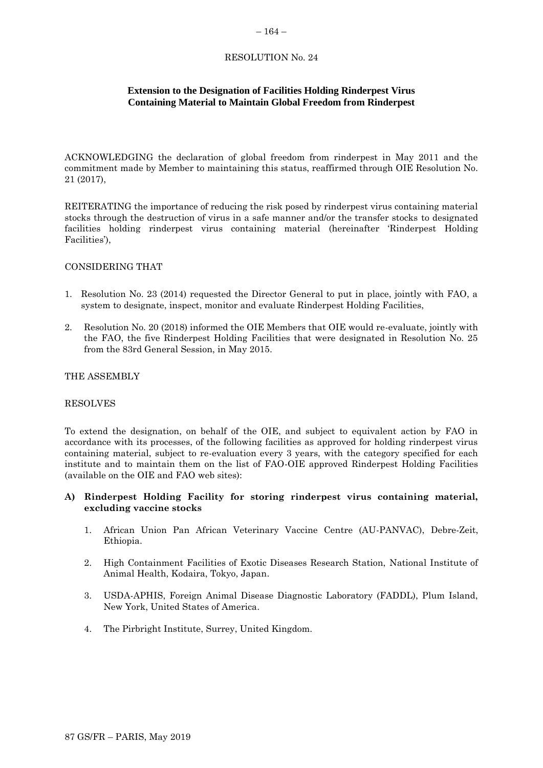RESOLUTION No. 24

**Extension to the Designation of Facilities Holding Rinderpest Virus Containing Material to Maintain Global Freedom from Rinderpest**

ACKNOWLEDGING the declaration of global freedom from rinderpest in May 2011 and the commitment made by Member to maintaining this status, reaffirmed through OIE Resolution No. 21 (2017),

REITERATING the importance of reducing the risk posed by rinderpest virus containing material stocks through the destruction of virus in a safe manner and/or the transfer stocks to designated facilities holding rinderpest virus containing material (hereinafter 'Rinderpest Holding Facilities'),

CONSIDERING THAT

1. Resolution No. 23 (2014) requested the Director General to put in place, jointly with FAO, a system to designate, inspect, monitor and evaluate Rinderpest Holding Facilities,
2. Resolution No. 20 (2018) informed the OIE Members that OIE would re-evaluate, jointly with the FAO, the five Rinderpest Holding Facilities that were designated in Resolution No. 25 from the 83rd General Session, in May 2015.

THE ASSEMBLY

RESOLVES

To extend the designation, on behalf of the OIE, and subject to equivalent action by FAO in accordance with its processes, of the following facilities as approved for holding rinderpest virus containing material, subject to re-evaluation every 3 years, with the category specified for each institute and to maintain them on the list of FAO-OIE approved Rinderpest Holding Facilities (available on the OIE and FAO web sites):

**A) Rinderpest Holding Facility for storing rinderpest virus containing material, excluding vaccine stocks**

1. African Union Pan African Veterinary Vaccine Centre (AU-PANVAC), Debre-Zeit, Ethiopia.
2. High Containment Facilities of Exotic Diseases Research Station, National Institute of Animal Health, Kodaira, Tokyo, Japan.
3. USDA-APHIS, Foreign Animal Disease Diagnostic Laboratory (FADDL), Plum Island, New York, United States of America.
4. The Pirbright Institute, Surrey, United Kingdom.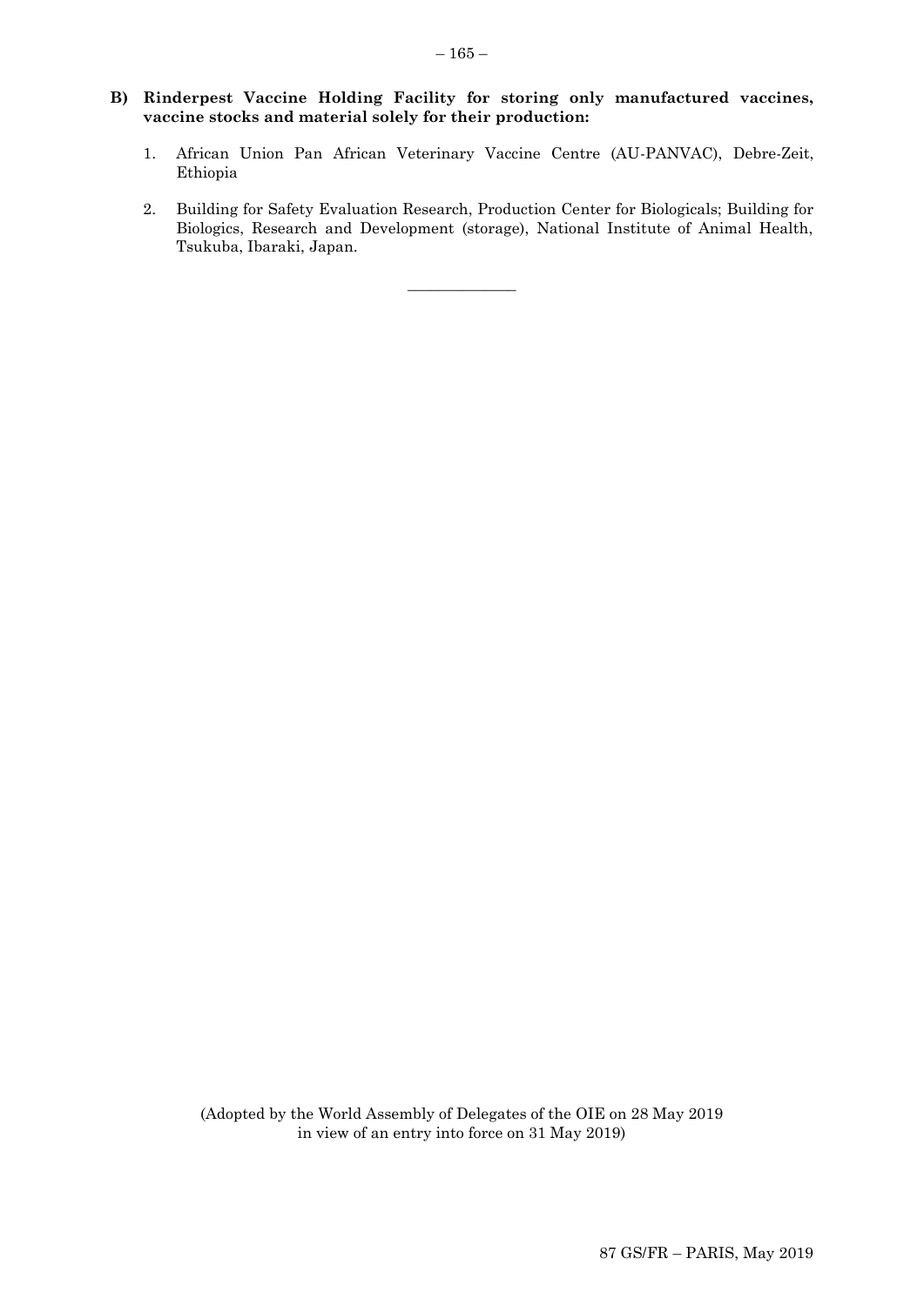**B) Rinderpest Vaccine Holding Facility for storing only manufactured vaccines, vaccine stocks and material solely for their production:**

1. African Union Pan African Veterinary Vaccine Centre (AU-PANVAC), Debre-Zeit, Ethiopia

2. Building for Safety Evaluation Research, Production Center for Biologicals; Building for Biologics, Research and Development (storage), National Institute of Animal Health, Tsukuba, Ibaraki, Japan.

---

(Adopted by the World Assembly of Delegates of the OIE on 28 May 2019 in view of an entry into force on 31 May 2019)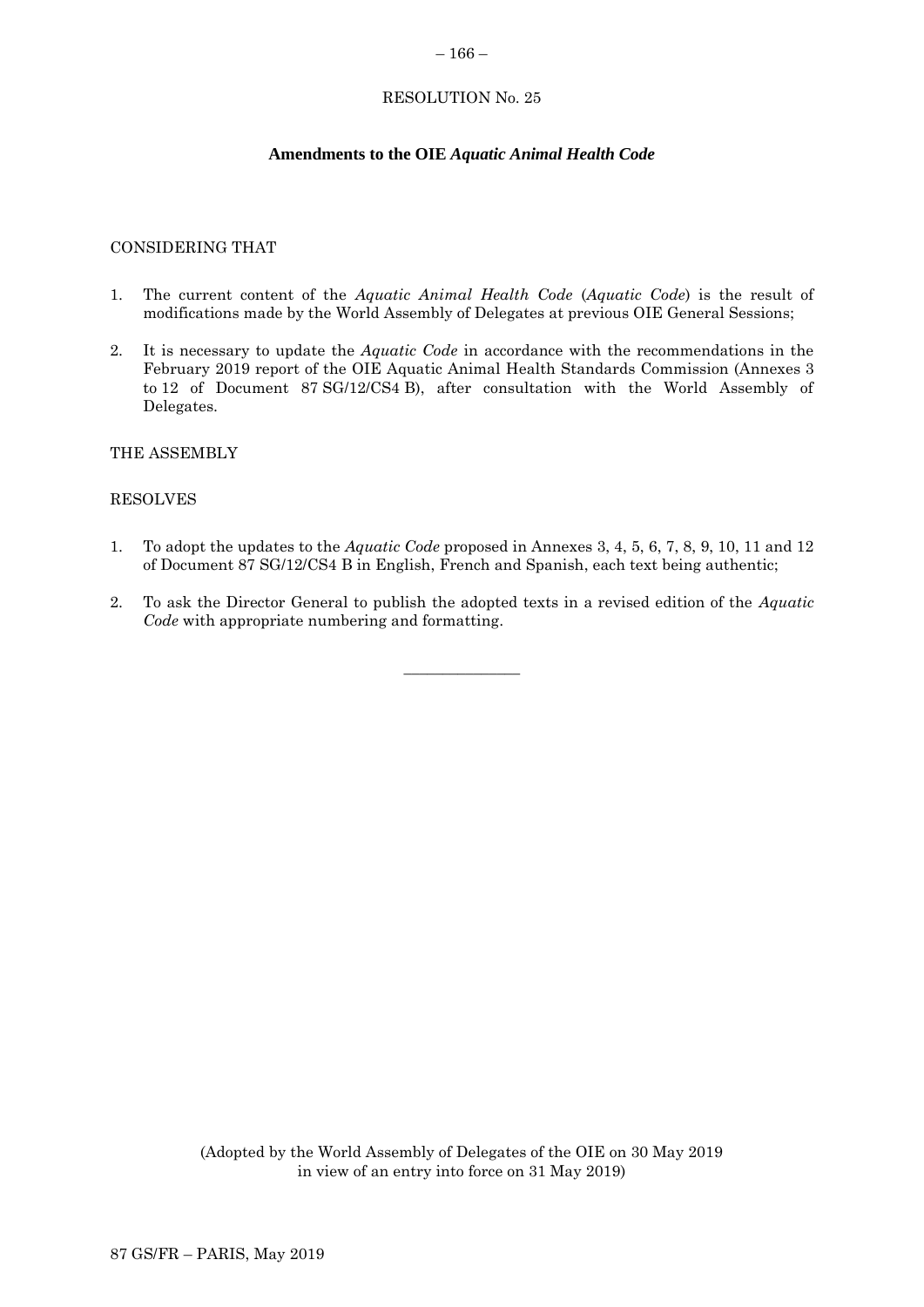# RESOLUTION No. 25

## Amendments to the OIE *Aquatic Animal Health Code*

CONSIDERING THAT

1. The current content of the *Aquatic Animal Health Code* (*Aquatic Code*) is the result of modifications made by the World Assembly of Delegates at previous OIE General Sessions;

2. It is necessary to update the *Aquatic Code* in accordance with the recommendations in the February 2019 report of the OIE Aquatic Animal Health Standards Commission (Annexes 3 to 12 of Document 87 SG/12/CS4 B), after consultation with the World Assembly of Delegates.

THE ASSEMBLY

RESOLVES

1. To adopt the updates to the *Aquatic Code* proposed in Annexes 3, 4, 5, 6, 7, 8, 9, 10, 11 and 12 of Document 87 SG/12/CS4 B in English, French and Spanish, each text being authentic;

2. To ask the Director General to publish the adopted texts in a revised edition of the *Aquatic Code* with appropriate numbering and formatting.

---

(Adopted by the World Assembly of Delegates of the OIE on 30 May 2019 in view of an entry into force on 31 May 2019)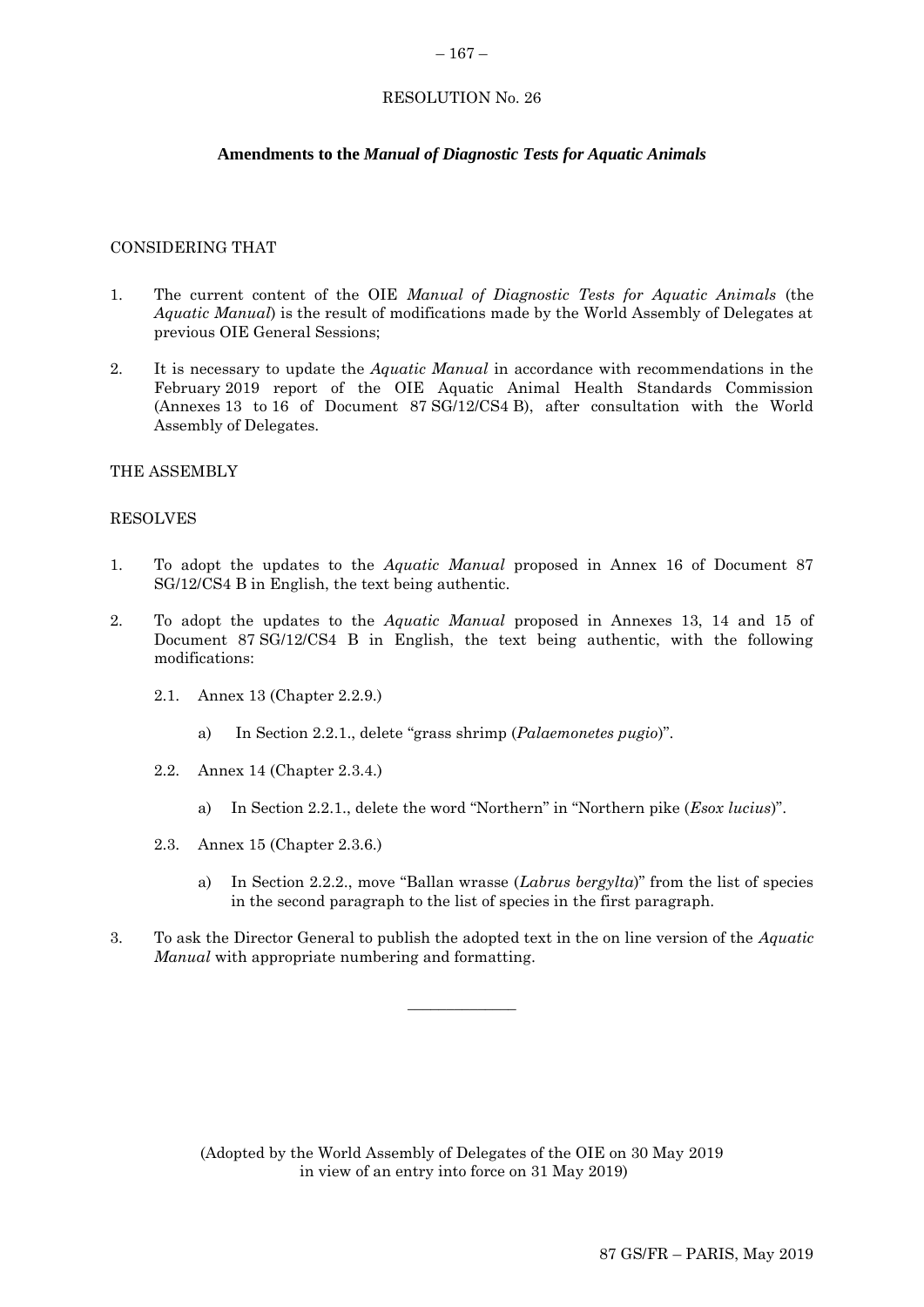RESOLUTION No. 26

## Amendments to the *Manual of Diagnostic Tests for Aquatic Animals*

CONSIDERING THAT

1. The current content of the OIE *Manual of Diagnostic Tests for Aquatic Animals* (the *Aquatic Manual*) is the result of modifications made by the World Assembly of Delegates at previous OIE General Sessions;

2. It is necessary to update the *Aquatic Manual* in accordance with recommendations in the February 2019 report of the OIE Aquatic Animal Health Standards Commission (Annexes 13 to 16 of Document 87 SG/12/CS4 B), after consultation with the World Assembly of Delegates.

THE ASSEMBLY

RESOLVES

1. To adopt the updates to the *Aquatic Manual* proposed in Annex 16 of Document 87 SG/12/CS4 B in English, the text being authentic.

2. To adopt the updates to the *Aquatic Manual* proposed in Annexes 13, 14 and 15 of Document 87 SG/12/CS4 B in English, the text being authentic, with the following modifications:

   2.1. Annex 13 (Chapter 2.2.9.)

      a) In Section 2.2.1., delete "grass shrimp (*Palaemonetes pugio*)".

   2.2. Annex 14 (Chapter 2.3.4.)

      a) In Section 2.2.1., delete the word "Northern" in "Northern pike (*Esox lucius*)".

   2.3. Annex 15 (Chapter 2.3.6.)

      a) In Section 2.2.2., move "Ballan wrasse (*Labrus bergylta*)" from the list of species in the second paragraph to the list of species in the first paragraph.

3. To ask the Director General to publish the adopted text in the on line version of the *Aquatic Manual* with appropriate numbering and formatting.

---

(Adopted by the World Assembly of Delegates of the OIE on 30 May 2019 in view of an entry into force on 31 May 2019)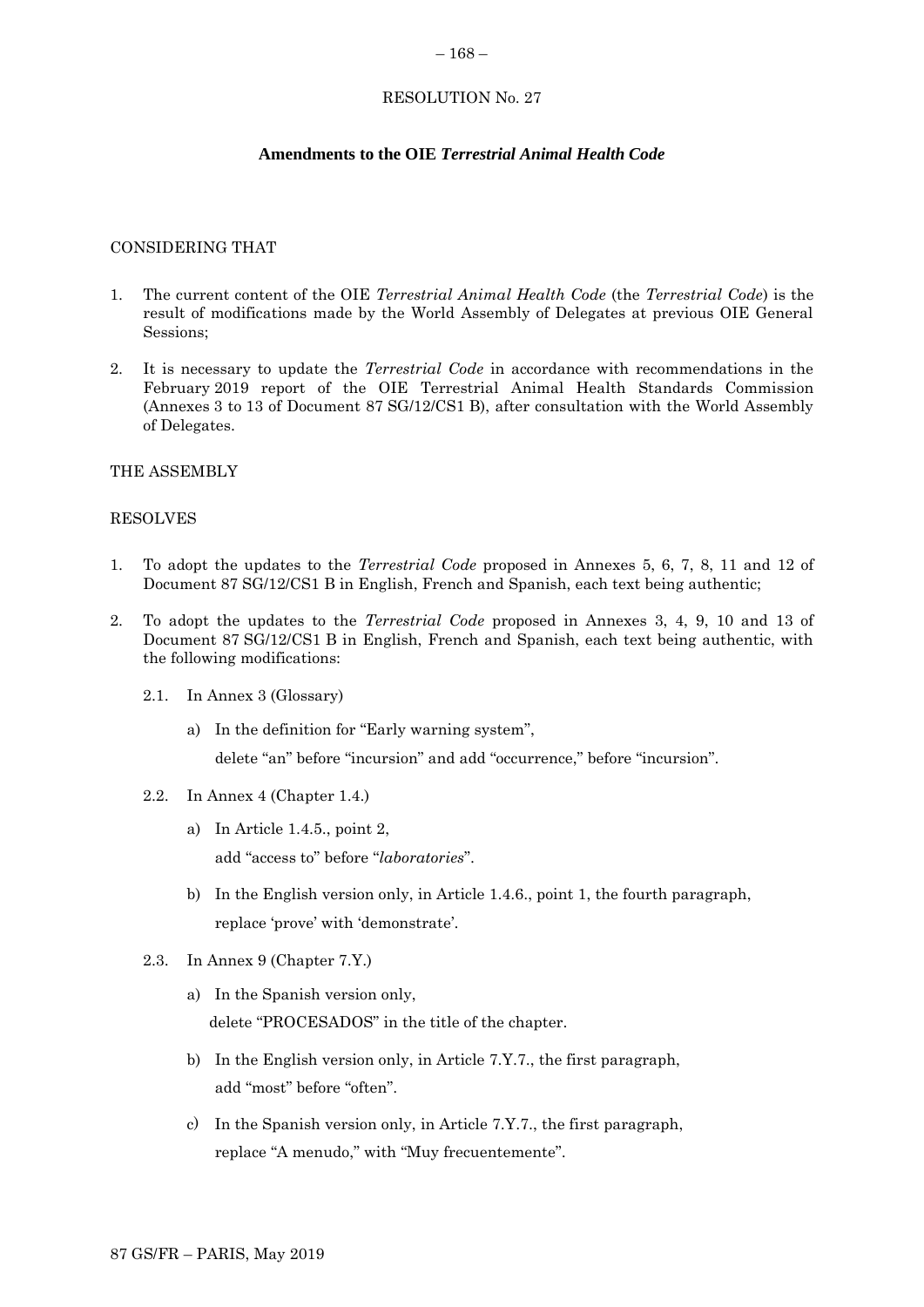RESOLUTION No. 27

**Amendments to the OIE *Terrestrial Animal Health Code***

CONSIDERING THAT

1. The current content of the OIE *Terrestrial Animal Health Code* (the *Terrestrial Code*) is the result of modifications made by the World Assembly of Delegates at previous OIE General Sessions;

2. It is necessary to update the *Terrestrial Code* in accordance with recommendations in the February 2019 report of the OIE Terrestrial Animal Health Standards Commission (Annexes 3 to 13 of Document 87 SG/12/CS1 B), after consultation with the World Assembly of Delegates.

THE ASSEMBLY

RESOLVES

1. To adopt the updates to the *Terrestrial Code* proposed in Annexes 5, 6, 7, 8, 11 and 12 of Document 87 SG/12/CS1 B in English, French and Spanish, each text being authentic;

2. To adopt the updates to the *Terrestrial Code* proposed in Annexes 3, 4, 9, 10 and 13 of Document 87 SG/12/CS1 B in English, French and Spanish, each text being authentic, with the following modifications:

   2.1. In Annex 3 (Glossary)

      a) In the definition for "Early warning system",

         delete "an" before "incursion" and add "occurrence," before "incursion".

   2.2. In Annex 4 (Chapter 1.4.)

      a) In Article 1.4.5., point 2,

         add "access to" before "*laboratories*".

      b) In the English version only, in Article 1.4.6., point 1, the fourth paragraph,

         replace 'prove' with 'demonstrate'.

   2.3. In Annex 9 (Chapter 7.Y.)

      a) In the Spanish version only,

         delete "PROCESADOS" in the title of the chapter.

      b) In the English version only, in Article 7.Y.7., the first paragraph,

         add "most" before "often".

      c) In the Spanish version only, in Article 7.Y.7., the first paragraph,

         replace "A menudo," with "Muy frecuentemente".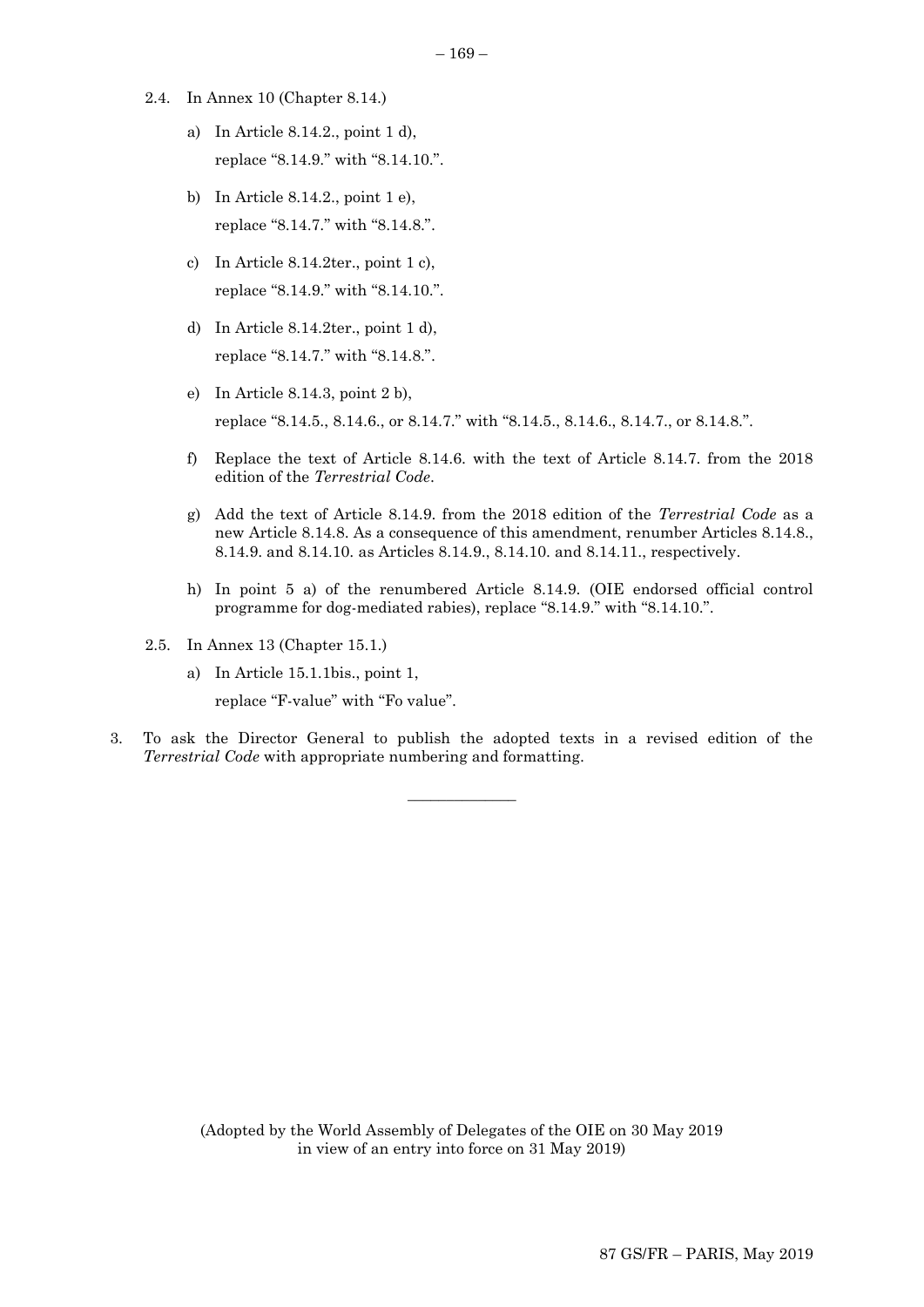2.4. In Annex 10 (Chapter 8.14.)

a) In Article 8.14.2., point 1 d),
replace "8.14.9." with "8.14.10.".

b) In Article 8.14.2., point 1 e),
replace "8.14.7." with "8.14.8.".

c) In Article 8.14.2ter., point 1 c),
replace "8.14.9." with "8.14.10.".

d) In Article 8.14.2ter., point 1 d),
replace "8.14.7." with "8.14.8.".

e) In Article 8.14.3, point 2 b),
replace "8.14.5., 8.14.6., or 8.14.7." with "8.14.5., 8.14.6., 8.14.7., or 8.14.8.".

f) Replace the text of Article 8.14.6. with the text of Article 8.14.7. from the 2018 edition of the *Terrestrial Code*.

g) Add the text of Article 8.14.9. from the 2018 edition of the *Terrestrial Code* as a new Article 8.14.8. As a consequence of this amendment, renumber Articles 8.14.8., 8.14.9. and 8.14.10. as Articles 8.14.9., 8.14.10. and 8.14.11., respectively.

h) In point 5 a) of the renumbered Article 8.14.9. (OIE endorsed official control programme for dog-mediated rabies), replace "8.14.9." with "8.14.10.".

2.5. In Annex 13 (Chapter 15.1.)

a) In Article 15.1.1bis., point 1,
replace "F-value" with "Fo value".

3. To ask the Director General to publish the adopted texts in a revised edition of the *Terrestrial Code* with appropriate numbering and formatting.

---

(Adopted by the World Assembly of Delegates of the OIE on 30 May 2019 in view of an entry into force on 31 May 2019)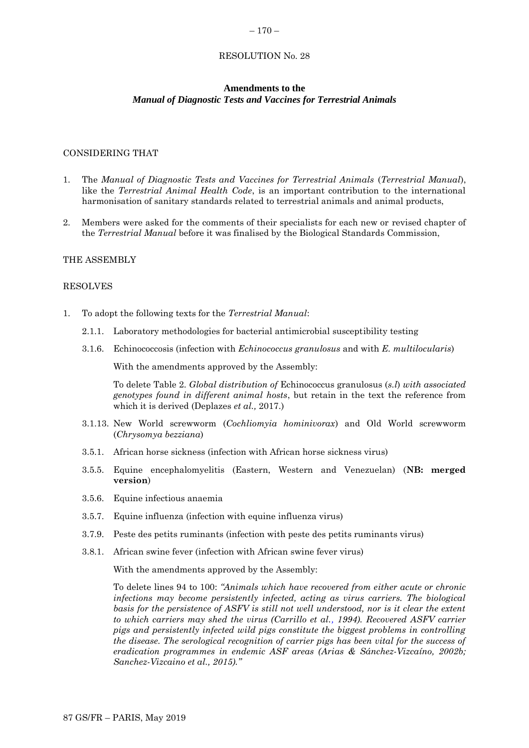RESOLUTION No. 28

**Amendments to the**
***Manual of Diagnostic Tests and Vaccines for Terrestrial Animals***

CONSIDERING THAT

1. The *Manual of Diagnostic Tests and Vaccines for Terrestrial Animals* (*Terrestrial Manual*), like the *Terrestrial Animal Health Code*, is an important contribution to the international harmonisation of sanitary standards related to terrestrial animals and animal products,

2. Members were asked for the comments of their specialists for each new or revised chapter of the *Terrestrial Manual* before it was finalised by the Biological Standards Commission,

THE ASSEMBLY

RESOLVES

1. To adopt the following texts for the *Terrestrial Manual*:

   2.1.1. Laboratory methodologies for bacterial antimicrobial susceptibility testing

   3.1.6. Echinococcosis (infection with *Echinococcus granulosus* and with *E. multilocularis*)

   With the amendments approved by the Assembly:

   To delete Table 2. *Global distribution of* Echinococcus granulosus (*s.l*) *with associated genotypes found in different animal hosts*, but retain in the text the reference from which it is derived (Deplazes *et al.,* 2017.)

   3.1.13. New World screwworm (*Cochliomyia hominivorax*) and Old World screwworm (*Chrysomya bezziana*)

   3.5.1. African horse sickness (infection with African horse sickness virus)

   3.5.5. Equine encephalomyelitis (Eastern, Western and Venezuelan) (**NB: merged version**)

   3.5.6. Equine infectious anaemia

   3.5.7. Equine influenza (infection with equine influenza virus)

   3.7.9. Peste des petits ruminants (infection with peste des petits ruminants virus)

   3.8.1. African swine fever (infection with African swine fever virus)

   With the amendments approved by the Assembly:

   To delete lines 94 to 100: *"Animals which have recovered from either acute or chronic infections may become persistently infected, acting as virus carriers. The biological basis for the persistence of ASFV is still not well understood, nor is it clear the extent to which carriers may shed the virus (Carrillo et al., 1994). Recovered ASFV carrier pigs and persistently infected wild pigs constitute the biggest problems in controlling the disease. The serological recognition of carrier pigs has been vital for the success of eradication programmes in endemic ASF areas (Arias & Sánchez-Vizcaíno, 2002b; Sanchez-Vizcaino et al., 2015)."*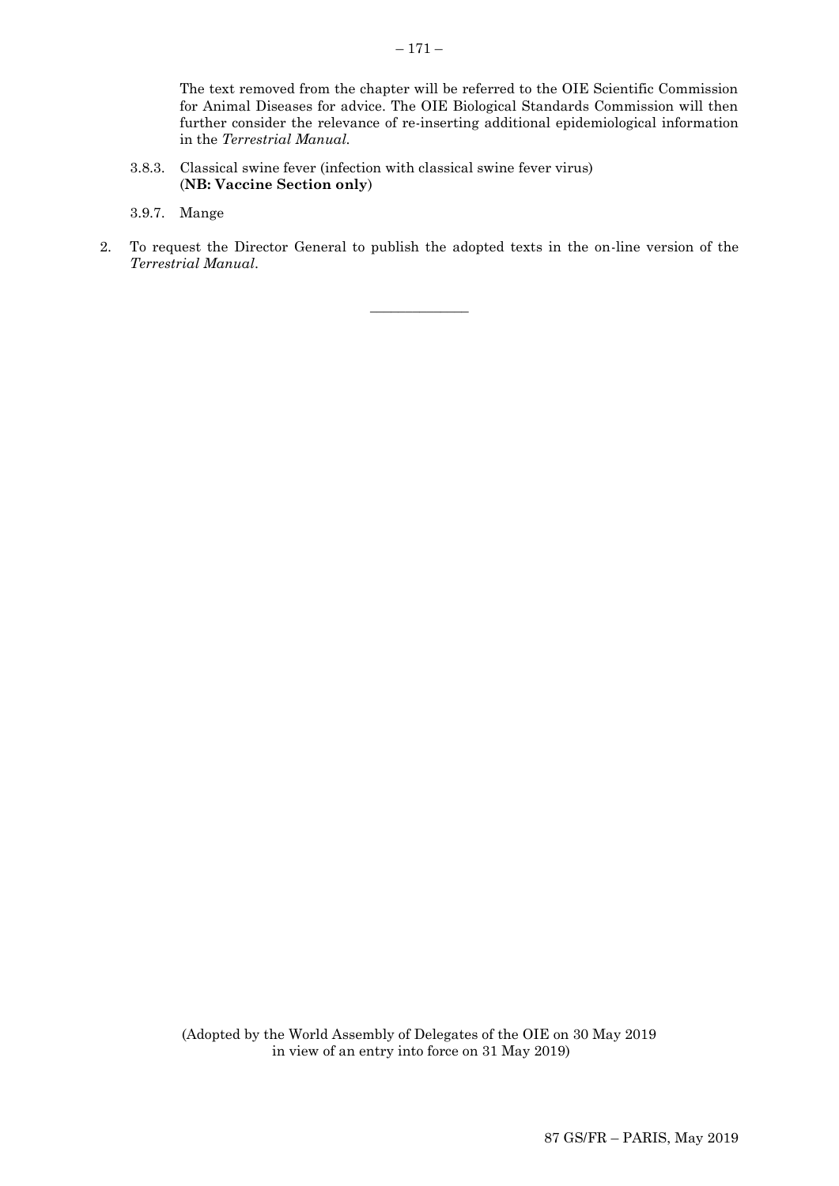The text removed from the chapter will be referred to the OIE Scientific Commission for Animal Diseases for advice. The OIE Biological Standards Commission will then further consider the relevance of re-inserting additional epidemiological information in the *Terrestrial Manual.*

3.8.3. Classical swine fever (infection with classical swine fever virus) (**NB: Vaccine Section only**)

3.9.7. Mange

2. To request the Director General to publish the adopted texts in the on-line version of the *Terrestrial Manual*.

---

(Adopted by the World Assembly of Delegates of the OIE on 30 May 2019 in view of an entry into force on 31 May 2019)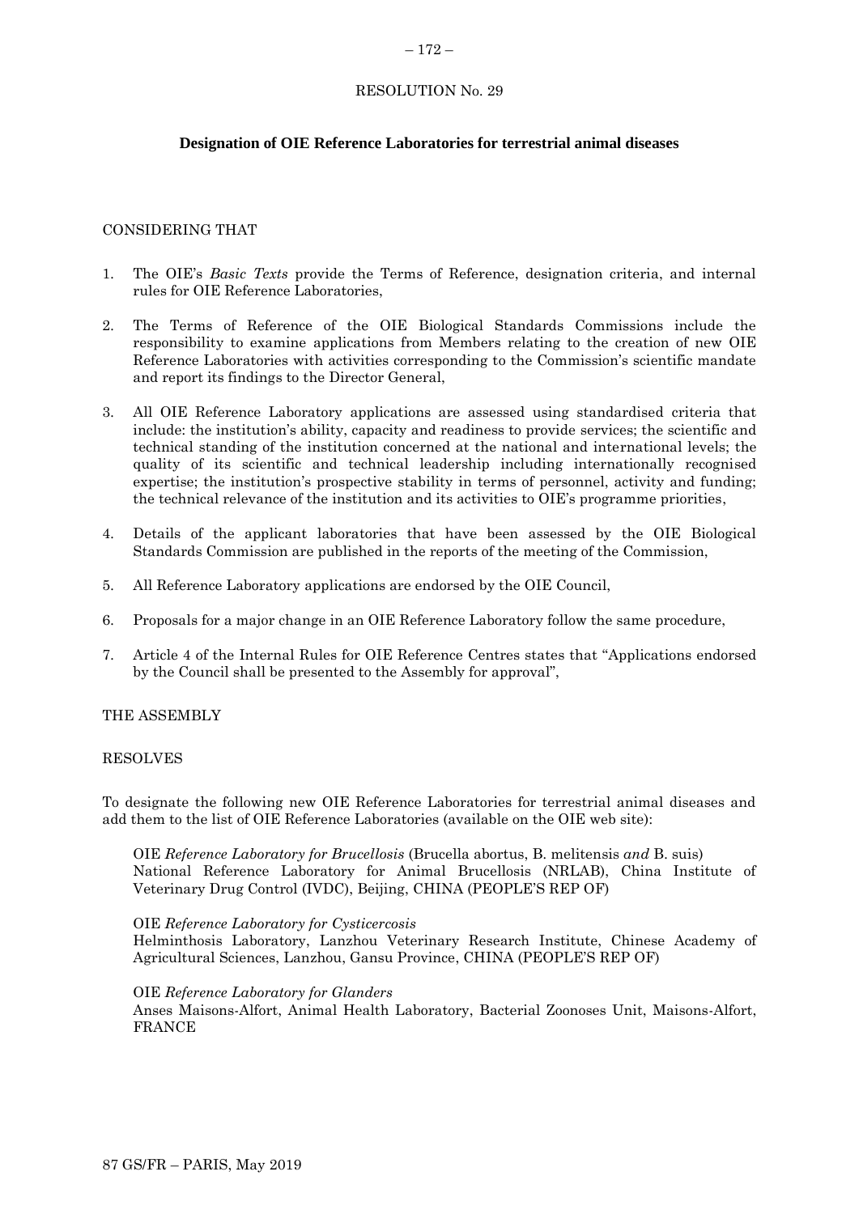RESOLUTION No. 29

**Designation of OIE Reference Laboratories for terrestrial animal diseases**

CONSIDERING THAT

1. The OIE's *Basic Texts* provide the Terms of Reference, designation criteria, and internal rules for OIE Reference Laboratories,

2. The Terms of Reference of the OIE Biological Standards Commissions include the responsibility to examine applications from Members relating to the creation of new OIE Reference Laboratories with activities corresponding to the Commission's scientific mandate and report its findings to the Director General,

3. All OIE Reference Laboratory applications are assessed using standardised criteria that include: the institution's ability, capacity and readiness to provide services; the scientific and technical standing of the institution concerned at the national and international levels; the quality of its scientific and technical leadership including internationally recognised expertise; the institution's prospective stability in terms of personnel, activity and funding; the technical relevance of the institution and its activities to OIE's programme priorities,

4. Details of the applicant laboratories that have been assessed by the OIE Biological Standards Commission are published in the reports of the meeting of the Commission,

5. All Reference Laboratory applications are endorsed by the OIE Council,

6. Proposals for a major change in an OIE Reference Laboratory follow the same procedure,

7. Article 4 of the Internal Rules for OIE Reference Centres states that "Applications endorsed by the Council shall be presented to the Assembly for approval",

THE ASSEMBLY

RESOLVES

To designate the following new OIE Reference Laboratories for terrestrial animal diseases and add them to the list of OIE Reference Laboratories (available on the OIE web site):

OIE *Reference Laboratory for Brucellosis* (Brucella abortus, B. melitensis *and* B. suis)
National Reference Laboratory for Animal Brucellosis (NRLAB), China Institute of Veterinary Drug Control (IVDC), Beijing, CHINA (PEOPLE'S REP OF)

OIE *Reference Laboratory for Cysticercosis*
Helminthosis Laboratory, Lanzhou Veterinary Research Institute, Chinese Academy of Agricultural Sciences, Lanzhou, Gansu Province, CHINA (PEOPLE'S REP OF)

OIE *Reference Laboratory for Glanders*
Anses Maisons-Alfort, Animal Health Laboratory, Bacterial Zoonoses Unit, Maisons-Alfort, FRANCE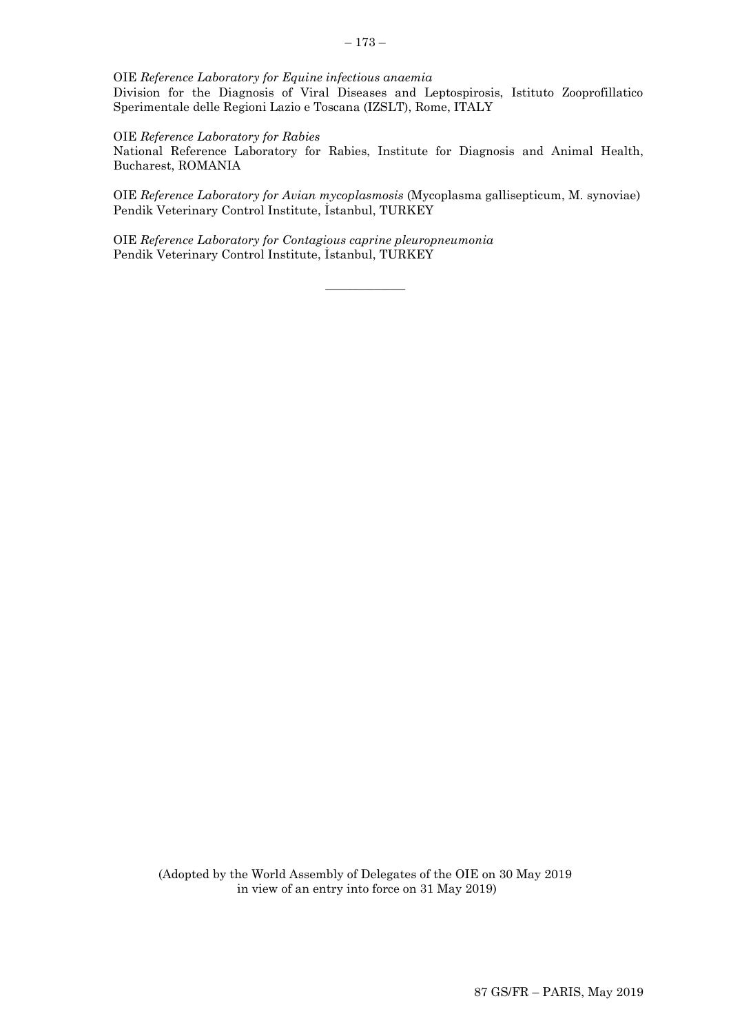OIE *Reference Laboratory for Equine infectious anaemia*
Division for the Diagnosis of Viral Diseases and Leptospirosis, Istituto Zooprofillatico Sperimentale delle Regioni Lazio e Toscana (IZSLT), Rome, ITALY

OIE *Reference Laboratory for Rabies*
National Reference Laboratory for Rabies, Institute for Diagnosis and Animal Health, Bucharest, ROMANIA

OIE *Reference Laboratory for Avian mycoplasmosis* (Mycoplasma gallisepticum, M. synoviae)
Pendik Veterinary Control Institute, İstanbul, TURKEY

OIE *Reference Laboratory for Contagious caprine pleuropneumonia*
Pendik Veterinary Control Institute, İstanbul, TURKEY

---

(Adopted by the World Assembly of Delegates of the OIE on 30 May 2019
in view of an entry into force on 31 May 2019)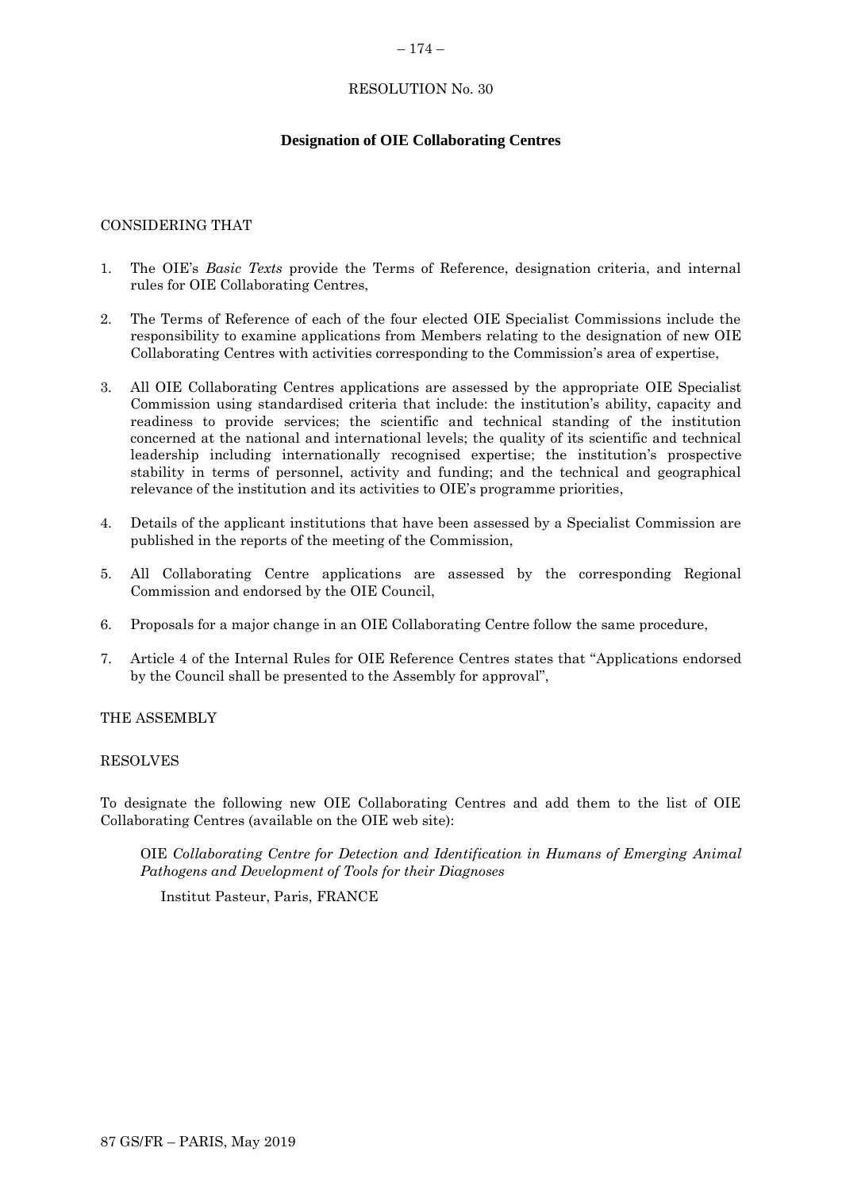# RESOLUTION No. 30

## Designation of OIE Collaborating Centres

CONSIDERING THAT

1. The OIE's *Basic Texts* provide the Terms of Reference, designation criteria, and internal rules for OIE Collaborating Centres,

2. The Terms of Reference of each of the four elected OIE Specialist Commissions include the responsibility to examine applications from Members relating to the designation of new OIE Collaborating Centres with activities corresponding to the Commission's area of expertise,

3. All OIE Collaborating Centres applications are assessed by the appropriate OIE Specialist Commission using standardised criteria that include: the institution's ability, capacity and readiness to provide services; the scientific and technical standing of the institution concerned at the national and international levels; the quality of its scientific and technical leadership including internationally recognised expertise; the institution's prospective stability in terms of personnel, activity and funding; and the technical and geographical relevance of the institution and its activities to OIE's programme priorities,

4. Details of the applicant institutions that have been assessed by a Specialist Commission are published in the reports of the meeting of the Commission,

5. All Collaborating Centre applications are assessed by the corresponding Regional Commission and endorsed by the OIE Council,

6. Proposals for a major change in an OIE Collaborating Centre follow the same procedure,

7. Article 4 of the Internal Rules for OIE Reference Centres states that "Applications endorsed by the Council shall be presented to the Assembly for approval",

THE ASSEMBLY

RESOLVES

To designate the following new OIE Collaborating Centres and add them to the list of OIE Collaborating Centres (available on the OIE web site):

OIE *Collaborating Centre for Detection and Identification in Humans of Emerging Animal Pathogens and Development of Tools for their Diagnoses*

Institut Pasteur, Paris, FRANCE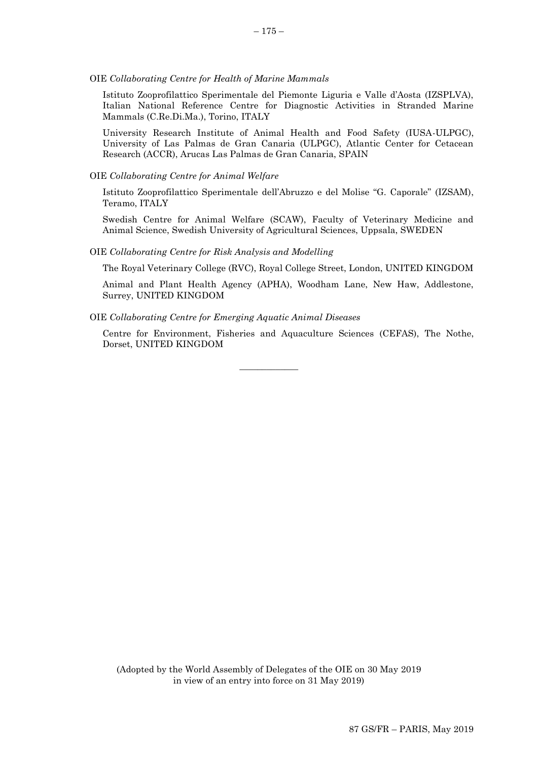OIE *Collaborating Centre for Health of Marine Mammals*

Istituto Zooprofilattico Sperimentale del Piemonte Liguria e Valle d'Aosta (IZSPLVA), Italian National Reference Centre for Diagnostic Activities in Stranded Marine Mammals (C.Re.Di.Ma.), Torino, ITALY

University Research Institute of Animal Health and Food Safety (IUSA-ULPGC), University of Las Palmas de Gran Canaria (ULPGC), Atlantic Center for Cetacean Research (ACCR), Arucas Las Palmas de Gran Canaria, SPAIN

OIE *Collaborating Centre for Animal Welfare*

Istituto Zooprofilattico Sperimentale dell'Abruzzo e del Molise "G. Caporale" (IZSAM), Teramo, ITALY

Swedish Centre for Animal Welfare (SCAW), Faculty of Veterinary Medicine and Animal Science, Swedish University of Agricultural Sciences, Uppsala, SWEDEN

OIE *Collaborating Centre for Risk Analysis and Modelling*

The Royal Veterinary College (RVC), Royal College Street, London, UNITED KINGDOM

Animal and Plant Health Agency (APHA), Woodham Lane, New Haw, Addlestone, Surrey, UNITED KINGDOM

OIE *Collaborating Centre for Emerging Aquatic Animal Diseases*

Centre for Environment, Fisheries and Aquaculture Sciences (CEFAS), The Nothe, Dorset, UNITED KINGDOM

---

(Adopted by the World Assembly of Delegates of the OIE on 30 May 2019 in view of an entry into force on 31 May 2019)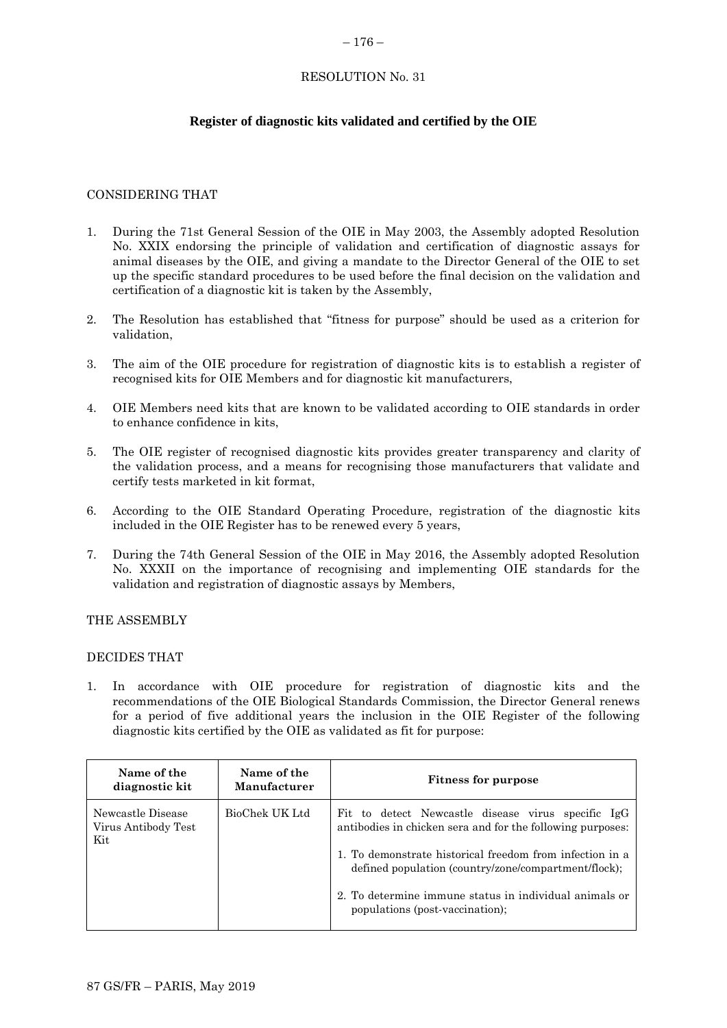RESOLUTION No. 31

**Register of diagnostic kits validated and certified by the OIE**

CONSIDERING THAT

1. During the 71st General Session of the OIE in May 2003, the Assembly adopted Resolution No. XXIX endorsing the principle of validation and certification of diagnostic assays for animal diseases by the OIE, and giving a mandate to the Director General of the OIE to set up the specific standard procedures to be used before the final decision on the validation and certification of a diagnostic kit is taken by the Assembly,

2. The Resolution has established that "fitness for purpose" should be used as a criterion for validation,

3. The aim of the OIE procedure for registration of diagnostic kits is to establish a register of recognised kits for OIE Members and for diagnostic kit manufacturers,

4. OIE Members need kits that are known to be validated according to OIE standards in order to enhance confidence in kits,

5. The OIE register of recognised diagnostic kits provides greater transparency and clarity of the validation process, and a means for recognising those manufacturers that validate and certify tests marketed in kit format,

6. According to the OIE Standard Operating Procedure, registration of the diagnostic kits included in the OIE Register has to be renewed every 5 years,

7. During the 74th General Session of the OIE in May 2016, the Assembly adopted Resolution No. XXXII on the importance of recognising and implementing OIE standards for the validation and registration of diagnostic assays by Members,

THE ASSEMBLY

DECIDES THAT

1. In accordance with OIE procedure for registration of diagnostic kits and the recommendations of the OIE Biological Standards Commission, the Director General renews for a period of five additional years the inclusion in the OIE Register of the following diagnostic kits certified by the OIE as validated as fit for purpose:

| Name of the diagnostic kit | Name of the Manufacturer | Fitness for purpose |
|---|---|---|
| Newcastle Disease Virus Antibody Test Kit | BioChek UK Ltd | Fit to detect Newcastle disease virus specific IgG antibodies in chicken sera and for the following purposes:<br><br>1. To demonstrate historical freedom from infection in a defined population (country/zone/compartment/flock);<br><br>2. To determine immune status in individual animals or populations (post-vaccination); |

87 GS/FR – PARIS, May 2019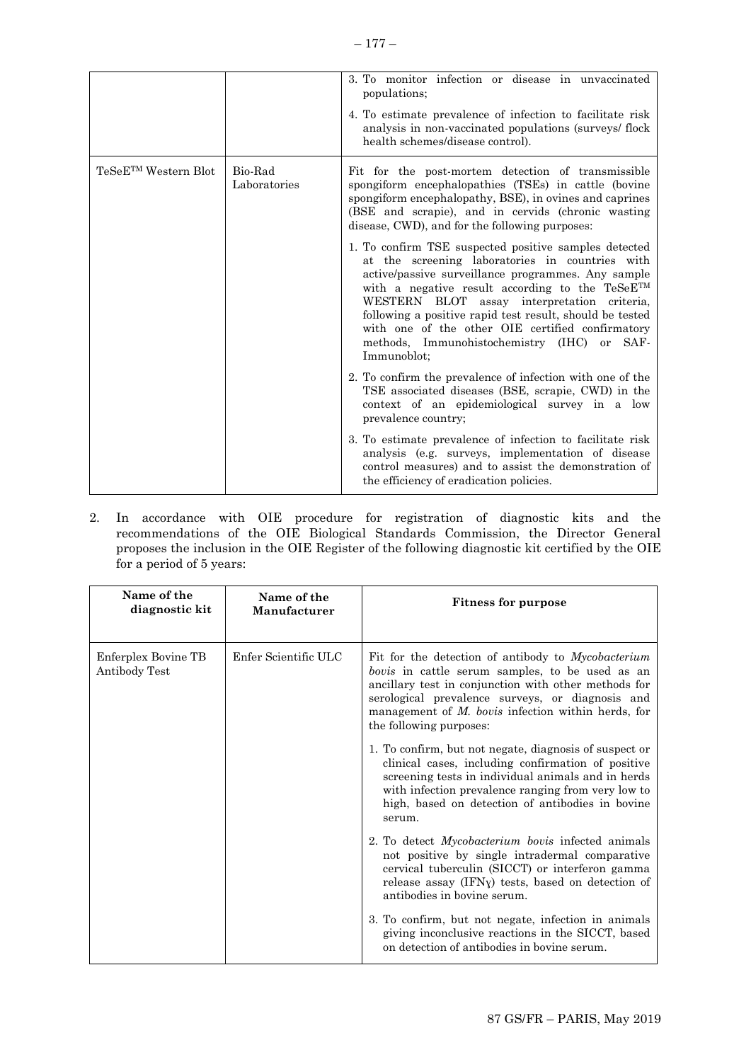| | | 3. To monitor infection or disease in unvaccinated populations;<br><br>4. To estimate prevalence of infection to facilitate risk analysis in non-vaccinated populations (surveys/ flock health schemes/disease control). |
|---|---|---|
| TeSeE™ Western Blot | Bio-Rad Laboratories | Fit for the post-mortem detection of transmissible spongiform encephalopathies (TSEs) in cattle (bovine spongiform encephalopathy, BSE), in ovines and caprines (BSE and scrapie), and in cervids (chronic wasting disease, CWD), and for the following purposes:<br><br>1. To confirm TSE suspected positive samples detected at the screening laboratories in countries with active/passive surveillance programmes. Any sample with a negative result according to the TeSeE™ WESTERN BLOT assay interpretation criteria, following a positive rapid test result, should be tested with one of the other OIE certified confirmatory methods, Immunohistochemistry (IHC) or SAF-Immunoblot;<br><br>2. To confirm the prevalence of infection with one of the TSE associated diseases (BSE, scrapie, CWD) in the context of an epidemiological survey in a low prevalence country;<br><br>3. To estimate prevalence of infection to facilitate risk analysis (e.g. surveys, implementation of disease control measures) and to assist the demonstration of the efficiency of eradication policies. |

2. In accordance with OIE procedure for registration of diagnostic kits and the recommendations of the OIE Biological Standards Commission, the Director General proposes the inclusion in the OIE Register of the following diagnostic kit certified by the OIE for a period of 5 years:

| Name of the diagnostic kit | Name of the Manufacturer | Fitness for purpose |
|---|---|---|
| Enferplex Bovine TB Antibody Test | Enfer Scientific ULC | Fit for the detection of antibody to *Mycobacterium bovis* in cattle serum samples, to be used as an ancillary test in conjunction with other methods for serological prevalence surveys, or diagnosis and management of *M. bovis* infection within herds, for the following purposes:<br><br>1. To confirm, but not negate, diagnosis of suspect or clinical cases, including confirmation of positive screening tests in individual animals and in herds with infection prevalence ranging from very low to high, based on detection of antibodies in bovine serum.<br><br>2. To detect *Mycobacterium bovis* infected animals not positive by single intradermal comparative cervical tuberculin (SICCT) or interferon gamma release assay (IFNγ) tests, based on detection of antibodies in bovine serum.<br><br>3. To confirm, but not negate, infection in animals giving inconclusive reactions in the SICCT, based on detection of antibodies in bovine serum. |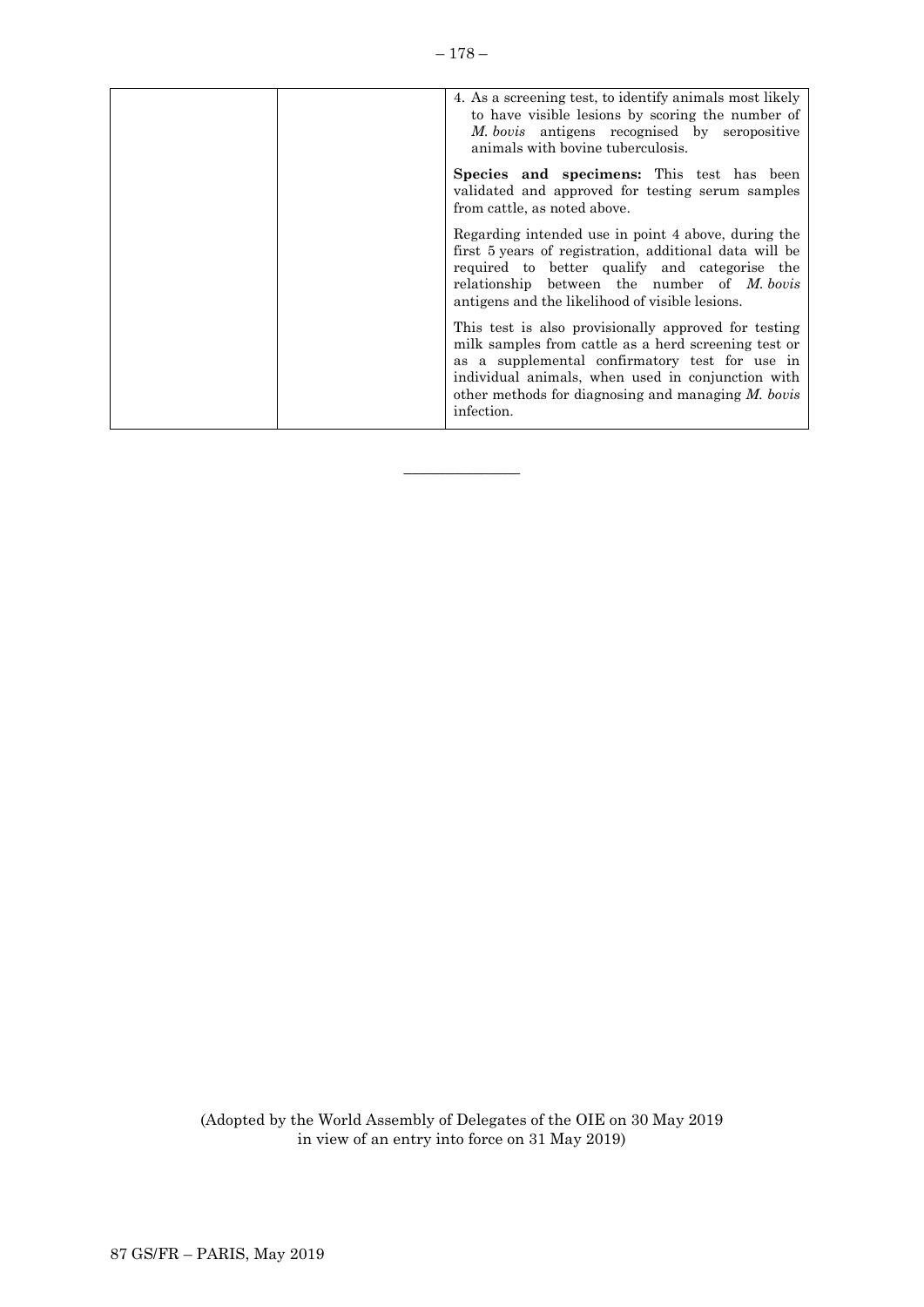| | | |
|---|---|---|
| | | 4. As a screening test, to identify animals most likely to have visible lesions by scoring the number of *M. bovis* antigens recognised by seropositive animals with bovine tuberculosis.<br><br>**Species and specimens:** This test has been validated and approved for testing serum samples from cattle, as noted above.<br><br>Regarding intended use in point 4 above, during the first 5 years of registration, additional data will be required to better qualify and categorise the relationship between the number of *M. bovis* antigens and the likelihood of visible lesions.<br><br>This test is also provisionally approved for testing milk samples from cattle as a herd screening test or as a supplemental confirmatory test for use in individual animals, when used in conjunction with other methods for diagnosing and managing *M. bovis* infection. |

---

(Adopted by the World Assembly of Delegates of the OIE on 30 May 2019 in view of an entry into force on 31 May 2019)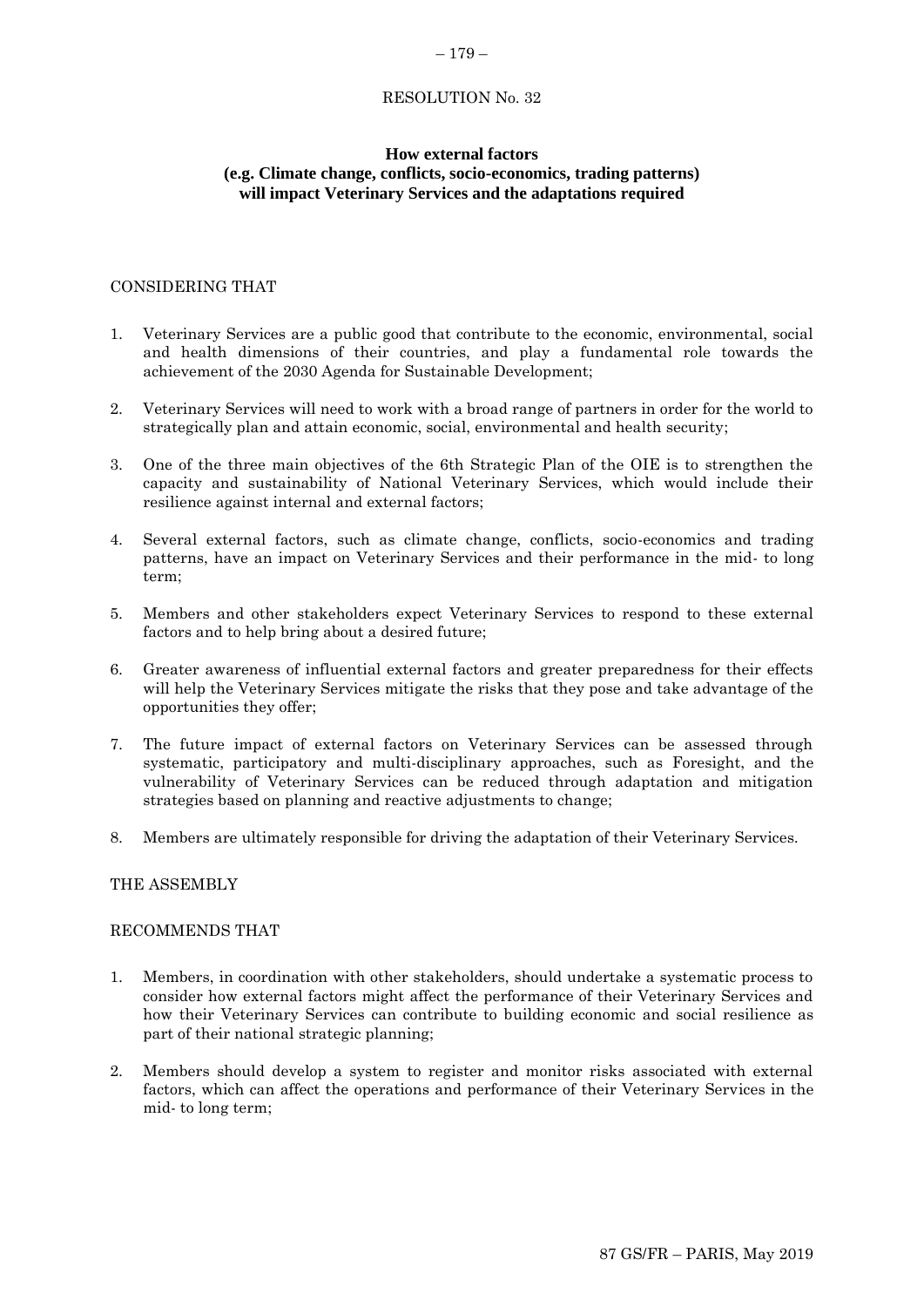## RESOLUTION No. 32

### How external factors (e.g. Climate change, conflicts, socio-economics, trading patterns) will impact Veterinary Services and the adaptations required

CONSIDERING THAT

1. Veterinary Services are a public good that contribute to the economic, environmental, social and health dimensions of their countries, and play a fundamental role towards the achievement of the 2030 Agenda for Sustainable Development;

2. Veterinary Services will need to work with a broad range of partners in order for the world to strategically plan and attain economic, social, environmental and health security;

3. One of the three main objectives of the 6th Strategic Plan of the OIE is to strengthen the capacity and sustainability of National Veterinary Services, which would include their resilience against internal and external factors;

4. Several external factors, such as climate change, conflicts, socio-economics and trading patterns, have an impact on Veterinary Services and their performance in the mid- to long term;

5. Members and other stakeholders expect Veterinary Services to respond to these external factors and to help bring about a desired future;

6. Greater awareness of influential external factors and greater preparedness for their effects will help the Veterinary Services mitigate the risks that they pose and take advantage of the opportunities they offer;

7. The future impact of external factors on Veterinary Services can be assessed through systematic, participatory and multi-disciplinary approaches, such as Foresight, and the vulnerability of Veterinary Services can be reduced through adaptation and mitigation strategies based on planning and reactive adjustments to change;

8. Members are ultimately responsible for driving the adaptation of their Veterinary Services.

THE ASSEMBLY

RECOMMENDS THAT

1. Members, in coordination with other stakeholders, should undertake a systematic process to consider how external factors might affect the performance of their Veterinary Services and how their Veterinary Services can contribute to building economic and social resilience as part of their national strategic planning;

2. Members should develop a system to register and monitor risks associated with external factors, which can affect the operations and performance of their Veterinary Services in the mid- to long term;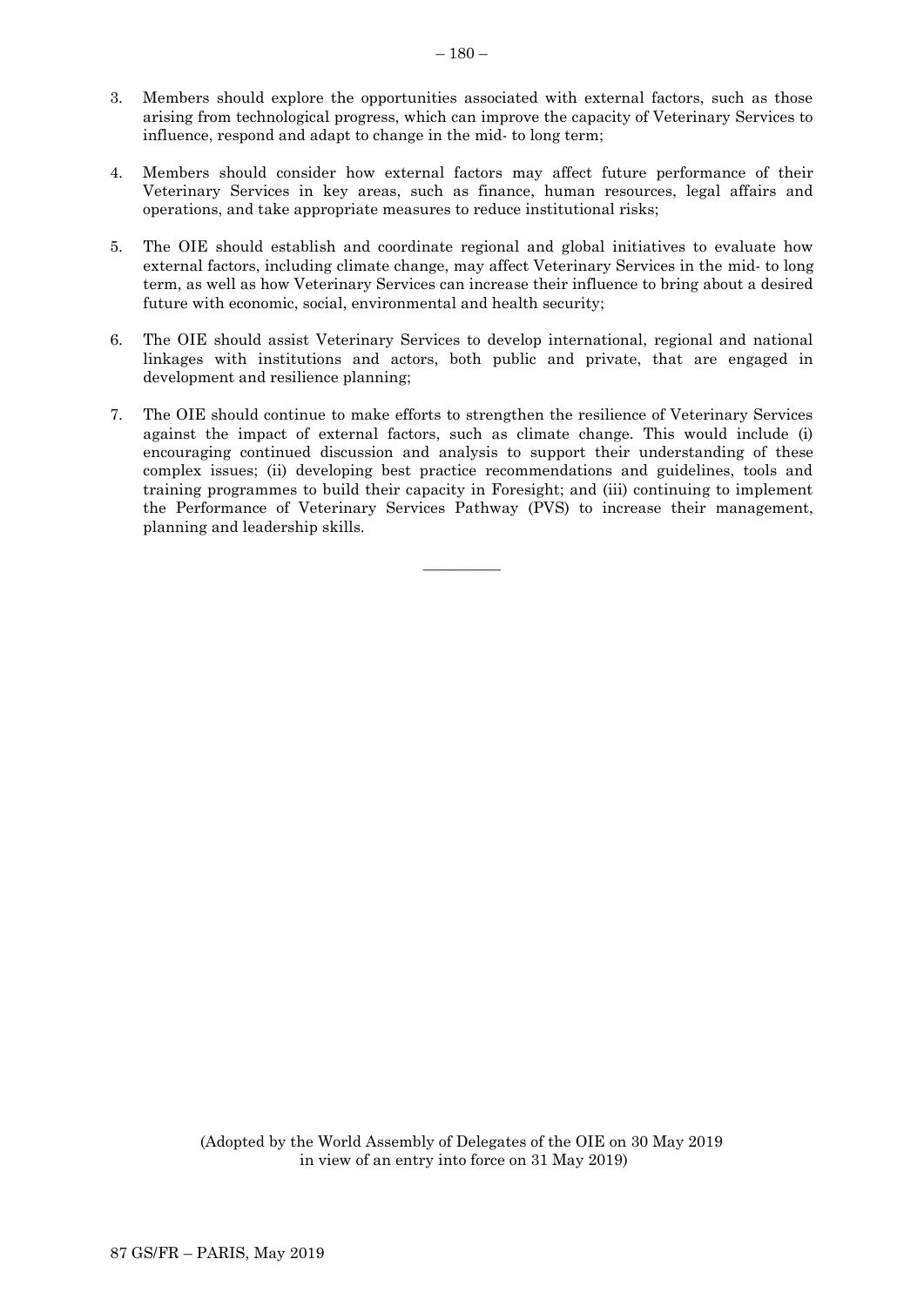3. Members should explore the opportunities associated with external factors, such as those arising from technological progress, which can improve the capacity of Veterinary Services to influence, respond and adapt to change in the mid- to long term;

4. Members should consider how external factors may affect future performance of their Veterinary Services in key areas, such as finance, human resources, legal affairs and operations, and take appropriate measures to reduce institutional risks;

5. The OIE should establish and coordinate regional and global initiatives to evaluate how external factors, including climate change, may affect Veterinary Services in the mid- to long term, as well as how Veterinary Services can increase their influence to bring about a desired future with economic, social, environmental and health security;

6. The OIE should assist Veterinary Services to develop international, regional and national linkages with institutions and actors, both public and private, that are engaged in development and resilience planning;

7. The OIE should continue to make efforts to strengthen the resilience of Veterinary Services against the impact of external factors, such as climate change. This would include (i) encouraging continued discussion and analysis to support their understanding of these complex issues; (ii) developing best practice recommendations and guidelines, tools and training programmes to build their capacity in Foresight; and (iii) continuing to implement the Performance of Veterinary Services Pathway (PVS) to increase their management, planning and leadership skills.

---

(Adopted by the World Assembly of Delegates of the OIE on 30 May 2019 in view of an entry into force on 31 May 2019)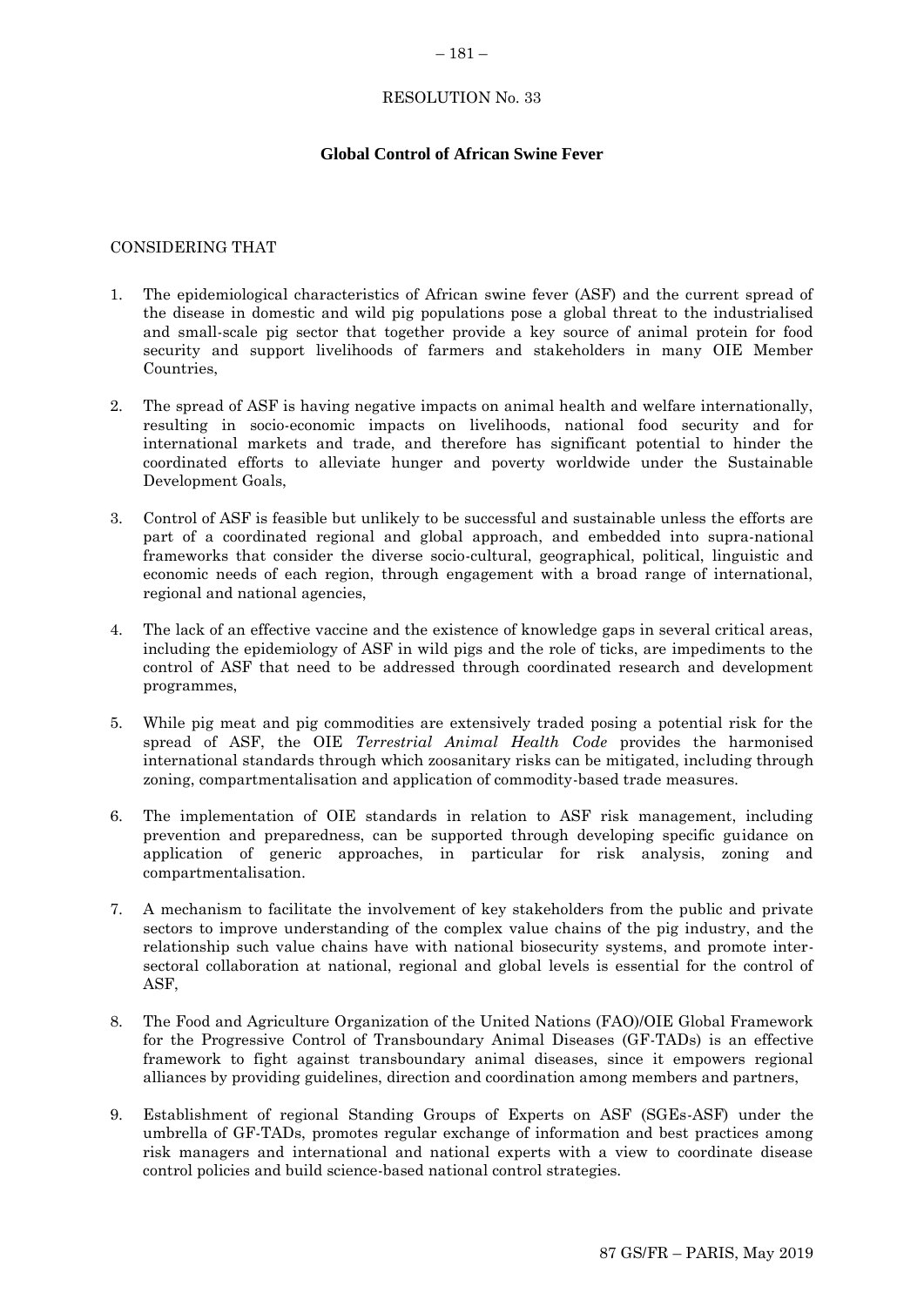RESOLUTION No. 33

## Global Control of African Swine Fever

CONSIDERING THAT

1. The epidemiological characteristics of African swine fever (ASF) and the current spread of the disease in domestic and wild pig populations pose a global threat to the industrialised and small-scale pig sector that together provide a key source of animal protein for food security and support livelihoods of farmers and stakeholders in many OIE Member Countries,

2. The spread of ASF is having negative impacts on animal health and welfare internationally, resulting in socio-economic impacts on livelihoods, national food security and for international markets and trade, and therefore has significant potential to hinder the coordinated efforts to alleviate hunger and poverty worldwide under the Sustainable Development Goals,

3. Control of ASF is feasible but unlikely to be successful and sustainable unless the efforts are part of a coordinated regional and global approach, and embedded into supra-national frameworks that consider the diverse socio-cultural, geographical, political, linguistic and economic needs of each region, through engagement with a broad range of international, regional and national agencies,

4. The lack of an effective vaccine and the existence of knowledge gaps in several critical areas, including the epidemiology of ASF in wild pigs and the role of ticks, are impediments to the control of ASF that need to be addressed through coordinated research and development programmes,

5. While pig meat and pig commodities are extensively traded posing a potential risk for the spread of ASF, the OIE *Terrestrial Animal Health Code* provides the harmonised international standards through which zoosanitary risks can be mitigated, including through zoning, compartmentalisation and application of commodity-based trade measures.

6. The implementation of OIE standards in relation to ASF risk management, including prevention and preparedness, can be supported through developing specific guidance on application of generic approaches, in particular for risk analysis, zoning and compartmentalisation.

7. A mechanism to facilitate the involvement of key stakeholders from the public and private sectors to improve understanding of the complex value chains of the pig industry, and the relationship such value chains have with national biosecurity systems, and promote inter-sectoral collaboration at national, regional and global levels is essential for the control of ASF,

8. The Food and Agriculture Organization of the United Nations (FAO)/OIE Global Framework for the Progressive Control of Transboundary Animal Diseases (GF-TADs) is an effective framework to fight against transboundary animal diseases, since it empowers regional alliances by providing guidelines, direction and coordination among members and partners,

9. Establishment of regional Standing Groups of Experts on ASF (SGEs-ASF) under the umbrella of GF-TADs, promotes regular exchange of information and best practices among risk managers and international and national experts with a view to coordinate disease control policies and build science-based national control strategies.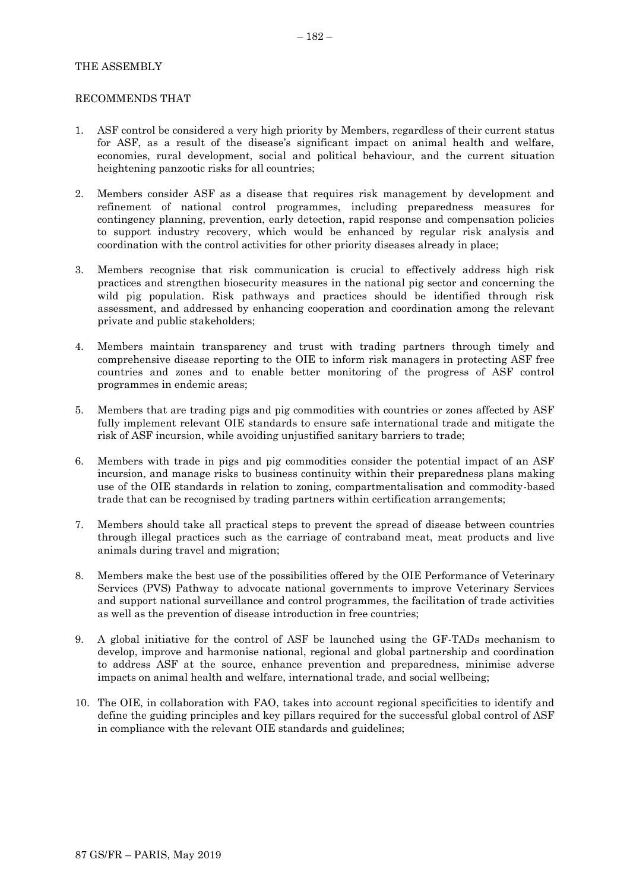THE ASSEMBLY

RECOMMENDS THAT

1. ASF control be considered a very high priority by Members, regardless of their current status for ASF, as a result of the disease's significant impact on animal health and welfare, economies, rural development, social and political behaviour, and the current situation heightening panzootic risks for all countries;

2. Members consider ASF as a disease that requires risk management by development and refinement of national control programmes, including preparedness measures for contingency planning, prevention, early detection, rapid response and compensation policies to support industry recovery, which would be enhanced by regular risk analysis and coordination with the control activities for other priority diseases already in place;

3. Members recognise that risk communication is crucial to effectively address high risk practices and strengthen biosecurity measures in the national pig sector and concerning the wild pig population. Risk pathways and practices should be identified through risk assessment, and addressed by enhancing cooperation and coordination among the relevant private and public stakeholders;

4. Members maintain transparency and trust with trading partners through timely and comprehensive disease reporting to the OIE to inform risk managers in protecting ASF free countries and zones and to enable better monitoring of the progress of ASF control programmes in endemic areas;

5. Members that are trading pigs and pig commodities with countries or zones affected by ASF fully implement relevant OIE standards to ensure safe international trade and mitigate the risk of ASF incursion, while avoiding unjustified sanitary barriers to trade;

6. Members with trade in pigs and pig commodities consider the potential impact of an ASF incursion, and manage risks to business continuity within their preparedness plans making use of the OIE standards in relation to zoning, compartmentalisation and commodity-based trade that can be recognised by trading partners within certification arrangements;

7. Members should take all practical steps to prevent the spread of disease between countries through illegal practices such as the carriage of contraband meat, meat products and live animals during travel and migration;

8. Members make the best use of the possibilities offered by the OIE Performance of Veterinary Services (PVS) Pathway to advocate national governments to improve Veterinary Services and support national surveillance and control programmes, the facilitation of trade activities as well as the prevention of disease introduction in free countries;

9. A global initiative for the control of ASF be launched using the GF-TADs mechanism to develop, improve and harmonise national, regional and global partnership and coordination to address ASF at the source, enhance prevention and preparedness, minimise adverse impacts on animal health and welfare, international trade, and social wellbeing;

10. The OIE, in collaboration with FAO, takes into account regional specificities to identify and define the guiding principles and key pillars required for the successful global control of ASF in compliance with the relevant OIE standards and guidelines;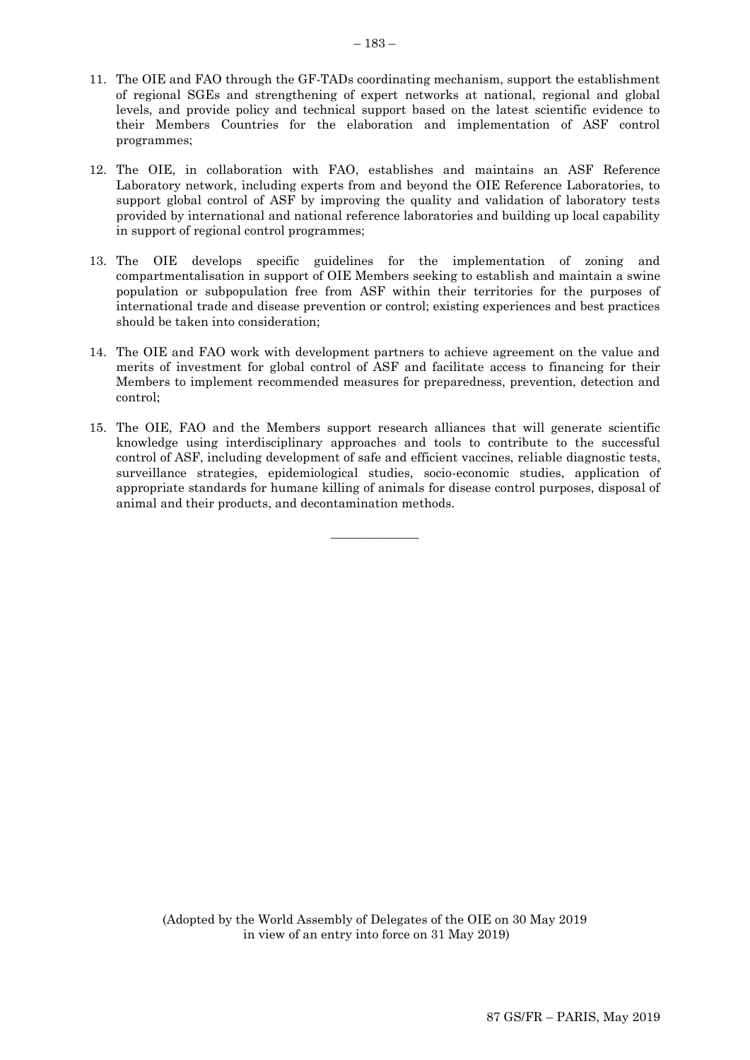11. The OIE and FAO through the GF-TADs coordinating mechanism, support the establishment of regional SGEs and strengthening of expert networks at national, regional and global levels, and provide policy and technical support based on the latest scientific evidence to their Members Countries for the elaboration and implementation of ASF control programmes;

12. The OIE, in collaboration with FAO, establishes and maintains an ASF Reference Laboratory network, including experts from and beyond the OIE Reference Laboratories, to support global control of ASF by improving the quality and validation of laboratory tests provided by international and national reference laboratories and building up local capability in support of regional control programmes;

13. The OIE develops specific guidelines for the implementation of zoning and compartmentalisation in support of OIE Members seeking to establish and maintain a swine population or subpopulation free from ASF within their territories for the purposes of international trade and disease prevention or control; existing experiences and best practices should be taken into consideration;

14. The OIE and FAO work with development partners to achieve agreement on the value and merits of investment for global control of ASF and facilitate access to financing for their Members to implement recommended measures for preparedness, prevention, detection and control;

15. The OIE, FAO and the Members support research alliances that will generate scientific knowledge using interdisciplinary approaches and tools to contribute to the successful control of ASF, including development of safe and efficient vaccines, reliable diagnostic tests, surveillance strategies, epidemiological studies, socio-economic studies, application of appropriate standards for humane killing of animals for disease control purposes, disposal of animal and their products, and decontamination methods.

---

(Adopted by the World Assembly of Delegates of the OIE on 30 May 2019 in view of an entry into force on 31 May 2019)